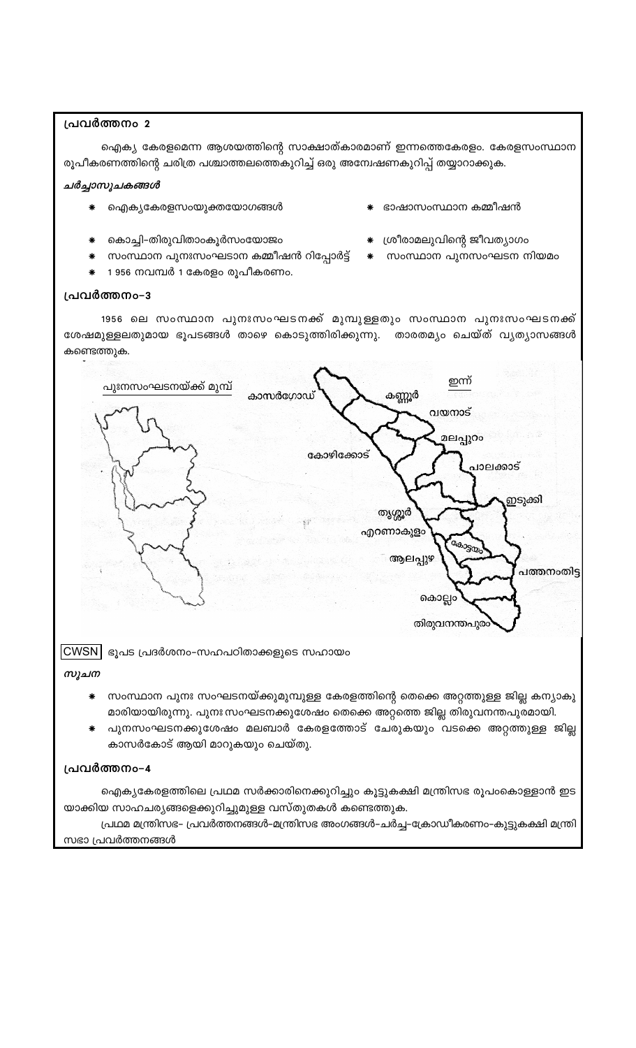### പ്രവർത്തനം 2

ഐക്യ കേരളമെന്ന ആശയത്തിന്റെ സാക്ഷാത്കാരമാണ് ഇന്നത്തെകേരളം. കേരളസംസ്ഥാന രൂപീകരണത്തിന്റെ ചരിത്ര പശ്ചാത്തലത്തെകുറിച്ച് ഒരു അന്വേഷണകുറിപ്പ് തയ്യാറാക്കുക.

***ചർച്ചാസൂചകങ്ങൾ***

- ഐക്യകേരളസംയുക്തയോഗങ്ങൾ
- ഭാഷാസംസ്ഥാന കമ്മീഷൻ
- കൊച്ചി-തിരുവിതാംകൂർസംയോജനം
- ശ്രീരാമലുവിന്റെ ജീവത്യാഗം
- സംസ്ഥാന പുനഃസംഘടാന കമ്മീഷൻ റിപ്പോർട്ട്
- സംസ്ഥാന പുനസംഘടന നിയമം
- 1 956 നവമ്പർ 1 കേരളം രൂപീകരണം.

### പ്രവർത്തനം-3

1956 ലെ സംസ്ഥാന പുനഃസംഘടനക്ക് മുമ്പുള്ളതും സംസ്ഥാന പുനഃസംഘടനക്ക് ശേഷമുള്ളലതുമായ ഭൂപടങ്ങൾ താഴെ കൊടുത്തിരിക്കുന്നു. താരതമ്യം ചെയ്ത് വ്യത്യാസങ്ങൾ കണ്ടെത്തുക.

പുഃനസംഘടനയ്ക്ക് മുമ്പ്

ഇന്ന്

കാസർഗോഡ്, കണ്ണൂർ, വയനാട്, മലപ്പുറം, കോഴിക്കോട്, പാലക്കാട്, ഇടുക്കി, തൃശ്ശൂർ, എറണാകുളം, കോട്ടയം, ആലപ്പുഴ, പത്തനംതിട്ട, കൊല്ലം, തിരുവനന്തപുരം

CWSN ഭൂപട പ്രദർശനം-സഹപഠിതാക്കളുടെ സഹായം

***സൂചന***

- സംസ്ഥാന പുനഃ സംഘടനയ്ക്കുമുമ്പുള്ള കേരളത്തിന്റെ തെക്കെ അറ്റത്തുള്ള ജില്ല കന്യാകുമാരിയായിരുന്നു. പുനഃ സംഘടനക്കുശേഷം തെക്കെ അറ്റത്തെ ജില്ല തിരുവനന്തപുരമായി.
- പുനസംഘടനക്കുശേഷം മലബാർ കേരളത്തോട് ചേരുകയും വടക്കെ അറ്റത്തുള്ള ജില്ല കാസർകോട് ആയി മാറുകയും ചെയ്തു.

### പ്രവർത്തനം-4

ഐക്യകേരളത്തിലെ പ്രഥമ സർക്കാരിനെക്കുറിച്ചും കൂട്ടുകക്ഷി മന്ത്രിസഭ രൂപംകൊള്ളാൻ ഇടയാക്കിയ സാഹചര്യങ്ങളെക്കുറിച്ചുമുള്ള വസ്തുതകൾ കണ്ടെത്തുക.

പ്രഥമ മന്ത്രിസഭ- പ്രവർത്തനങ്ങൾ-മന്ത്രിസഭ അംഗങ്ങൾ-ചർച്ച-ക്രോഡീകരണം-കൂട്ടുകക്ഷി മന്ത്രിസഭാ പ്രവർത്തനങ്ങൾ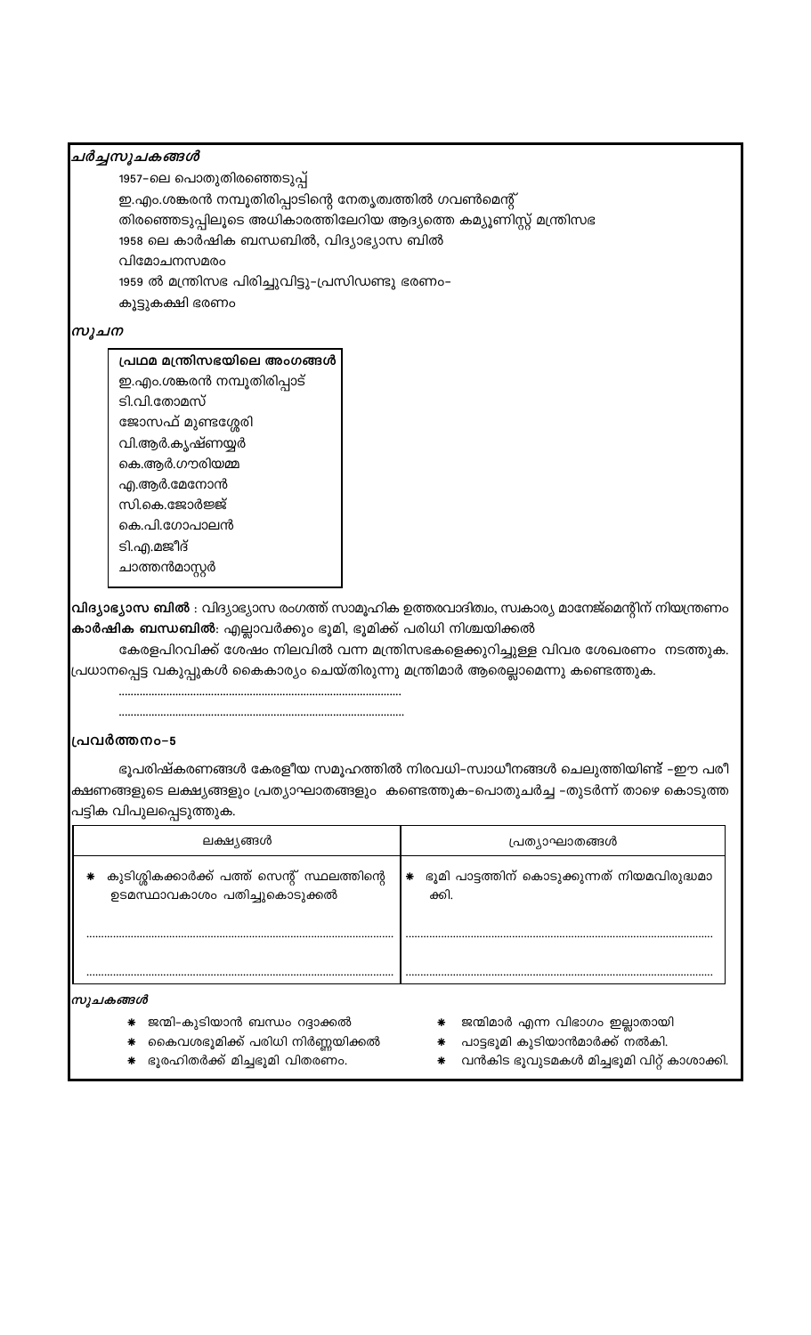***ചർച്ചസൂചകങ്ങൾ***

1957-ലെ പൊതുതിരഞ്ഞെടുപ്പ്

ഇ.എം.ശങ്കരൻ നമ്പൂതിരിപ്പാടിന്റെ നേതൃത്വത്തിൽ ഗവൺമെന്റ്

തിരഞ്ഞെടുപ്പിലൂടെ അധികാരത്തിലേറിയ ആദ്യത്തെ കമ്യൂണിസ്റ്റ് മന്ത്രിസഭ

1958 ലെ കാർഷിക ബന്ധബിൽ, വിദ്യാഭ്യാസ ബിൽ

വിമോചനസമരം

1959 ൽ മന്ത്രിസഭ പിരിച്ചുവിട്ടു-പ്രസിഡണ്ടു ഭരണം-

കൂട്ടുകക്ഷി ഭരണം

***സൂചന***

**പ്രഥമ മന്ത്രിസഭയിലെ അംഗങ്ങൾ**

ഇ.എം.ശങ്കരൻ നമ്പൂതിരിപ്പാട്

ടി.വി.തോമസ്

ജോസഫ് മുണ്ടശ്ശേരി

വി.ആർ.കൃഷ്ണയ്യർ

കെ.ആർ.ഗൗരിയമ്മ

എ.ആർ.മേനോൻ

സി.കെ.ജോർജ്ജ്

കെ.പി.ഗോപാലൻ

ടി.എ.മജീദ്

ചാത്തൻമാസ്റ്റർ

**വിദ്യാഭ്യാസ ബിൽ** : വിദ്യാഭ്യാസ രംഗത്ത് സാമൂഹിക ഉത്തരവാദിത്വം, സ്വകാര്യ മാനേജ്മെന്റിന് നിയന്ത്രണം

**കാർഷിക ബന്ധബിൽ**: എല്ലാവർക്കും ഭൂമി, ഭൂമിക്ക് പരിധി നിശ്ചയിക്കൽ

കേരളപിറവിക്ക് ശേഷം നിലവിൽ വന്ന മന്ത്രിസഭകളെക്കുറിച്ചുള്ള വിവര ശേഖരണം നടത്തുക. പ്രധാനപ്പെട്ട വകുപ്പുകൾ കൈകാര്യം ചെയ്തിരുന്നു മന്ത്രിമാർ ആരെല്ലാമെന്നു കണ്ടെത്തുക.

..............................................................................................

..............................................................................................

## പ്രവർത്തനം-5

ഭൂപരിഷ്കരണങ്ങൾ കേരളീയ സമൂഹത്തിൽ നിരവധി-സ്വാധീനങ്ങൾ ചെലുത്തിയിണ്ട് -ഈ പരീക്ഷണങ്ങളുടെ ലക്ഷ്യങ്ങളും പ്രത്യാഘാതങ്ങളും കണ്ടെത്തുക-പൊതുചർച്ച -തുടർന്ന് താഴെ കൊടുത്ത പട്ടിക വിപുലപ്പെടുത്തുക.

| ലക്ഷ്യങ്ങൾ | പ്രത്യാഘാതങ്ങൾ |
|---|---|
| * കുടിശ്ശികക്കാർക്ക് പത്ത് സെന്റ് സ്ഥലത്തിന്റെ ഉടമസ്ഥാവകാശം പതിച്ചുകൊടുക്കൽ | * ഭൂമി പാട്ടത്തിന് കൊടുക്കുന്നത് നിയമവിരുദ്ധമാക്കി. |
| .............................................................................................. | .............................................................................................. |
| .............................................................................................. | .............................................................................................. |

***സൂചകങ്ങൾ***

- * ജന്മി-കുടിയാൻ ബന്ധം റദ്ദാക്കൽ
- * കൈവശഭൂമിക്ക് പരിധി നിർണ്ണയിക്കൽ
- * ഭൂരഹിതർക്ക് മിച്ചഭൂമി വിതരണം.
- * ജന്മിമാർ എന്ന വിഭാഗം ഇല്ലാതായി
- * പാട്ടഭൂമി കുടിയാൻമാർക്ക് നൽകി.
- * വൻകിട ഭൂവുടമകൾ മിച്ചഭൂമി വിറ്റ് കാശാക്കി.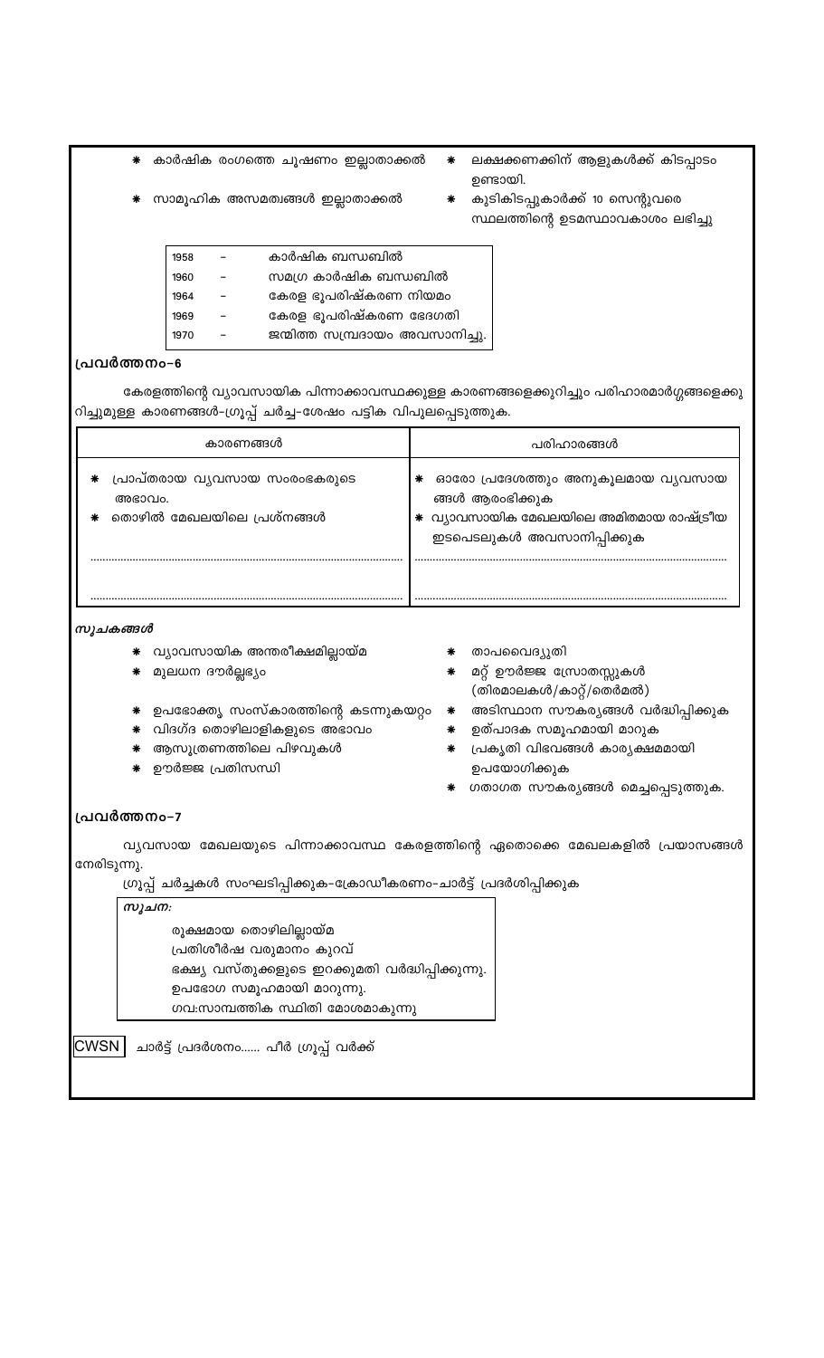* കാർഷിക രംഗത്തെ ചൂഷണം ഇല്ലാതാക്കൽ
* സാമൂഹിക അസമത്വങ്ങൾ ഇല്ലാതാക്കൽ
* ലക്ഷക്കണക്കിന് ആളുകൾക്ക് കിടപ്പാടം ഉണ്ടായി.
* കുടികിടപ്പുകാർക്ക് 10 സെന്റുവരെ സ്ഥലത്തിന്റെ ഉടമസ്ഥാവകാശം ലഭിച്ചു

| | | |
|---|---|---|
| 1958 | – | കാർഷിക ബന്ധബിൽ |
| 1960 | – | സമഗ്ര കാർഷിക ബന്ധബിൽ |
| 1964 | – | കേരള ഭൂപരിഷ്കരണ നിയമം |
| 1969 | – | കേരള ഭൂപരിഷ്കരണ ഭേദഗതി |
| 1970 | – | ജന്മിത്ത സമ്പ്രദായം അവസാനിച്ചു. |

## പ്രവർത്തനം-6

കേരളത്തിന്റെ വ്യാവസായിക പിന്നാക്കാവസ്ഥക്കുള്ള കാരണങ്ങളെക്കുറിച്ചും പരിഹാരമാർഗ്ഗങ്ങളെക്കുറിച്ചുമുള്ള കാരണങ്ങൾ-ഗ്രൂപ്പ് ചർച്ച-ശേഷം പട്ടിക വിപുലപ്പെടുത്തുക.

| കാരണങ്ങൾ | പരിഹാരങ്ങൾ |
|---|---|
| * പ്രാപ്തരായ വ്യവസായ സംരംഭകരുടെ അഭാവം.<br>* തൊഴിൽ മേഖലയിലെ പ്രശ്നങ്ങൾ | * ഓരോ പ്രദേശത്തും അനുകൂലമായ വ്യവസായങ്ങൾ ആരംഭിക്കുക<br>* വ്യാവസായിക മേഖലയിലെ അമിതമായ രാഷ്ട്രീയ ഇടപെടലുകൾ അവസാനിപ്പിക്കുക |
| ................................................ | ................................................ |
| ................................................ | ................................................ |

***സൂചകങ്ങൾ***

* വ്യാവസായിക അന്തരീക്ഷമില്ലായ്മ
* മൂലധന ദൗർല്ലഭ്യം
* ഉപഭോക്തൃ സംസ്കാരത്തിന്റെ കടന്നുകയറ്റം
* വിദഗ്ദ തൊഴിലാളികളുടെ അഭാവം
* ആസൂത്രണത്തിലെ പിഴവുകൾ
* ഊർജ്ജ പ്രതിസന്ധി
* താപവൈദ്യുതി
* മറ്റ് ഊർജ്ജ സ്രോതസ്സുകൾ (തിരമാലകൾ/കാറ്റ്/തെർമൽ)
* അടിസ്ഥാന സൗകര്യങ്ങൾ വർദ്ധിപ്പിക്കുക
* ഉത്പാദക സമൂഹമായി മാറുക
* പ്രകൃതി വിഭവങ്ങൾ കാര്യക്ഷമമായി ഉപയോഗിക്കുക
* ഗതാഗത സൗകര്യങ്ങൾ മെച്ചപ്പെടുത്തുക.

## പ്രവർത്തനം-7

വ്യവസായ മേഖലയുടെ പിന്നാക്കാവസ്ഥ കേരളത്തിന്റെ ഏതൊക്കെ മേഖലകളിൽ പ്രയാസങ്ങൾ നേരിടുന്നു.

ഗ്രൂപ്പ് ചർച്ചകൾ സംഘടിപ്പിക്കുക-ക്രോഡീകരണം-ചാർട്ട് പ്രദർശിപ്പിക്കുക

***സൂചന:***

രൂക്ഷമായ തൊഴിലില്ലായ്മ
പ്രതിശീർഷ വരുമാനം കുറവ്
ഭക്ഷ്യ വസ്തുക്കളുടെ ഇറക്കുമതി വർദ്ധിപ്പിക്കുന്നു.
ഉപഭോഗ സമൂഹമായി മാറുന്നു.
ഗവ:സാമ്പത്തിക സ്ഥിതി മോശമാകുന്നു

**CWSN** ചാർട്ട് പ്രദർശനം...... പീർ ഗ്രൂപ്പ് വർക്ക്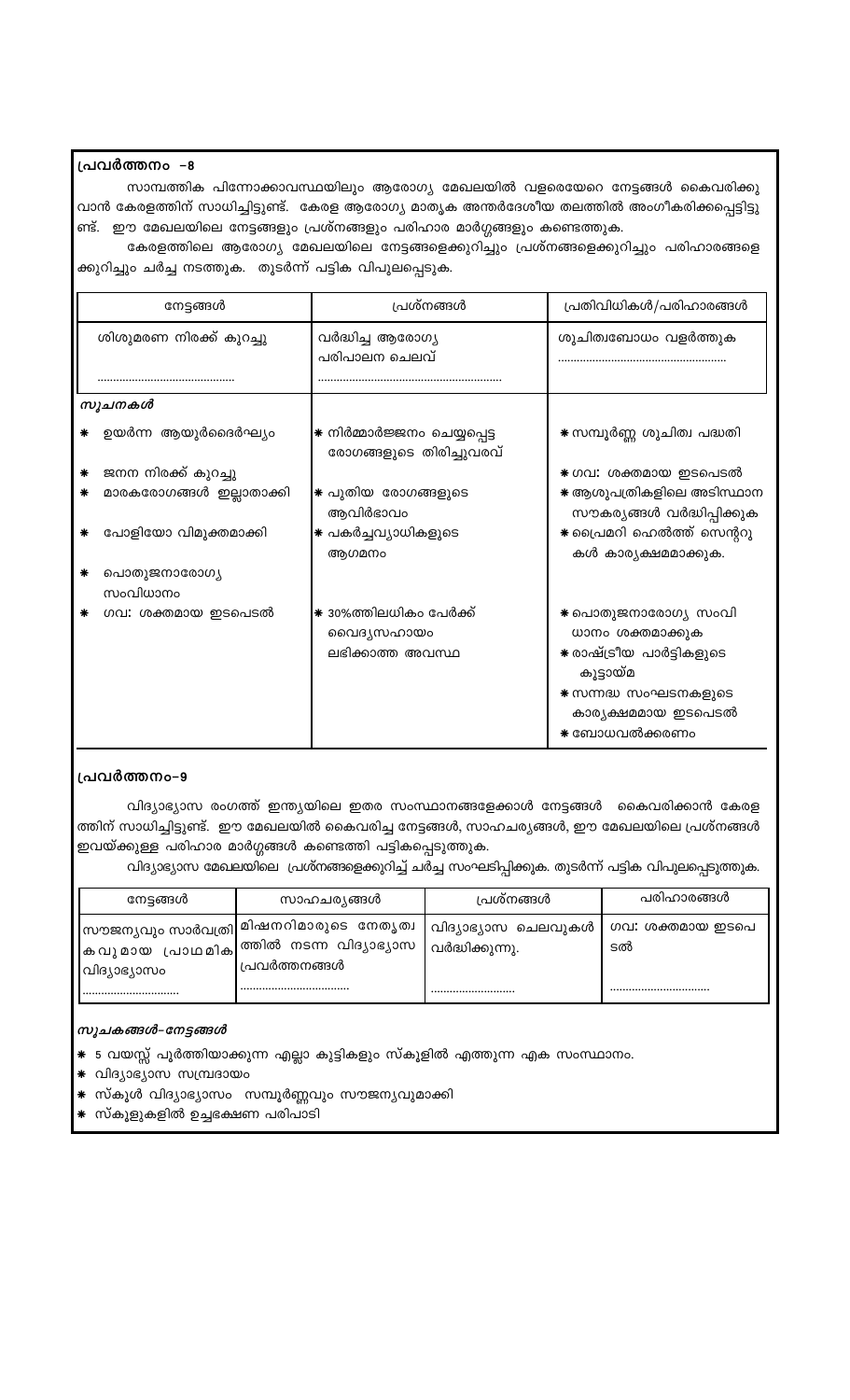## പ്രവർത്തനം -8

സാമ്പത്തിക പിന്നോക്കാവസ്ഥയിലും ആരോഗ്യ മേഖലയിൽ വളരെയേറെ നേട്ടങ്ങൾ കൈവരിക്കുവാൻ കേരളത്തിന് സാധിച്ചിട്ടുണ്ട്. കേരള ആരോഗ്യ മാതൃക അന്തർദേശീയ തലത്തിൽ അംഗീകരിക്കപ്പെട്ടിട്ടുണ്ട്. ഈ മേഖലയിലെ നേട്ടങ്ങളും പ്രശ്നങ്ങളും പരിഹാര മാർഗ്ഗങ്ങളും കണ്ടെത്തുക.

കേരളത്തിലെ ആരോഗ്യ മേഖലയിലെ നേട്ടങ്ങളെക്കുറിച്ചും പ്രശ്നങ്ങളെക്കുറിച്ചും പരിഹാരങ്ങളെക്കുറിച്ചും ചർച്ച നടത്തുക. തുടർന്ന് പട്ടിക വിപുലപ്പെടുക.

| നേട്ടങ്ങൾ | പ്രശ്നങ്ങൾ | പ്രതിവിധികൾ/പരിഹാരങ്ങൾ |
|---|---|---|
| ശിശുമരണ നിരക്ക് കുറച്ചു | വർദ്ധിച്ച ആരോഗ്യ പരിപാലന ചെലവ് | ശുചിത്വബോധം വളർത്തുക |
| ........................................ | ........................................................ | ..................................................... |

*സൂചനകൾ*

| നേട്ടങ്ങൾ | പ്രശ്നങ്ങൾ | പ്രതിവിധികൾ/പരിഹാരങ്ങൾ |
|---|---|---|
| * ഉയർന്ന ആയുർദൈർഘ്യം | * നിർമ്മാർജ്ജനം ചെയ്യപ്പെട്ട രോഗങ്ങളുടെ തിരിച്ചുവരവ് | * സമ്പൂർണ്ണ ശുചിത്വ പദ്ധതി |
| * ജനന നിരക്ക് കുറച്ചു | | * ഗവ: ശക്തമായ ഇടപെടൽ |
| * മാരകരോഗങ്ങൾ ഇല്ലാതാക്കി | * പുതിയ രോഗങ്ങളുടെ ആവിർഭാവം | * ആശുപത്രികളിലെ അടിസ്ഥാന സൗകര്യങ്ങൾ വർദ്ധിപ്പിക്കുക |
| * പോളിയോ വിമുക്തമാക്കി | * പകർച്ചവ്യാധികളുടെ ആഗമനം | * പ്രൈമറി ഹെൽത്ത് സെന്ററുകൾ കാര്യക്ഷമമാക്കുക. |
| * പൊതുജനാരോഗ്യ സംവിധാനം | | |
| * ഗവ: ശക്തമായ ഇടപെടൽ | * 30%ത്തിലധികം പേർക്ക് വൈദ്യസഹായം ലഭിക്കാത്ത അവസ്ഥ | * പൊതുജനാരോഗ്യ സംവിധാനം ശക്തമാക്കുക<br>* രാഷ്ട്രീയ പാർട്ടികളുടെ കൂട്ടായ്മ<br>* സന്നദ്ധ സംഘടനകളുടെ കാര്യക്ഷമമായ ഇടപെടൽ<br>* ബോധവൽക്കരണം |

## പ്രവർത്തനം-9

വിദ്യാഭ്യാസ രംഗത്ത് ഇന്ത്യയിലെ ഇതര സംസ്ഥാനങ്ങളേക്കാൾ നേട്ടങ്ങൾ കൈവരിക്കാൻ കേരളത്തിന് സാധിച്ചിട്ടുണ്ട്. ഈ മേഖലയിൽ കൈവരിച്ച നേട്ടങ്ങൾ, സാഹചര്യങ്ങൾ, ഈ മേഖലയിലെ പ്രശ്നങ്ങൾ ഇവയ്ക്കുള്ള പരിഹാര മാർഗ്ഗങ്ങൾ കണ്ടെത്തി പട്ടികപ്പെടുത്തുക.

വിദ്യാഭ്യാസ മേഖലയിലെ പ്രശ്നങ്ങളെക്കുറിച്ച് ചർച്ച സംഘടിപ്പിക്കുക. തുടർന്ന് പട്ടിക വിപുലപ്പെടുത്തുക.

| നേട്ടങ്ങൾ | സാഹചര്യങ്ങൾ | പ്രശ്നങ്ങൾ | പരിഹാരങ്ങൾ |
|---|---|---|---|
| സൗജന്യവും സാർവത്രികവുമായ പ്രാഥമിക വിദ്യാഭ്യാസം | മിഷനറിമാരുടെ നേതൃത്വത്തിൽ നടന്ന വിദ്യാഭ്യാസ പ്രവർത്തനങ്ങൾ | വിദ്യാഭ്യാസ ചെലവുകൾ വർദ്ധിക്കുന്നു. | ഗവ: ശക്തമായ ഇടപെടൽ |
| .............................. | .................................. | .......................... | ............................... |

*സൂചകങ്ങൾ-നേട്ടങ്ങൾ*

* 5 വയസ്സ് പൂർത്തിയാക്കുന്ന എല്ലാ കുട്ടികളും സ്കൂളിൽ എത്തുന്ന ഏക സംസ്ഥാനം.
* വിദ്യാഭ്യാസ സമ്പ്രദായം
* സ്കൂൾ വിദ്യാഭ്യാസം സമ്പൂർണ്ണവും സൗജന്യവുമാക്കി
* സ്കൂളുകളിൽ ഉച്ചഭക്ഷണ പരിപാടി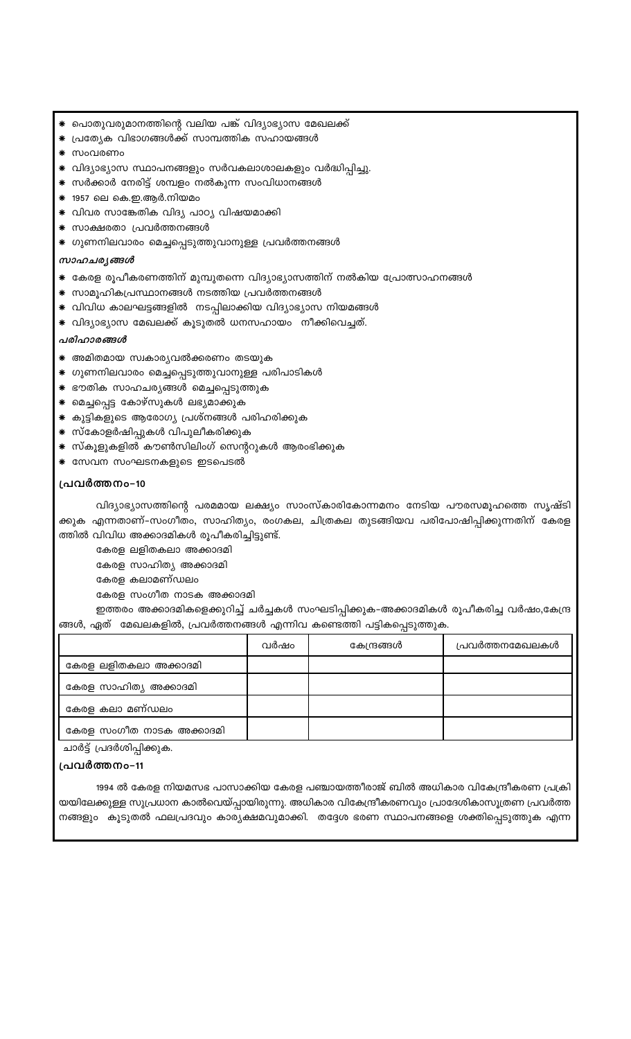* പൊതുവരുമാനത്തിന്റെ വലിയ പങ്ക് വിദ്യാഭ്യാസ മേഖലക്ക്
* പ്രത്യേക വിഭാഗങ്ങൾക്ക് സാമ്പത്തിക സഹായങ്ങൾ
* സംവരണം
* വിദ്യാഭ്യാസ സ്ഥാപനങ്ങളും സർവകലാശാലകളും വർദ്ധിപ്പിച്ചു.
* സർക്കാർ നേരിട്ട് ശമ്പളം നൽകുന്ന സംവിധാനങ്ങൾ
* 1957 ലെ കെ.ഇ.ആർ.നിയമം
* വിവര സാങ്കേതിക വിദ്യ പാഠ്യ വിഷയമാക്കി
* സാക്ഷരതാ പ്രവർത്തനങ്ങൾ
* ഗുണനിലവാരം മെച്ചപ്പെടുത്തുവാനുള്ള പ്രവർത്തനങ്ങൾ

***സാഹചര്യങ്ങൾ***

* കേരള രൂപീകരണത്തിന് മുമ്പുതന്നെ വിദ്യാഭ്യാസത്തിന് നൽകിയ പ്രോത്സാഹനങ്ങൾ
* സാമൂഹികപ്രസ്ഥാനങ്ങൾ നടത്തിയ പ്രവർത്തനങ്ങൾ
* വിവിധ കാലഘട്ടങ്ങളിൽ നടപ്പിലാക്കിയ വിദ്യാഭ്യാസ നിയമങ്ങൾ
* വിദ്യാഭ്യാസ മേഖലക്ക് കൂടുതൽ ധനസഹായം നീക്കിവെച്ചത്.

***പരിഹാരങ്ങൾ***

* അമിതമായ സ്വകാര്യവൽക്കരണം തടയുക
* ഗുണനിലവാരം മെച്ചപ്പെടുത്തുവാനുള്ള പരിപാടികൾ
* ഭൗതിക സാഹചര്യങ്ങൾ മെച്ചപ്പെടുത്തുക
* മെച്ചപ്പെട്ട കോഴ്സുകൾ ലഭ്യമാക്കുക
* കുട്ടികളുടെ ആരോഗ്യ പ്രശ്നങ്ങൾ പരിഹരിക്കുക
* സ്കോളർഷിപ്പുകൾ വിപുലീകരിക്കുക
* സ്കൂളുകളിൽ കൗൺസിലിംഗ് സെന്ററുകൾ ആരംഭിക്കുക
* സേവന സംഘടനകളുടെ ഇടപെടൽ

## പ്രവർത്തനം-10

വിദ്യാഭ്യാസത്തിന്റെ പരമമായ ലക്ഷ്യം സാംസ്കാരികോന്നമനം നേടിയ പൗരസമൂഹത്തെ സൃഷ്ടിക്കുക എന്നതാണ്-സംഗീതം, സാഹിത്യം, രംഗകല, ചിത്രകല തുടങ്ങിയവ പരിപോഷിപ്പിക്കുന്നതിന് കേരളത്തിൽ വിവിധ അക്കാദമികൾ രൂപീകരിച്ചിട്ടുണ്ട്.

കേരള ലളിതകലാ അക്കാദമി
കേരള സാഹിത്യ അക്കാദമി
കേരള കലാമണ്ഡലം
കേരള സംഗീത നാടക അക്കാദമി

ഇത്തരം അക്കാദമികളെക്കുറിച്ച് ചർച്ചകൾ സംഘടിപ്പിക്കുക-അക്കാദമികൾ രൂപീകരിച്ച വർഷം,കേന്ദ്രങ്ങൾ, ഏത് മേഖലകളിൽ, പ്രവർത്തനങ്ങൾ എന്നിവ കണ്ടെത്തി പട്ടികപ്പെടുത്തുക.

| | വർഷം | കേന്ദ്രങ്ങൾ | പ്രവർത്തനമേഖലകൾ |
|---|---|---|---|
| കേരള ലളിതകലാ അക്കാദമി | | | |
| കേരള സാഹിത്യ അക്കാദമി | | | |
| കേരള കലാ മണ്ഡലം | | | |
| കേരള സംഗീത നാടക അക്കാദമി | | | |

ചാർട്ട് പ്രദർശിപ്പിക്കുക.

## പ്രവർത്തനം-11

1994 ൽ കേരള നിയമസഭ പാസാക്കിയ കേരള പഞ്ചായത്തീരാജ് ബിൽ അധികാര വികേന്ദ്രീകരണ പ്രക്രിയയിലേക്കുള്ള സുപ്രധാന കാൽവെയ്പ്പായിരുന്നു. അധികാര വികേന്ദ്രീകരണവും പ്രാദേശികാസൂത്രണ പ്രവർത്തനങ്ങളും കൂടുതൽ ഫലപ്രദവും കാര്യക്ഷമവുമാക്കി. തദ്ദേശ ഭരണ സ്ഥാപനങ്ങളെ ശക്തിപ്പെടുത്തുക എന്ന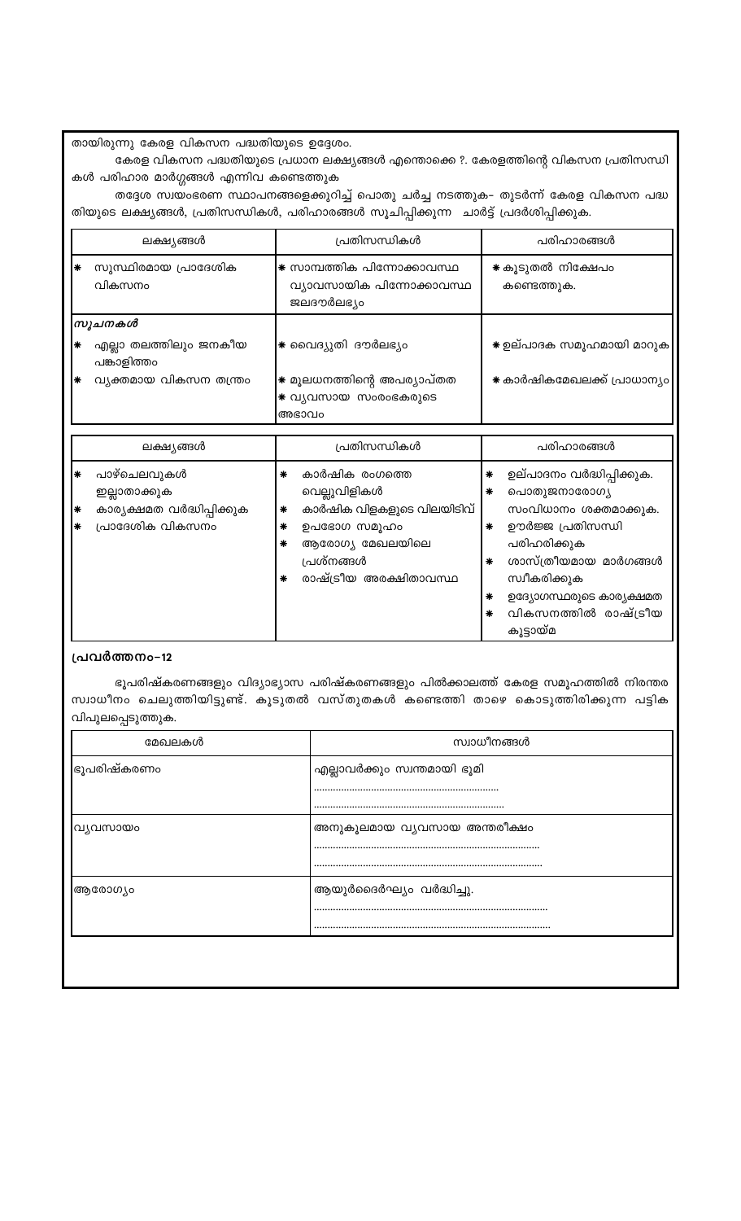തായിരുന്നു കേരള വികസന പദ്ധതിയുടെ ഉദ്ദേശം.

കേരള വികസന പദ്ധതിയുടെ പ്രധാന ലക്ഷ്യങ്ങൾ എന്തൊക്കെ ?. കേരളത്തിന്റെ വികസന പ്രതിസന്ധികൾ പരിഹാര മാർഗ്ഗങ്ങൾ എന്നിവ കണ്ടെത്തുക

തദ്ദേശ സ്വയംഭരണ സ്ഥാപനങ്ങളെക്കുറിച്ച് പൊതു ചർച്ച നടത്തുക- തുടർന്ന് കേരള വികസന പദ്ധതിയുടെ ലക്ഷ്യങ്ങൾ, പ്രതിസന്ധികൾ, പരിഹാരങ്ങൾ സൂചിപ്പിക്കുന്ന ചാർട്ട് പ്രദർശിപ്പിക്കുക.

| ലക്ഷ്യങ്ങൾ | പ്രതിസന്ധികൾ | പരിഹാരങ്ങൾ |
|---|---|---|
| * സുസ്ഥിരമായ പ്രാദേശിക വികസനം | * സാമ്പത്തിക പിന്നോക്കാവസ്ഥ<br>വ്യാവസായിക പിന്നോക്കാവസ്ഥ<br>ജലദൗർലഭ്യം | * കൂടുതൽ നിക്ഷേപം കണ്ടെത്തുക. |
| ***സൂചനകൾ*** | | |
| * എല്ലാ തലത്തിലും ജനകീയ പങ്കാളിത്തം<br>* വ്യക്തമായ വികസന തന്ത്രം | * വൈദ്യുതി ദൗർലഭ്യം<br>* മൂലധനത്തിന്റെ അപര്യാപ്തത<br>* വ്യവസായ സംരംഭകരുടെ അഭാവം | * ഉല്പാദക സമൂഹമായി മാറുക<br>* കാർഷികമേഖലക്ക് പ്രാധാന്യം |

| ലക്ഷ്യങ്ങൾ | പ്രതിസന്ധികൾ | പരിഹാരങ്ങൾ |
|---|---|---|
| * പാഴ്ചെലവുകൾ ഇല്ലാതാക്കുക<br>* കാര്യക്ഷമത വർദ്ധിപ്പിക്കുക<br>* പ്രാദേശിക വികസനം | * കാർഷിക രംഗത്തെ വെല്ലുവിളികൾ<br>* കാർഷിക വിളകളുടെ വിലയിടിവ്<br>* ഉപഭോഗ സമൂഹം<br>* ആരോഗ്യ മേഖലയിലെ പ്രശ്നങ്ങൾ<br>* രാഷ്ട്രീയ അരക്ഷിതാവസ്ഥ | * ഉല്പാദനം വർദ്ധിപ്പിക്കുക.<br>* പൊതുജനാരോഗ്യ സംവിധാനം ശക്തമാക്കുക.<br>* ഊർജ്ജ പ്രതിസന്ധി പരിഹരിക്കുക<br>* ശാസ്ത്രീയമായ മാർഗങ്ങൾ സ്വീകരിക്കുക<br>* ഉദ്യോഗസ്ഥരുടെ കാര്യക്ഷമത<br>* വികസനത്തിൽ രാഷ്ട്രീയ കൂട്ടായ്മ |

## പ്രവർത്തനം-12

ഭൂപരിഷ്കരണങ്ങളും വിദ്യാഭ്യാസ പരിഷ്കരണങ്ങളും പിൽക്കാലത്ത് കേരള സമൂഹത്തിൽ നിരന്തര സ്വാധീനം ചെലുത്തിയിട്ടുണ്ട്. കൂടുതൽ വസ്തുതകൾ കണ്ടെത്തി താഴെ കൊടുത്തിരിക്കുന്ന പട്ടിക വിപുലപ്പെടുത്തുക.

| മേഖലകൾ | സ്വാധീനങ്ങൾ |
|---|---|
| ഭൂപരിഷ്കരണം | എല്ലാവർക്കും സ്വന്തമായി ഭൂമി<br>.................................................................<br>................................................................. |
| വ്യവസായം | അനുകൂലമായ വ്യവസായ അന്തരീക്ഷം<br>.................................................................<br>................................................................. |
| ആരോഗ്യം | ആയുർദൈർഘ്യം വർദ്ധിച്ചു.<br>.................................................................<br>................................................................. |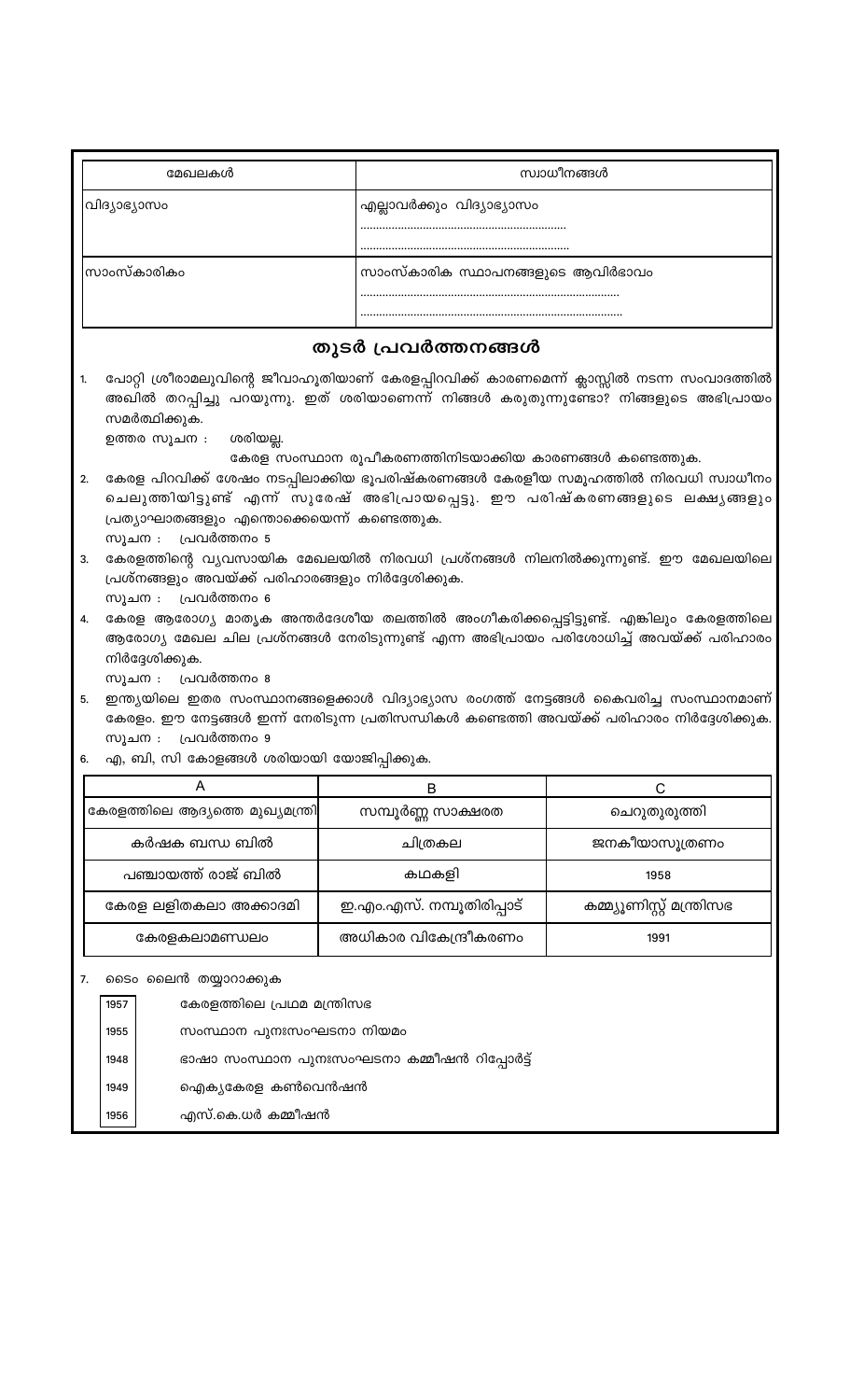| മേഖലകൾ | സ്വാധീനങ്ങൾ |
|---|---|
| വിദ്യാഭ്യാസം | എല്ലാവർക്കും വിദ്യാഭ്യാസം<br>..................................................<br>.................................................. |
| സാംസ്കാരികം | സാംസ്കാരിക സ്ഥാപനങ്ങളുടെ ആവിർഭാവം<br>..................................................<br>.................................................. |

## തുടർ പ്രവർത്തനങ്ങൾ

1. പോറ്റി ശ്രീരാമലുവിന്റെ ജീവാഹുതിയാണ് കേരളപ്പിറവിക്ക് കാരണമെന്ന് ക്ലാസ്സിൽ നടന്ന സംവാദത്തിൽ അഖിൽ തറപ്പിച്ചു പറയുന്നു. ഇത് ശരിയാണെന്ന് നിങ്ങൾ കരുതുന്നുണ്ടോ? നിങ്ങളുടെ അഭിപ്രായം സമർത്ഥിക്കുക.

   ഉത്തര സൂചന : ശരിയല്ല.

   കേരള സംസ്ഥാന രൂപീകരണത്തിനിടയാക്കിയ കാരണങ്ങൾ കണ്ടെത്തുക.

2. കേരള പിറവിക്ക് ശേഷം നടപ്പിലാക്കിയ ഭൂപരിഷ്കരണങ്ങൾ കേരളീയ സമൂഹത്തിൽ നിരവധി സ്വാധീനം ചെലുത്തിയിട്ടുണ്ട് എന്ന് സുരേഷ് അഭിപ്രായപ്പെട്ടു. ഈ പരിഷ്കരണങ്ങളുടെ ലക്ഷ്യങ്ങളും പ്രത്യാഘാതങ്ങളും എന്തൊക്കെയെന്ന് കണ്ടെത്തുക.

   സൂചന : പ്രവർത്തനം 5

3. കേരളത്തിന്റെ വ്യവസായിക മേഖലയിൽ നിരവധി പ്രശ്നങ്ങൾ നിലനിൽക്കുന്നുണ്ട്. ഈ മേഖലയിലെ പ്രശ്നങ്ങളും അവയ്ക്ക് പരിഹാരങ്ങളും നിർദ്ദേശിക്കുക.

   സൂചന : പ്രവർത്തനം 6

4. കേരള ആരോഗ്യ മാതൃക അന്തർദേശീയ തലത്തിൽ അംഗീകരിക്കപ്പെട്ടിട്ടുണ്ട്. എങ്കിലും കേരളത്തിലെ ആരോഗ്യ മേഖല ചില പ്രശ്നങ്ങൾ നേരിടുന്നുണ്ട് എന്ന അഭിപ്രായം പരിശോധിച്ച് അവയ്ക്ക് പരിഹാരം നിർദ്ദേശിക്കുക.

   സൂചന : പ്രവർത്തനം 8

5. ഇന്ത്യയിലെ ഇതര സംസ്ഥാനങ്ങളെക്കാൾ വിദ്യാഭ്യാസ രംഗത്ത് നേട്ടങ്ങൾ കൈവരിച്ച സംസ്ഥാനമാണ് കേരളം. ഈ നേട്ടങ്ങൾ ഇന്ന് നേരിടുന്ന പ്രതിസന്ധികൾ കണ്ടെത്തി അവയ്ക്ക് പരിഹാരം നിർദ്ദേശിക്കുക.

   സൂചന : പ്രവർത്തനം 9

6. എ, ബി, സി കോളങ്ങൾ ശരിയായി യോജിപ്പിക്കുക.

| A | B | C |
|---|---|---|
| കേരളത്തിലെ ആദ്യത്തെ മുഖ്യമന്ത്രി | സമ്പൂർണ്ണ സാക്ഷരത | ചെറുതുരുത്തി |
| കർഷക ബന്ധ ബിൽ | ചിത്രകല | ജനകീയാസൂത്രണം |
| പഞ്ചായത്ത് രാജ് ബിൽ | കഥകളി | 1958 |
| കേരള ലളിതകലാ അക്കാദമി | ഇ.എം.എസ്. നമ്പൂതിരിപ്പാട് | കമ്മ്യൂണിസ്റ്റ് മന്ത്രിസഭ |
| കേരളകലാമണ്ഡലം | അധികാര വികേന്ദ്രീകരണം | 1991 |

7. ടൈം ലൈൻ തയ്യാറാക്കുക

| | |
|---|---|
| 1957 | കേരളത്തിലെ പ്രഥമ മന്ത്രിസഭ |
| 1955 | സംസ്ഥാന പുനഃസംഘടനാ നിയമം |
| 1948 | ഭാഷാ സംസ്ഥാന പുനഃസംഘടനാ കമ്മീഷൻ റിപ്പോർട്ട് |
| 1949 | ഐക്യകേരള കൺവെൻഷൻ |
| 1956 | എസ്.കെ.ധർ കമ്മീഷൻ |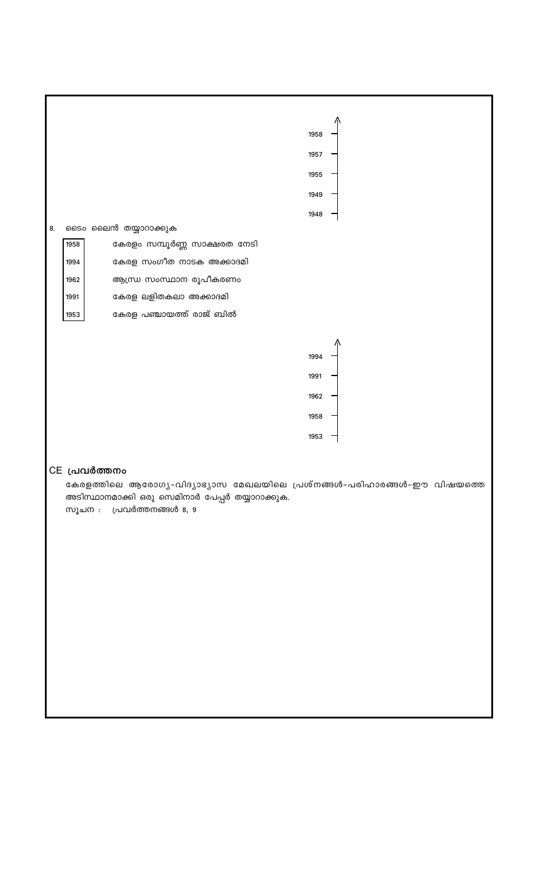1958

1957

1955

1949

1948

8. ടൈം ലൈൻ തയ്യാറാക്കുക

| | |
|---|---|
| 1958 | കേരളം സമ്പൂർണ്ണ സാക്ഷരത നേടി |
| 1994 | കേരള സംഗീത നാടക അക്കാദമി |
| 1962 | ആന്ധ്ര സംസ്ഥാന രൂപീകരണം |
| 1991 | കേരള ലളിതകലാ അക്കാദമി |
| 1953 | കേരള പഞ്ചായത്ത് രാജ് ബിൽ |

1994

1991

1962

1958

1953

## CE പ്രവർത്തനം

കേരളത്തിലെ ആരോഗ്യ-വിദ്യാഭ്യാസ മേഖലയിലെ പ്രശ്നങ്ങൾ-പരിഹാരങ്ങൾ-ഈ വിഷയത്തെ അടിസ്ഥാനമാക്കി ഒരു സെമിനാർ പേപ്പർ തയ്യാറാക്കുക.

സൂചന : പ്രവർത്തനങ്ങൾ 8, 9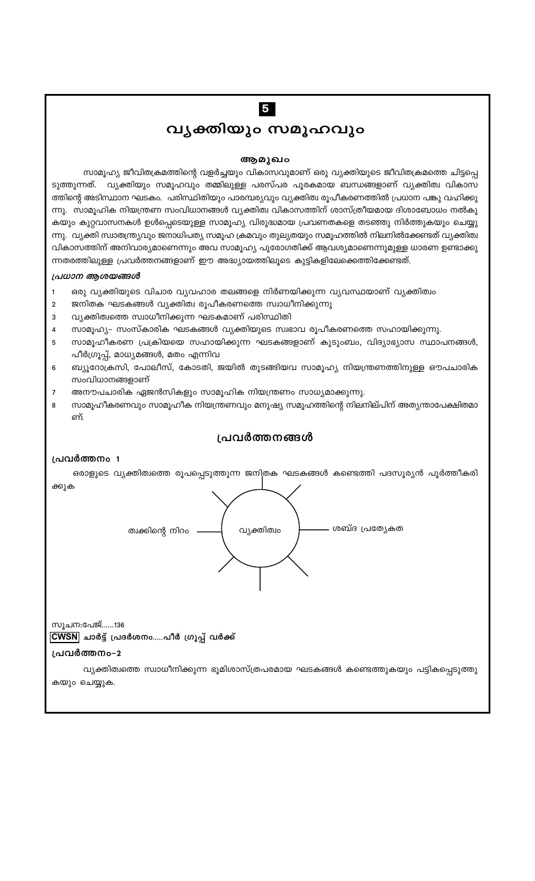**5**

# വ്യക്തിയും സമൂഹവും

### ആമുഖം

സാമൂഹ്യ ജീവിതക്രമത്തിന്റെ വളർച്ചയും വികാസവുമാണ് ഒരു വ്യക്തിയുടെ ജീവിതക്രമത്തെ ചിട്ടപ്പെടുത്തുന്നത്. വ്യക്തിയും സമൂഹവും തമ്മിലുള്ള പരസ്പര പൂരകമായ ബന്ധങ്ങളാണ് വ്യക്തിത്വ വികാസത്തിന്റെ അടിസ്ഥാന ഘടകം. പരിസ്ഥിതിയും പാരമ്പര്യവും വ്യക്തിത്വ രൂപീകരണത്തിൽ പ്രധാന പങ്കു വഹിക്കുന്നു. സാമൂഹിക നിയന്ത്രണ സംവിധാനങ്ങൾ വ്യക്തിത്വ വികാസത്തിന് ശാസ്ത്രീയമായ ദിശാബോധം നൽകുകയും കുറ്റവാസനകൾ ഉൾപ്പെടെയുള്ള സാമൂഹ്യ വിരുദ്ധമായ പ്രവണതകളെ തടഞ്ഞു നിർത്തുകയും ചെയ്യുന്നു. വ്യക്തി സ്വാതന്ത്ര്യവും ജനാധിപത്യ സമൂഹ ക്രമവും തുല്യതയും സമൂഹത്തിൽ നിലനിൽക്കേണ്ടത് വ്യക്തിത്വ വികാസത്തിന് അനിവാര്യമാണെന്നും അവ സാമൂഹ്യ പുരോഗതിക്ക് ആവശ്യമാണെന്നുമുള്ള ധാരണ ഉണ്ടാക്കുന്നതരത്തിലുള്ള പ്രവർത്തനങ്ങളാണ് ഈ അധ്യായത്തിലൂടെ കുട്ടികളിലേക്കെത്തിക്കേണ്ടത്.

***പ്രധാന ആശയങ്ങൾ***

1. ഒരു വ്യക്തിയുടെ വിചാര വ്യവഹാര തലങ്ങളെ നിർണയിക്കുന്ന വ്യവസ്ഥയാണ് വ്യക്തിത്വം
2. ജനിതക ഘടകങ്ങൾ വ്യക്തിത്വ രൂപീകരണത്തെ സ്വാധീനിക്കുന്നു
3. വ്യക്തിത്വത്തെ സ്വാധീനിക്കുന്ന ഘടകമാണ് പരിസ്ഥിതി
4. സാമൂഹ്യ- സംസ്കാരിക ഘടകങ്ങൾ വ്യക്തിയുടെ സ്വഭാവ രൂപീകരണത്തെ സഹായിക്കുന്നു.
5. സാമൂഹീകരണ പ്രക്രിയയെ സഹായിക്കുന്ന ഘടകങ്ങളാണ് കുടുംബം, വിദ്യാഭ്യാസ സ്ഥാപനങ്ങൾ, പീർഗ്രൂപ്പ്, മാധ്യമങ്ങൾ, മതം എന്നിവ
6. ബ്യൂറോക്രസി, പോലീസ്, കോടതി, ജയിൽ തുടങ്ങിയവ സാമൂഹ്യ നിയന്ത്രണത്തിനുള്ള ഔപചാരിക സംവിധാനങ്ങളാണ്
7. അനൗപചാരിക ഏജൻസികളും സാമൂഹിക നിയന്ത്രണം സാധ്യമാക്കുന്നു.
8. സാമൂഹീകരണവും സാമൂഹീക നിയന്ത്രണവും മനുഷ്യ സമൂഹത്തിന്റെ നിലനില്പിന് അത്യന്താപേക്ഷിതമാണ്.

## പ്രവർത്തനങ്ങൾ

**പ്രവർത്തനം 1**

ഒരാളുടെ വ്യക്തിത്വത്തെ രൂപപ്പെടുത്തുന്ന ജനിതക ഘടകങ്ങൾ കണ്ടെത്തി പദസൂര്യൻ പൂർത്തീകരിക്കുക

വ്യക്തിത്വം

- ത്വക്കിന്റെ നിറം
- ശബ്ദ പ്രത്യേകത

സൂചന:പേജ്......136

**CWSN ചാർട്ട് പ്രദർശനം.....പീർ ഗ്രൂപ്പ് വർക്ക്**

**പ്രവർത്തനം-2**

വ്യക്തിത്വത്തെ സ്വാധീനിക്കുന്ന ഭൂമിശാസ്ത്രപരമായ ഘടകങ്ങൾ കണ്ടെത്തുകയും പട്ടികപ്പെടുത്തുകയും ചെയ്യുക.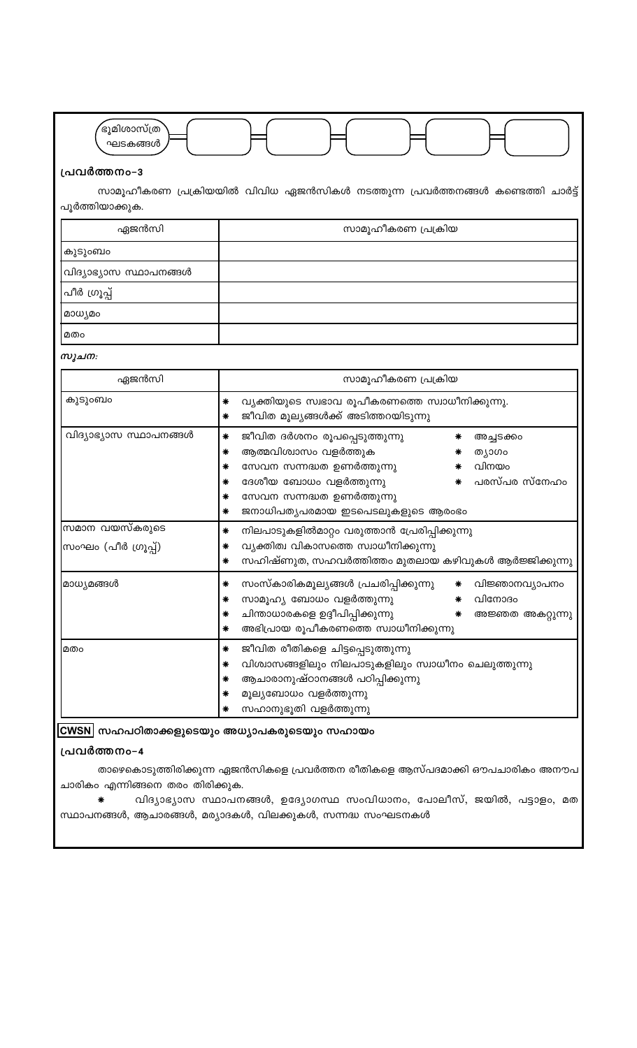ഭൂമിശാസ്ത്ര ഘടകങ്ങൾ → [ ] → [ ] → [ ] → [ ] → [ ]

## പ്രവർത്തനം-3

സാമൂഹീകരണ പ്രക്രിയയിൽ വിവിധ ഏജൻസികൾ നടത്തുന്ന പ്രവർത്തനങ്ങൾ കണ്ടെത്തി ചാർട്ട് പൂർത്തിയാക്കുക.

| ഏജൻസി | സാമൂഹീകരണ പ്രക്രിയ |
|---|---|
| കുടുംബം | |
| വിദ്യാഭ്യാസ സ്ഥാപനങ്ങൾ | |
| പീർ ഗ്രൂപ്പ് | |
| മാധ്യമം | |
| മതം | |

*സൂചന:*

| ഏജൻസി | സാമൂഹീകരണ പ്രക്രിയ |
|---|---|
| കുടുംബം | * വ്യക്തിയുടെ സ്വഭാവ രൂപീകരണത്തെ സ്വാധീനിക്കുന്നു. <br> * ജീവിത മൂല്യങ്ങൾക്ക് അടിത്തറയിടുന്നു |
| വിദ്യാഭ്യാസ സ്ഥാപനങ്ങൾ | * ജീവിത ദർശനം രൂപപ്പെടുത്തുന്നു <br> * ആത്മവിശ്വാസം വളർത്തുക <br> * സേവന സന്നദ്ധത ഉണർത്തുന്നു <br> * ദേശീയ ബോധം വളർത്തുന്നു <br> * സേവന സന്നദ്ധത ഉണർത്തുന്നു <br> * ജനാധിപത്യപരമായ ഇടപെടലുകളുടെ ആരംഭം <br> * അച്ചടക്കം <br> * ത്യാഗം <br> * വിനയം <br> * പരസ്പര സ്നേഹം |
| സമാന വയസ്കരുടെ സംഘം (പീർ ഗ്രൂപ്പ്) | * നിലപാടുകളിൽമാറ്റം വരുത്താൻ പ്രേരിപ്പിക്കുന്നു <br> * വ്യക്തിത്വ വികാസത്തെ സ്വാധീനിക്കുന്നു <br> * സഹിഷ്ണുത, സഹവർത്തിത്തം മുതലായ കഴിവുകൾ ആർജ്ജിക്കുന്നു |
| മാധ്യമങ്ങൾ | * സംസ്കാരികമൂല്യങ്ങൾ പ്രചരിപ്പിക്കുന്നു <br> * സാമൂഹ്യ ബോധം വളർത്തുന്നു <br> * ചിന്താധാരകളെ ഉദ്ദീപിപ്പിക്കുന്നു <br> * അഭിപ്രായ രൂപീകരണത്തെ സ്വാധീനിക്കുന്നു <br> * വിജ്ഞാനവ്യാപനം <br> * വിനോദം <br> * അജ്ഞത അകറ്റുന്നു |
| മതം | * ജീവിത രീതികളെ ചിട്ടപ്പെടുത്തുന്നു <br> * വിശ്വാസങ്ങളിലും നിലപാടുകളിലും സ്വാധീനം ചെലുത്തുന്നു <br> * ആചാരാനുഷ്ഠാനങ്ങൾ പഠിപ്പിക്കുന്നു <br> * മൂല്യബോധം വളർത്തുന്നു <br> * സഹാനുഭൂതി വളർത്തുന്നു |

**CWSN സഹപഠിതാക്കളുടെയും അധ്യാപകരുടെയും സഹായം**

## പ്രവർത്തനം-4

താഴെകൊടുത്തിരിക്കുന്ന ഏജൻസികളെ പ്രവർത്തന രീതികളെ ആസ്പദമാക്കി ഔപചാരികം അനൗപചാരികം എന്നിങ്ങനെ തരം തിരിക്കുക.

* വിദ്യാഭ്യാസ സ്ഥാപനങ്ങൾ, ഉദ്യോഗസ്ഥ സംവിധാനം, പോലീസ്, ജയിൽ, പട്ടാളം, മത സ്ഥാപനങ്ങൾ, ആചാരങ്ങൾ, മര്യാദകൾ, വിലക്കുകൾ, സന്നദ്ധ സംഘടനകൾ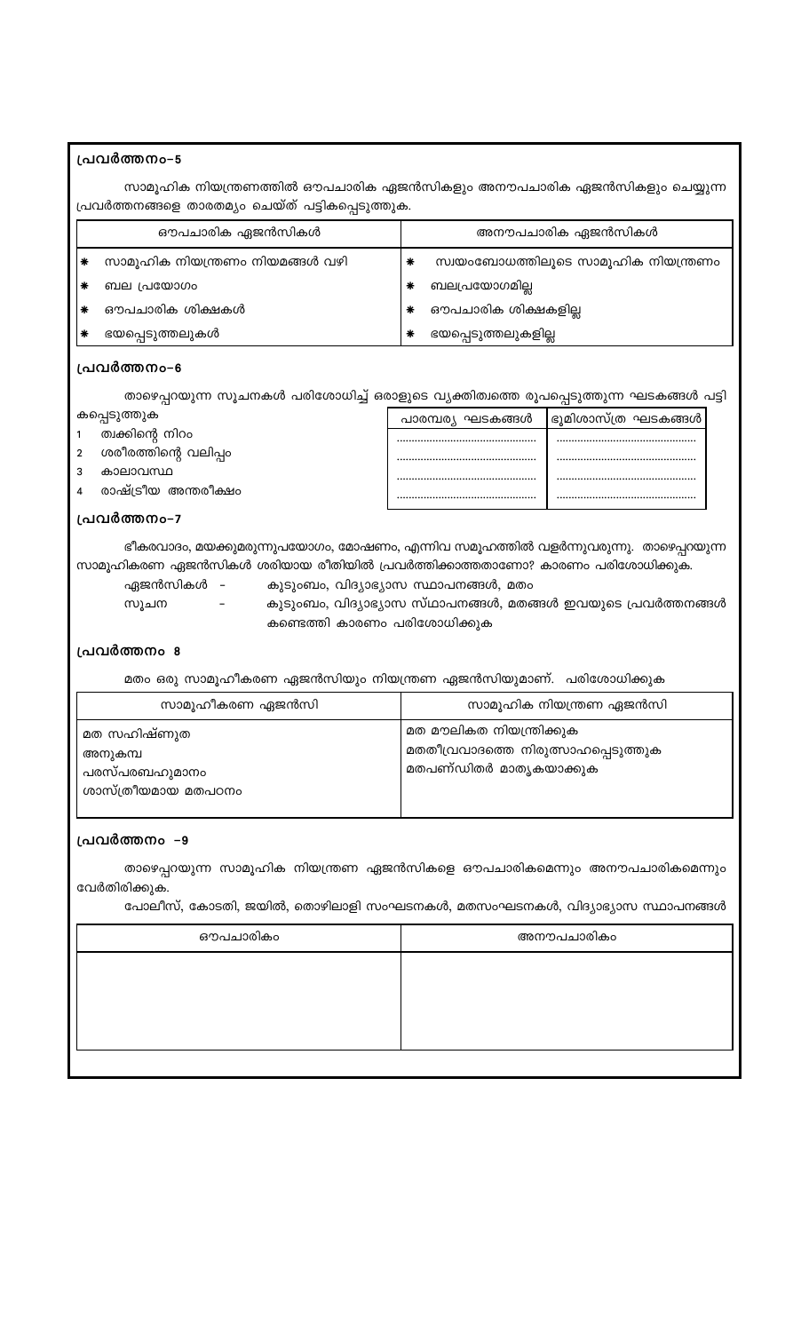### പ്രവർത്തനം–5

സാമൂഹിക നിയന്ത്രണത്തിൽ ഔപചാരിക ഏജൻസികളും അനൗപചാരിക ഏജൻസികളും ചെയ്യുന്ന പ്രവർത്തനങ്ങളെ താരതമ്യം ചെയ്ത് പട്ടികപ്പെടുത്തുക.

| ഔപചാരിക ഏജൻസികൾ | അനൗപചാരിക ഏജൻസികൾ |
|---|---|
| * സാമൂഹിക നിയന്ത്രണം നിയമങ്ങൾ വഴി | * സ്വയംബോധത്തിലൂടെ സാമൂഹിക നിയന്ത്രണം |
| * ബല പ്രയോഗം | * ബലപ്രയോഗമില്ല |
| * ഔപചാരിക ശിക്ഷകൾ | * ഔപചാരിക ശിക്ഷകളില്ല |
| * ഭയപ്പെടുത്തലുകൾ | * ഭയപ്പെടുത്തലുകളില്ല |

### പ്രവർത്തനം–6

താഴെപ്പറയുന്ന സൂചനകൾ പരിശോധിച്ച് ഒരാളുടെ വ്യക്തിത്വത്തെ രൂപപ്പെടുത്തുന്ന ഘടകങ്ങൾ പട്ടികപ്പെടുത്തുക

1 ത്വക്കിന്റെ നിറം
2 ശരീരത്തിന്റെ വലിപ്പം
3 കാലാവസ്ഥ
4 രാഷ്ട്രീയ അന്തരീക്ഷം

| പാരമ്പര്യ ഘടകങ്ങൾ | ഭൂമിശാസ്ത്ര ഘടകങ്ങൾ |
|---|---|
| .................................... | .................................... |
| .................................... | .................................... |
| .................................... | .................................... |
| .................................... | .................................... |

### പ്രവർത്തനം–7

ഭീകരവാദം, മയക്കുമരുന്നുപയോഗം, മോഷണം, എന്നിവ സമൂഹത്തിൽ വളർന്നുവരുന്നു. താഴെപ്പറയുന്ന സാമൂഹികരണ ഏജൻസികൾ ശരിയായ രീതിയിൽ പ്രവർത്തിക്കാത്തതാണോ? കാരണം പരിശോധിക്കുക.

ഏജൻസികൾ - കുടുംബം, വിദ്യാഭ്യാസ സ്ഥാപനങ്ങൾ, മതം

സൂചന - കുടുംബം, വിദ്യാഭ്യാസ സ്ഥാപനങ്ങൾ, മതങ്ങൾ ഇവയുടെ പ്രവർത്തനങ്ങൾ കണ്ടെത്തി കാരണം പരിശോധിക്കുക

### പ്രവർത്തനം 8

മതം ഒരു സാമൂഹീകരണ ഏജൻസിയും നിയന്ത്രണ ഏജൻസിയുമാണ്. പരിശോധിക്കുക

| സാമൂഹീകരണ ഏജൻസി | സാമൂഹിക നിയന്ത്രണ ഏജൻസി |
|---|---|
| മത സഹിഷ്ണുത<br>അനുകമ്പ<br>പരസ്പരബഹുമാനം<br>ശാസ്ത്രീയമായ മതപഠനം | മത മൗലികത നിയന്ത്രിക്കുക<br>മതതീവ്രവാദത്തെ നിരുത്സാഹപ്പെടുത്തുക<br>മതപണ്ഡിതർ മാതൃകയാക്കുക |

### പ്രവർത്തനം –9

താഴെപ്പറയുന്ന സാമൂഹിക നിയന്ത്രണ ഏജൻസികളെ ഔപചാരികമെന്നും അനൗപചാരികമെന്നും വേർതിരിക്കുക.

പോലീസ്, കോടതി, ജയിൽ, തൊഴിലാളി സംഘടനകൾ, മതസംഘടനകൾ, വിദ്യാഭ്യാസ സ്ഥാപനങ്ങൾ

| ഔപചാരികം | അനൗപചാരികം |
|---|---|
| | |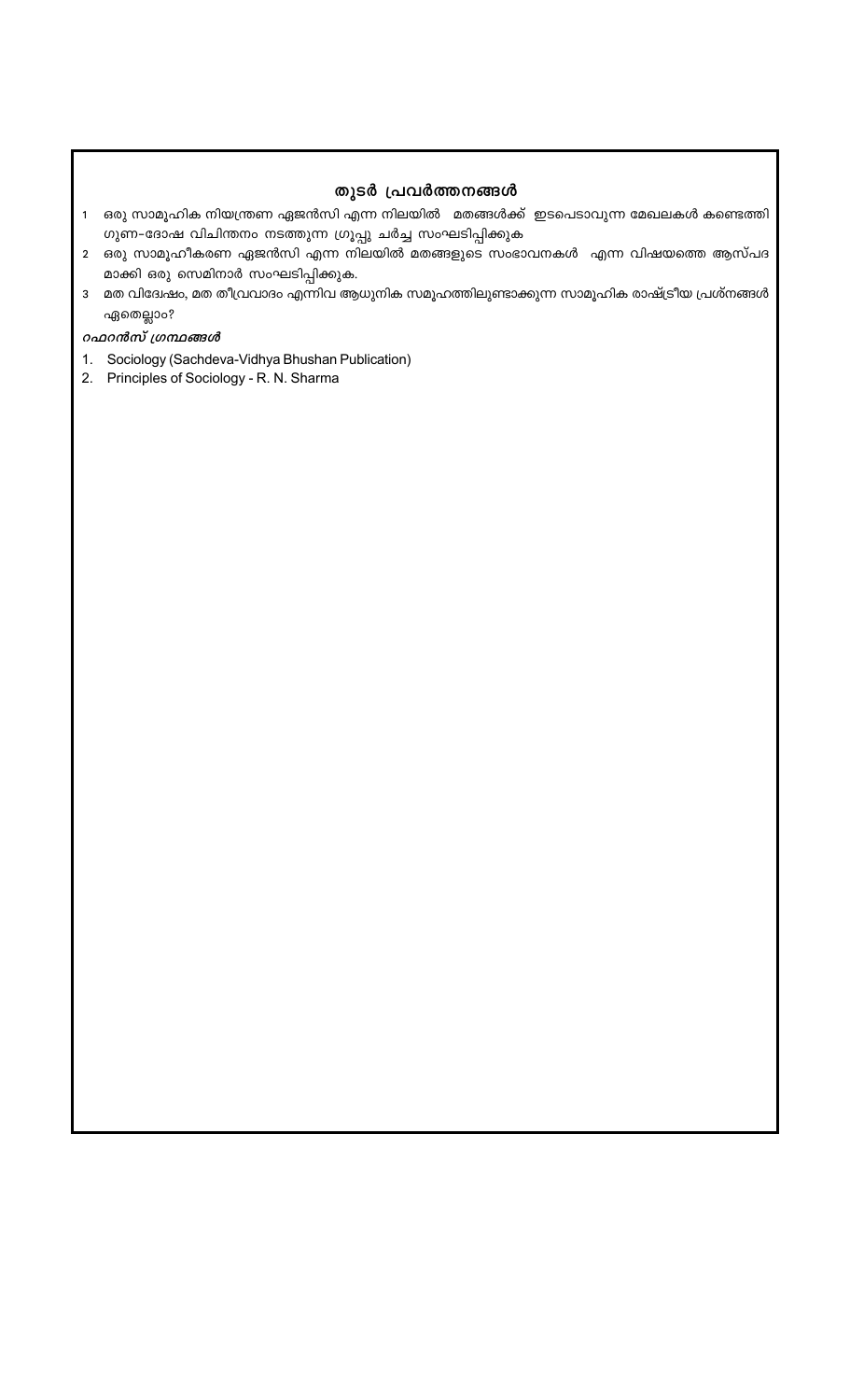## തുടർ പ്രവർത്തനങ്ങൾ

1. ഒരു സാമൂഹിക നിയന്ത്രണ ഏജൻസി എന്ന നിലയിൽ മതങ്ങൾക്ക് ഇടപെടാവുന്ന മേഖലകൾ കണ്ടെത്തി ഗുണ-ദോഷ വിചിന്തനം നടത്തുന്ന ഗ്രൂപ്പു ചർച്ച സംഘടിപ്പിക്കുക
2. ഒരു സാമൂഹീകരണ ഏജൻസി എന്ന നിലയിൽ മതങ്ങളുടെ സംഭാവനകൾ എന്ന വിഷയത്തെ ആസ്പദമാക്കി ഒരു സെമിനാർ സംഘടിപ്പിക്കുക.
3. മത വിദ്വേഷം, മത തീവ്രവാദം എന്നിവ ആധുനിക സമൂഹത്തിലുണ്ടാക്കുന്ന സാമൂഹിക രാഷ്ട്രീയ പ്രശ്നങ്ങൾ ഏതെല്ലാം?

***റഫറൻസ് ഗ്രന്ഥങ്ങൾ***

1. Sociology (Sachdeva-Vidhya Bhushan Publication)
2. Principles of Sociology - R. N. Sharma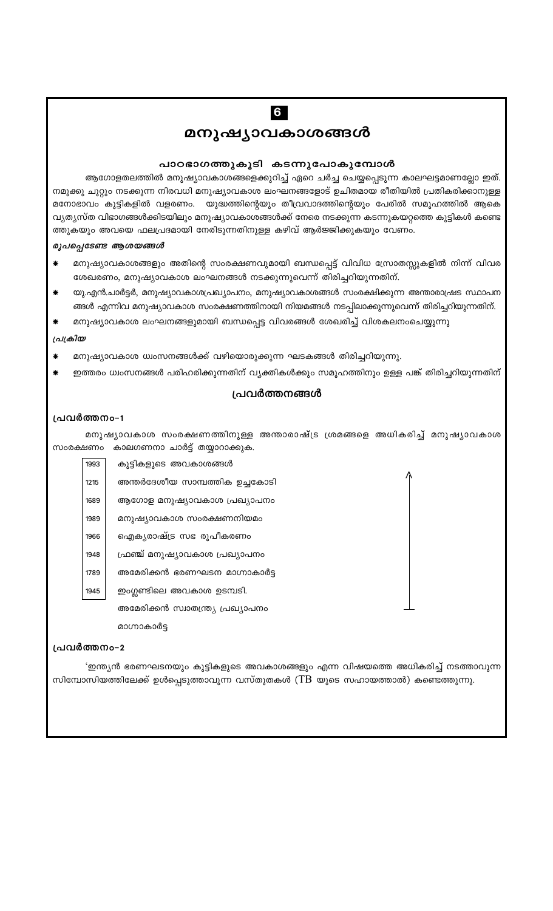# 6

# മനുഷ്യാവകാശങ്ങൾ

## പാഠഭാഗത്തുകൂടി കടന്നുപോകുമ്പോൾ

ആഗോളതലത്തിൽ മനുഷ്യാവകാശങ്ങളെക്കുറിച്ച് ഏറെ ചർച്ച ചെയ്യപ്പെടുന്ന കാലഘട്ടമാണല്ലോ ഇത്. നമുക്കു ചുറ്റും നടക്കുന്ന നിരവധി മനുഷ്യാവകാശ ലംഘനങ്ങളോട് ഉചിതമായ രീതിയിൽ പ്രതികരിക്കാനുള്ള മനോഭാവം കുട്ടികളിൽ വളരണം. യുദ്ധത്തിന്റെയും തീവ്രവാദത്തിന്റെയും പേരിൽ സമൂഹത്തിൽ ആകെ വ്യത്യസ്ത വിഭാഗങ്ങൾക്കിടയിലും മനുഷ്യാവകാശങ്ങൾക്ക് നേരെ നടക്കുന്ന കടന്നുകയറ്റത്തെ കുട്ടികൾ കണ്ടെത്തുകയും അവയെ ഫലപ്രദമായി നേരിടുന്നതിനുള്ള കഴിവ് ആർജ്ജിക്കുകയും വേണം.

***രൂപപ്പെടേണ്ട ആശയങ്ങൾ***

* മനുഷ്യാവകാശങ്ങളും അതിന്റെ സംരക്ഷണവുമായി ബന്ധപ്പെട്ട് വിവിധ സ്രോതസ്സുകളിൽ നിന്ന് വിവര ശേഖരണം, മനുഷ്യാവകാശ ലംഘനങ്ങൾ നടക്കുന്നുവെന്ന് തിരിച്ചറിയുന്നതിന്.
* യു.എൻ.ചാർട്ടർ, മനുഷ്യാവകാശപ്രഖ്യാപനം, മനുഷ്യാവകാശങ്ങൾ സംരക്ഷിക്കുന്ന അന്താരാഷ്ട്ര സ്ഥാപനങ്ങൾ എന്നിവ മനുഷ്യാവകാശ സംരക്ഷണത്തിനായി നിയമങ്ങൾ നടപ്പിലാക്കുന്നുവെന്ന് തിരിച്ചറിയുന്നതിന്.
* മനുഷ്യാവകാശ ലംഘനങ്ങളുമായി ബന്ധപ്പെട്ട വിവരങ്ങൾ ശേഖരിച്ച് വിശകലനംചെയ്യുന്നു

***പ്രക്രിയ***

* മനുഷ്യാവകാശ ധ്വംസനങ്ങൾക്ക് വഴിയൊരുക്കുന്ന ഘടകങ്ങൾ തിരിച്ചറിയുന്നു.
* ഇത്തരം ധ്വംസനങ്ങൾ പരിഹരിക്കുന്നതിന് വ്യക്തികൾക്കും സമൂഹത്തിനും ഉള്ള പങ്ക് തിരിച്ചറിയുന്നതിന്

## പ്രവർത്തനങ്ങൾ

### പ്രവർത്തനം-1

മനുഷ്യാവകാശ സംരക്ഷണത്തിനുള്ള അന്താരാഷ്ട്ര ശ്രമങ്ങളെ അധികരിച്ച് മനുഷ്യാവകാശ സംരക്ഷണം കാലഗണനാ ചാർട്ട് തയ്യാറാക്കുക.

| | |
|---|---|
| 1993 | കുട്ടികളുടെ അവകാശങ്ങൾ |
| 1215 | അന്തർദേശീയ സാമ്പത്തിക ഉച്ചകോടി |
| 1689 | ആഗോള മനുഷ്യാവകാശ പ്രഖ്യാപനം |
| 1989 | മനുഷ്യാവകാശ സംരക്ഷണനിയമം |
| 1966 | ഐക്യരാഷ്ട്ര സഭ രൂപീകരണം |
| 1948 | ഫ്രഞ്ച് മനുഷ്യാവകാശ പ്രഖ്യാപനം |
| 1789 | അമേരിക്കൻ ഭരണഘടന മാഗ്നാകാർട്ട |
| 1945 | ഇംഗ്ലണ്ടിലെ അവകാശ ഉടമ്പടി. |
| | അമേരിക്കൻ സ്വാതന്ത്ര്യ പ്രഖ്യാപനം |
| | മാഗ്നാകാർട്ട |

### പ്രവർത്തനം-2

'ഇന്ത്യൻ ഭരണഘടനയും കുട്ടികളുടെ അവകാശങ്ങളും എന്ന വിഷയത്തെ അധികരിച്ച് നടത്താവുന്ന സിമ്പോസിയത്തിലേക്ക് ഉൾപ്പെടുത്താവുന്ന വസ്തുതകൾ (TB യുടെ സഹായത്താൽ) കണ്ടെത്തുന്നു.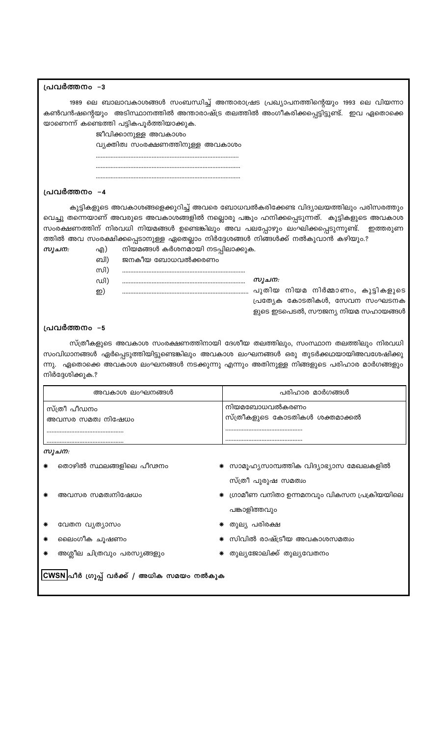### പ്രവർത്തനം -3

1989 ലെ ബാലാവകാശങ്ങൾ സംബന്ധിച്ച് അന്താരാഷ്ട്ര പ്രഖ്യാപനത്തിന്റെയും 1993 ലെ വിയന്നാ കൺവൻഷന്റെയും അടിസ്ഥാനത്തിൽ അന്താരാഷ്ട്ര തലത്തിൽ അംഗീകരിക്കപ്പെട്ടിട്ടുണ്ട്. ഇവ ഏതൊക്കെയാണെന്ന് കണ്ടെത്തി പട്ടികപൂർത്തിയാക്കുക.

ജീവിക്കാനുള്ള അവകാശം
വ്യക്തിത്വ സംരക്ഷണത്തിനുള്ള അവകാശം
.....................................................................................
.....................................................................................
.....................................................................................

### പ്രവർത്തനം -4

കുട്ടികളുടെ അവകാശങ്ങളെക്കുറിച്ച് അവരെ ബോധവൽകരിക്കേണ്ട വിദ്യാലയത്തിലും പരിസരത്തും വെച്ചു തന്നെയാണ് അവരുടെ അവകാശങ്ങളിൽ നല്ലൊരു പങ്കും ഹനിക്കപ്പെടുന്നത്. കുട്ടികളുടെ അവകാശ സംരക്ഷണത്തിന് നിരവധി നിയമങ്ങൾ ഉണ്ടെങ്കിലും അവ പലപ്പോഴും ലംഘിക്കപ്പെടുന്നുണ്ട്. ഇത്തരുണത്തിൽ അവ സംരക്ഷിക്കപ്പെടാനുള്ള ഏതെല്ലാം നിർദ്ദേശങ്ങൾ നിങ്ങൾക്ക് നൽകുവാൻ കഴിയും.?

*സൂചന:*

എ) നിയമങ്ങൾ കർശനമായി നടപ്പിലാക്കുക.
ബി) ജനകീയ ബോധവൽക്കരണം
സി) ..........................................................................
ഡി) ..........................................................................
ഇ) ..........................................................................

*സൂചന:*
പുതിയ നിയമ നിർമ്മാണം, കുട്ടികളുടെ പ്രത്യേക കോടതികൾ, സേവന സംഘടനകളുടെ ഇടപെടൽ, സൗജന്യ നിയമ സഹായങ്ങൾ

### പ്രവർത്തനം -5

സ്ത്രീകളുടെ അവകാശ സംരക്ഷണത്തിനായി ദേശീയ തലത്തിലും, സംസ്ഥാന തലത്തിലും നിരവധി സംവിധാനങ്ങൾ ഏർപ്പെടുത്തിയിട്ടുണ്ടെങ്കിലും അവകാശ ലംഘനങ്ങൾ ഒരു തുടർക്കഥയായിഅവശേഷിക്കുന്നു. ഏതൊക്കെ അവകാശ ലംഘനങ്ങൾ നടക്കുന്നു എന്നും അതിനുള്ള നിങ്ങളുടെ പരിഹാര മാർഗങ്ങളും നിർദ്ദേശിക്കുക.?

| അവകാശ ലംഘനങ്ങൾ | പരിഹാര മാർഗങ്ങൾ |
|---|---|
| സ്ത്രീ പീഡനം<br>അവസര സമത്വ നിഷേധം<br>..............................................<br>.............................................. | നിയമബോധവൽകരണം<br>സ്ത്രീകളുടെ കോടതികൾ ശക്തമാക്കൽ<br>..............................................<br>.............................................. |

*സൂചന:*

* തൊഴിൽ സ്ഥലങ്ങളിലെ പീഢനം
* അവസര സമത്വനിഷേധം
* വേതന വ്യത്യാസം
* ലൈംഗീക ചൂഷണം
* അശ്ലീല ചിത്രവും പരസ്യങ്ങളും

* സാമൂഹ്യസാമ്പത്തിക വിദ്യാഭ്യാസ മേഖലകളിൽ സ്ത്രീ പുരുഷ സമത്വം
* ഗ്രാമീണ വനിതാ ഉന്നമനവും വികസന പ്രക്രിയയിലെ പങ്കാളിത്തവും
* തുല്യ പരിരക്ഷ
* സിവിൽ രാഷ്ട്രീയ അവകാശസമത്വം
* തുല്യജോലിക്ക് തുല്യവേതനം

**CWSN** പിയർ ഗ്രൂപ്പ് വർക്ക് / അധിക സമയം നൽകുക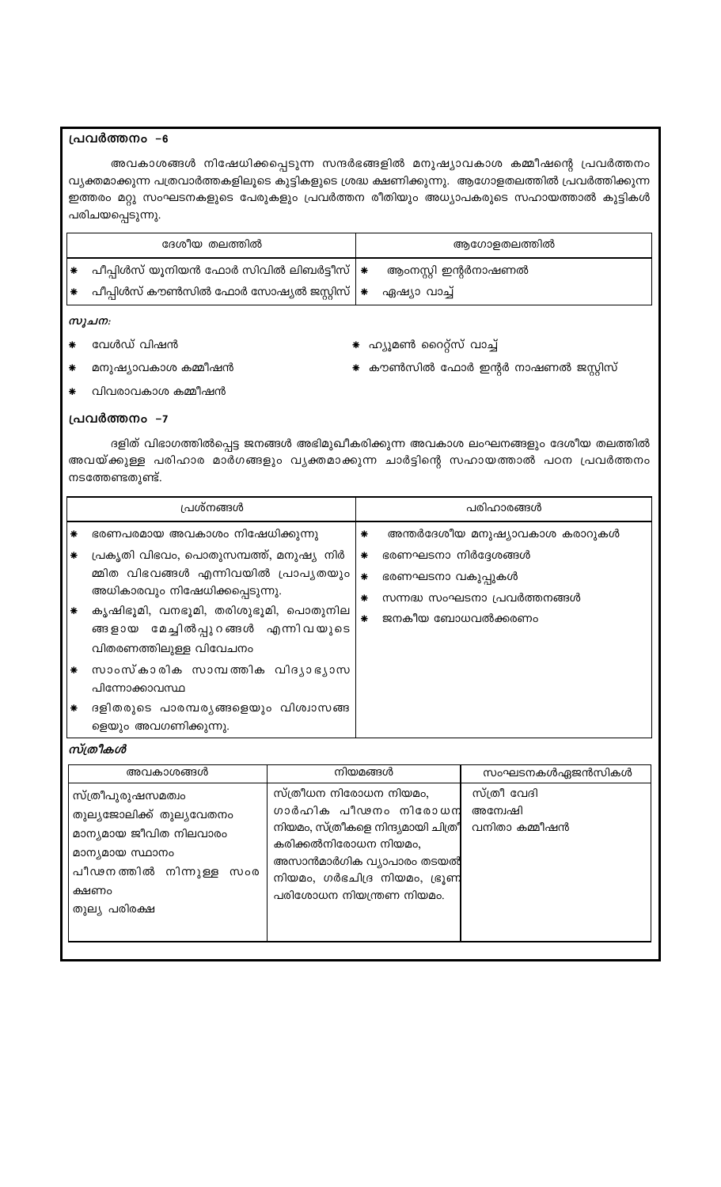**പ്രവർത്തനം -6**

അവകാശങ്ങൾ നിഷേധിക്കപ്പെടുന്ന സന്ദർഭങ്ങളിൽ മനുഷ്യാവകാശ കമ്മീഷന്റെ പ്രവർത്തനം വ്യക്തമാക്കുന്ന പത്രവാർത്തകളിലൂടെ കുട്ടികളുടെ ശ്രദ്ധ ക്ഷണിക്കുന്നു. ആഗോളതലത്തിൽ പ്രവർത്തിക്കുന്ന ഇത്തരം മറ്റു സംഘടനകളുടെ പേരുകളും പ്രവർത്തന രീതിയും അധ്യാപകരുടെ സഹായത്താൽ കുട്ടികൾ പരിചയപ്പെടുന്നു.

| ദേശീയ തലത്തിൽ | ആഗോളതലത്തിൽ |
|---|---|
| * പീപ്പിൾസ് യൂനിയൻ ഫോർ സിവിൽ ലിബർട്ടീസ് | * ആംനസ്റ്റി ഇന്റർനാഷണൽ |
| * പീപ്പിൾസ് കൗൺസിൽ ഫോർ സോഷ്യൽ ജസ്റ്റിസ് | * ഏഷ്യാ വാച്ച് |

*സൂചന:*

- * വേൾഡ് വിഷൻ
- * ഹ്യൂമൺ റൈറ്റ്സ് വാച്ച്
- * മനുഷ്യാവകാശ കമ്മീഷൻ
- * കൗൺസിൽ ഫോർ ഇന്റർ നാഷണൽ ജസ്റ്റിസ്
- * വിവരാവകാശ കമ്മീഷൻ

**പ്രവർത്തനം -7**

ദളിത് വിഭാഗത്തിൽപ്പെട്ട ജനങ്ങൾ അഭിമുഖീകരിക്കുന്ന അവകാശ ലംഘനങ്ങളും ദേശീയ തലത്തിൽ അവയ്ക്കുള്ള പരിഹാര മാർഗങ്ങളും വ്യക്തമാക്കുന്ന ചാർട്ടിന്റെ സഹായത്താൽ പഠന പ്രവർത്തനം നടത്തേണ്ടതുണ്ട്.

| പ്രശ്നങ്ങൾ | പരിഹാരങ്ങൾ |
|---|---|
| * ഭരണപരമായ അവകാശം നിഷേധിക്കുന്നു | * അന്തർദേശീയ മനുഷ്യാവകാശ കരാറുകൾ |
| * പ്രകൃതി വിഭവം, പൊതുസമ്പത്ത്, മനുഷ്യ നിർമ്മിത വിഭവങ്ങൾ എന്നിവയിൽ പ്രാപ്യതയും അധികാരവും നിഷേധിക്കപ്പെടുന്നു. | * ഭരണഘടനാ നിർദ്ദേശങ്ങൾ |
| * കൃഷിഭൂമി, വനഭൂമി, തരിശുഭൂമി, പൊതുനിലങ്ങളായ മേച്ചിൽപ്പുറങ്ങൾ എന്നിവയുടെ വിതരണത്തിലുള്ള വിവേചനം | * ഭരണഘടനാ വകുപ്പുകൾ |
| * സാംസ്കാരിക സാമ്പത്തിക വിദ്യാഭ്യാസ പിന്നോക്കാവസ്ഥ | * സന്നദ്ധ സംഘടനാ പ്രവർത്തനങ്ങൾ |
| * ദളിതരുടെ പാരമ്പര്യങ്ങളെയും വിശ്വാസങ്ങളെയും അവഗണിക്കുന്നു. | * ജനകീയ ബോധവൽക്കരണം |

***സ്ത്രീകൾ***

| അവകാശങ്ങൾ | നിയമങ്ങൾ | സംഘടനകൾഏജൻസികൾ |
|---|---|---|
| സ്ത്രീപുരുഷസമത്വം<br>തുല്യജോലിക്ക് തുല്യവേതനം<br>മാന്യമായ ജീവിത നിലവാരം<br>മാന്യമായ സ്ഥാനം<br>പീഢനത്തിൽ നിന്നുള്ള സംരക്ഷണം<br>തുല്യ പരിരക്ഷ | സ്ത്രീധന നിരോധന നിയമം, ഗാർഹിക പീഢനം നിരോധന നിയമം, സ്ത്രീകളെ നിന്ദ്യമായി ചിത്രീകരിക്കൽനിരോധന നിയമം, അസാൻമാർഗിക വ്യാപാരം തടയൽ നിയമം, ഗർഭചിദ്ര നിയമം, ഭ്രൂണ പരിശോധന നിയന്ത്രണ നിയമം. | സ്ത്രീ വേദി<br>അന്വേഷി<br>വനിതാ കമ്മീഷൻ |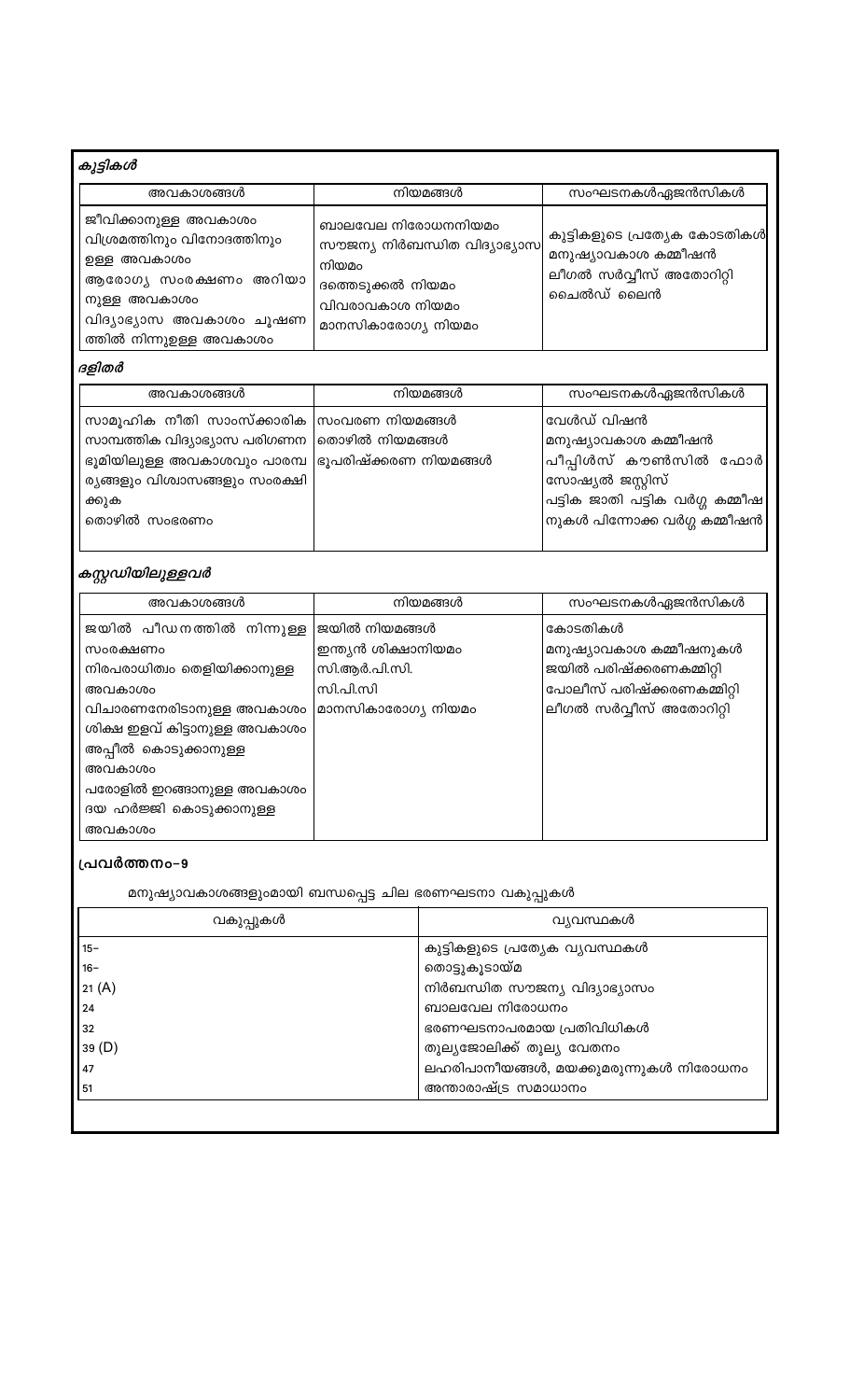### *കുട്ടികൾ*

| അവകാശങ്ങൾ | നിയമങ്ങൾ | സംഘടനകൾഏജൻസികൾ |
|---|---|---|
| ജീവിക്കാനുള്ള അവകാശം<br>വിശ്രമത്തിനും വിനോദത്തിനും ഉള്ള അവകാശം<br>ആരോഗ്യ സംരക്ഷണം അറിയാനുള്ള അവകാശം<br>വിദ്യാഭ്യാസ അവകാശം ചൂഷണത്തിൽ നിന്നുളള അവകാശം | ബാലവേല നിരോധനനിയമം<br>സൗജന്യ നിർബന്ധിത വിദ്യാഭ്യാസ നിയമം<br>ദത്തെടുക്കൽ നിയമം<br>വിവരാവകാശ നിയമം<br>മാനസികാരോഗ്യ നിയമം | കുട്ടികളുടെ പ്രത്യേക കോടതികൾ<br>മനുഷ്യാവകാശ കമ്മീഷൻ<br>ലീഗൽ സർവ്വീസ് അതോറിറ്റി<br>ചൈൽഡ് ലൈൻ |

### *ദളിതർ*

| അവകാശങ്ങൾ | നിയമങ്ങൾ | സംഘടനകൾഏജൻസികൾ |
|---|---|---|
| സാമൂഹിക നീതി സാംസ്ക്കാരിക സാമ്പത്തിക വിദ്യാഭ്യാസ പരിഗണന ഭൂമിയിലുള്ള അവകാശവും പാരമ്പര്യങ്ങളും വിശ്വാസങ്ങളും സംരക്ഷിക്കുക<br>തൊഴിൽ സംഭരണം | സംവരണ നിയമങ്ങൾ<br>തൊഴിൽ നിയമങ്ങൾ<br>ഭൂപരിഷ്ക്കരണ നിയമങ്ങൾ | വേൾഡ് വിഷൻ<br>മനുഷ്യാവകാശ കമ്മീഷൻ<br>പീപ്പിൾസ് കൗൺസിൽ ഫോർ സോഷ്യൽ ജസ്റ്റിസ്<br>പട്ടിക ജാതി പട്ടിക വർഗ്ഗ കമ്മീഷനുകൾ പിന്നോക്ക വർഗ്ഗ കമ്മീഷൻ |

### *കസ്റ്റഡിയിലുളളവർ*

| അവകാശങ്ങൾ | നിയമങ്ങൾ | സംഘടനകൾഏജൻസികൾ |
|---|---|---|
| ജയിൽ പീഡനത്തിൽ നിന്നുള്ള സംരക്ഷണം<br>നിരപരാധിത്വം തെളിയിക്കാനുള്ള അവകാശം<br>വിചാരണനേരിടാനുള്ള അവകാശം<br>ശിക്ഷ ഇളവ് കിട്ടാനുള്ള അവകാശം<br>അപ്പീൽ കൊടുക്കാനുള്ള അവകാശം<br>പരോളിൽ ഇറങ്ങാനുള്ള അവകാശം<br>ദയ ഹർജ്ജി കൊടുക്കാനുള്ള അവകാശം | ജയിൽ നിയമങ്ങൾ<br>ഇന്ത്യൻ ശിക്ഷാനിയമം<br>സി.ആർ.പി.സി.<br>സി.പി.സി<br>മാനസികാരോഗ്യ നിയമം | കോടതികൾ<br>മനുഷ്യാവകാശ കമ്മീഷനുകൾ<br>ജയിൽ പരിഷ്ക്കരണകമ്മിറ്റി<br>പോലീസ് പരിഷ്ക്കരണകമ്മിറ്റി<br>ലീഗൽ സർവ്വീസ് അതോറിറ്റി |

### പ്രവർത്തനം–9

മനുഷ്യാവകാശങ്ങളുംമായി ബന്ധപ്പെട്ട ചില ഭരണഘടനാ വകുപ്പുകൾ

| വകുപ്പുകൾ | വ്യവസ്ഥകൾ |
|---|---|
| 15– | കുട്ടികളുടെ പ്രത്യേക വ്യവസ്ഥകൾ |
| 16– | തൊട്ടുകൂടായ്മ |
| 21 (A) | നിർബന്ധിത സൗജന്യ വിദ്യാഭ്യാസം |
| 24 | ബാലവേല നിരോധനം |
| 32 | ഭരണഘടനാപരമായ പ്രതിവിധികൾ |
| 39 (D) | തുല്യജോലിക്ക് തുല്യ വേതനം |
| 47 | ലഹരിപാനീയങ്ങൾ, മയക്കുമരുന്നുകൾ നിരോധനം |
| 51 | അന്താരാഷ്ട്ര സമാധാനം |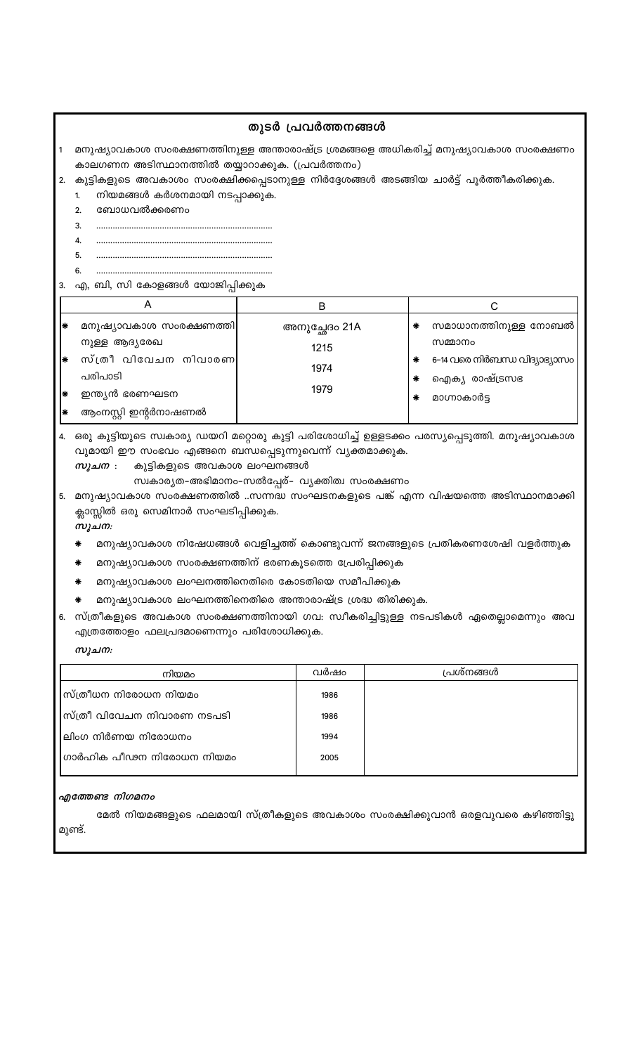## തുടർ പ്രവർത്തനങ്ങൾ

1. മനുഷ്യാവകാശ സംരക്ഷണത്തിനുള്ള അന്താരാഷ്ട്ര ശ്രമങ്ങളെ അധികരിച്ച് മനുഷ്യാവകാശ സംരക്ഷണം കാലഗണന അടിസ്ഥാനത്തിൽ തയ്യാറാക്കുക. (പ്രവർത്തനം)
2. കുട്ടികളുടെ അവകാശം സംരക്ഷിക്കപ്പെടാനുള്ള നിർദ്ദേശങ്ങൾ അടങ്ങിയ ചാർട്ട് പൂർത്തീകരിക്കുക.
   1. നിയമങ്ങൾ കർശനമായി നടപ്പാക്കുക.
   2. ബോധവൽക്കരണം
   3. ..........................................................................
   4. ..........................................................................
   5. ..........................................................................
   6. ..........................................................................
3. എ, ബി, സി കോളങ്ങൾ യോജിപ്പിക്കുക

| A | B | C |
|---|---|---|
| * മനുഷ്യാവകാശ സംരക്ഷണത്തിനുള്ള ആദ്യരേഖ | അനുച്ഛേദം 21A | * സമാധാനത്തിനുള്ള നോബൽ സമ്മാനം |
| * സ്ത്രീ വിവേചന നിവാരണ പരിപാടി | 1215 | * 6-14 വരെ നിർബന്ധ വിദ്യാഭ്യാസം |
| * ഇന്ത്യൻ ഭരണഘടന | 1974 | * ഐക്യ രാഷ്ട്രസഭ |
| * ആംനസ്റ്റി ഇന്റർനാഷണൽ | 1979 | * മാഗ്നാകാർട്ട |

4. ഒരു കുട്ടിയുടെ സ്വകാര്യ ഡയറി മറ്റൊരു കുട്ടി പരിശോധിച്ച് ഉള്ളടക്കം പരസ്യപ്പെടുത്തി. മനുഷ്യാവകാശവുമായി ഈ സംഭവം എങ്ങനെ ബന്ധപ്പെടുന്നുവെന്ന് വ്യക്തമാക്കുക.
   ***സൂചന*** : കുട്ടികളുടെ അവകാശ ലംഘനങ്ങൾ
   സ്വകാര്യത-അഭിമാനം-സൽപ്പേര്- വ്യക്തിത്വ സംരക്ഷണം
5. മനുഷ്യാവകാശ സംരക്ഷണത്തിൽ ..സന്നദ്ധ സംഘടനകളുടെ പങ്ക് എന്ന വിഷയത്തെ അടിസ്ഥാനമാക്കി ക്ലാസ്സിൽ ഒരു സെമിനാർ സംഘടിപ്പിക്കുക.
   ***സൂചന:***
   * മനുഷ്യാവകാശ നിഷേധങ്ങൾ വെളിച്ചത്ത് കൊണ്ടുവന്ന് ജനങ്ങളുടെ പ്രതികരണശേഷി വളർത്തുക
   * മനുഷ്യാവകാശ സംരക്ഷണത്തിന് ഭരണകൂടത്തെ പ്രേരിപ്പിക്കുക
   * മനുഷ്യാവകാശ ലംഘനത്തിനെതിരെ കോടതിയെ സമീപിക്കുക
   * മനുഷ്യാവകാശ ലംഘനത്തിനെതിരെ അന്താരാഷ്ട്ര ശ്രദ്ധ തിരിക്കുക.
6. സ്ത്രീകളുടെ അവകാശ സംരക്ഷണത്തിനായി ഗവ: സ്വീകരിച്ചിട്ടുള്ള നടപടികൾ ഏതെല്ലാമെന്നും അവ എത്രത്തോളം ഫലപ്രദമാണെന്നും പരിശോധിക്കുക.
   ***സൂചന:***

| നിയമം | വർഷം | പ്രശ്നങ്ങൾ |
|---|---|---|
| സ്ത്രീധന നിരോധന നിയമം | 1986 | |
| സ്ത്രീ വിവേചന നിവാരണ നടപടി | 1986 | |
| ലിംഗ നിർണയ നിരോധനം | 1994 | |
| ഗാർഹിക പീഢന നിരോധന നിയമം | 2005 | |

***എത്തേണ്ട നിഗമനം***

മേൽ നിയമങ്ങളുടെ ഫലമായി സ്ത്രീകളുടെ അവകാശം സംരക്ഷിക്കുവാൻ ഒരളവുവരെ കഴിഞ്ഞിട്ടുമുണ്ട്.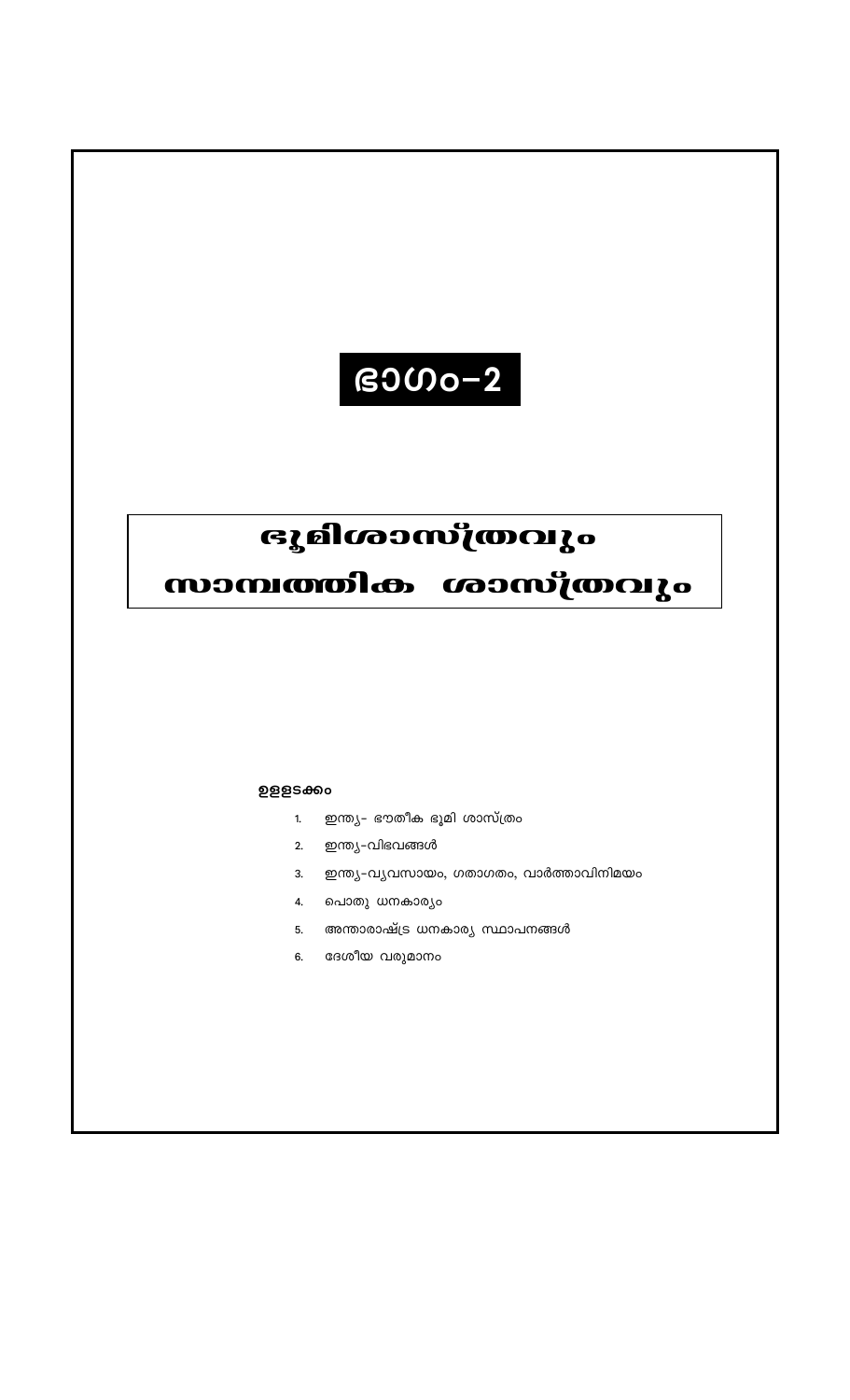# ഭാഗം-2

# ഭൂമിശാസ്ത്രവും സാമ്പത്തിക ശാസ്ത്രവും

**ഉള്ളടക്കം**

1. ഇന്ത്യ- ഭൗതീക ഭൂമി ശാസ്ത്രം
2. ഇന്ത്യ-വിഭവങ്ങൾ
3. ഇന്ത്യ-വ്യവസായം, ഗതാഗതം, വാർത്താവിനിമയം
4. പൊതു ധനകാര്യം
5. അന്താരാഷ്ട്ര ധനകാര്യ സ്ഥാപനങ്ങൾ
6. ദേശീയ വരുമാനം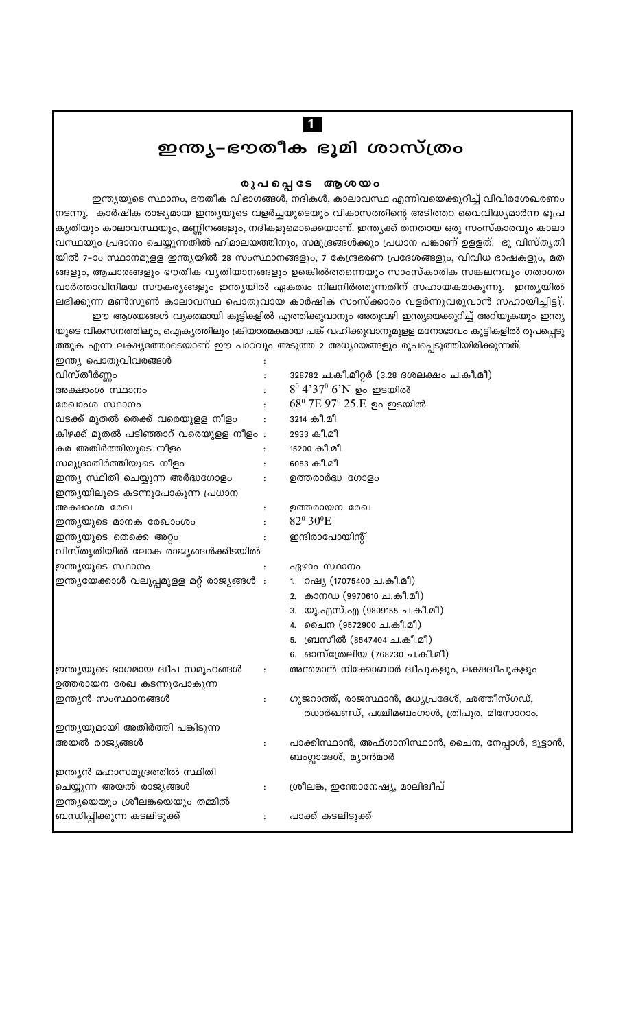# 1

# ഇന്ത്യ–ഭൗതീക ഭൂമി ശാസ്ത്രം

### രൂപപ്പെട്ടേ ആശയം

ഇന്ത്യയുടെ സ്ഥാനം, ഭൗതീക വിഭാഗങ്ങൾ, നദികൾ, കാലാവസ്ഥ എന്നിവയെക്കുറിച്ച് വിവിരശേഖരണം നടന്നു. കാർഷിക രാജ്യമായ ഇന്ത്യയുടെ വളർച്ചയുടെയും വികാസത്തിന്റെ അടിത്തറ വൈവിദ്ധ്യമാർന്ന ഭൂപ്രകൃതിയും കാലാവസ്ഥയും, മണ്ണിനങ്ങളും, നദികളുമൊക്കെയാണ്. ഇന്ത്യക്ക് തനതായ ഒരു സംസ്കാരവും കാലാവസ്ഥയും പ്രദാനം ചെയ്യുന്നതിൽ ഹിമാലയത്തിനും, സമുദ്രങ്ങൾക്കും പ്രധാന പങ്കാണ് ഉളളത്. ഭൂ വിസ്തൃതിയിൽ 7–ാം സ്ഥാനമുളള ഇന്ത്യയിൽ 28 സംസ്ഥാനങ്ങളും, 7 കേന്ദ്രഭരണ പ്രദേശങ്ങളും, വിവിധ ഭാഷകളും, മതങ്ങളും, ആചാരങ്ങളും ഭൗതീക വ്യതിയാനങ്ങളും ഉങ്കിൽത്തന്നെയും സാംസ്കാരിക സങ്കലനവും ഗതാഗത വാർത്താവിനിമയ സൗകര്യങ്ങളും ഇന്ത്യയിൽ ഏകത്വം നിലനിർത്തുന്നതിന് സഹായകമാകുന്നു. ഇന്ത്യയിൽ ലഭിക്കുന്ന മൺസൂൺ കാലാവസ്ഥ പൊതുവായ കാർഷിക സംസ്ക്കാരം വളർന്നുവരുവാൻ സഹായിച്ചിട്ട്.

ഈ ആശയങ്ങൾ വ്യക്തമായി കുട്ടികളിൽ എത്തിക്കുവാനും അതുവഴി ഇന്ത്യയെക്കുറിച്ച് അറിയുകയും ഇന്ത്യയുടെ വികസനത്തിലും, ഐക്യത്തിലും ക്രിയാത്മകമായ പങ്ക് വഹിക്കുവാനുമുളള മനോഭാവം കുട്ടികളിൽ രൂപപ്പെടുത്തുക എന്ന ലക്ഷ്യത്തോടെയാണ് ഈ പാഠവും അടുത്ത 2 അധ്യായങ്ങളും രൂപപ്പെടുത്തിയിരിക്കുന്നത്.

| ഇന്ത്യ പൊതുവിവരങ്ങൾ | : | |
|---|---|---|
| വിസ്തീർണ്ണം | : | 328782 ച.കീ.മീറ്റർ (3.28 ദശലക്ഷം ച.കീ.മീ) |
| അക്ഷാംശ സ്ഥാനം | : | $8^0 4'37^0 6'N$ ഉം ഇടയിൽ |
| രേഖാംശ സ്ഥാനം | : | $68^0$ 7E $97^0$ 25.E ഉം ഇടയിൽ |
| വടക്ക് മുതൽ തെക്ക് വരെയുളള നീളം | : | 3214 കീ.മീ |
| കിഴക്ക് മുതൽ പടിഞ്ഞാറ് വരെയുളള നീളം | : | 2933 കീ.മീ |
| കര അതിർത്തിയുടെ നീളം | : | 15200 കീ.മീ |
| സമുദ്രാതിർത്തിയുടെ നീളം | : | 6083 കീ.മീ |
| ഇന്ത്യ സ്ഥിതി ചെയ്യുന്ന അർദ്ധഗോളം | : | ഉത്തരാർദ്ധ ഗോളം |
| ഇന്ത്യയിലൂടെ കടന്നുപോകുന്ന പ്രധാന അക്ഷാംശ രേഖ | : | ഉത്തരായന രേഖ |
| ഇന്ത്യയുടെ മാനക രേഖാംശം | : | $82^0 30^0$E |
| ഇന്ത്യയുടെ തെക്കെ അറ്റം | : | ഇന്ദിരാപോയിന്റ് |
| വിസ്തൃതിയിൽ ലോക രാജ്യങ്ങൾക്കിടയിൽ ഇന്ത്യയുടെ സ്ഥാനം | : | ഏഴാം സ്ഥാനം |
| ഇന്ത്യയേക്കാൾ വലുപ്പമുളള മറ്റ് രാജ്യങ്ങൾ | : | 1. റഷ്യ (17075400 ച.കീ.മീ)<br>2. കാനഡ (9970610 ച.കീ.മീ)<br>3. യു.എസ്.എ (9809155 ച.കീ.മീ)<br>4. ചൈന (9572900 ച.കീ.മീ)<br>5. ബ്രസീൽ (8547404 ച.കീ.മീ)<br>6. ഓസ്ട്രേലിയ (768230 ച.കീ.മീ) |
| ഇന്ത്യയുടെ ഭാഗമായ ദ്വീപ സമൂഹങ്ങൾ | : | അന്തമാൻ നിക്കോബാർ ദ്വീപുകളും, ലക്ഷദ്വീപുകളും |
| ഉത്തരായന രേഖ കടന്നുപോകുന്ന ഇന്ത്യൻ സംസ്ഥാനങ്ങൾ | : | ഗുജറാത്ത്, രാജസ്ഥാൻ, മധ്യപ്രദേശ്, ഛത്തീസ്ഗഡ്, ഝാർഖണ്ഡ്, പശ്ചിമബംഗാൾ, ത്രിപുര, മിസോറാം. |
| ഇന്ത്യയുമായി അതിർത്തി പങ്കിടുന്ന അയൽ രാജ്യങ്ങൾ | : | പാക്കിസ്ഥാൻ, അഫ്ഗാനിസ്ഥാൻ, ചൈന, നേപ്പാൾ, ഭൂട്ടാൻ, ബംഗ്ലാദേശ്, മ്യാൻമാർ |
| ഇന്ത്യൻ മഹാസമുദ്രത്തിൽ സ്ഥിതി ചെയ്യുന്ന അയൽ രാജ്യങ്ങൾ | : | ശ്രീലങ്ക, ഇന്തോനേഷ്യ, മാലിദ്വീപ് |
| ഇന്ത്യയെയും ശ്രീലങ്കയെയും തമ്മിൽ ബന്ധിപ്പിക്കുന്ന കടലിടുക്ക് | : | പാക്ക് കടലിടുക്ക് |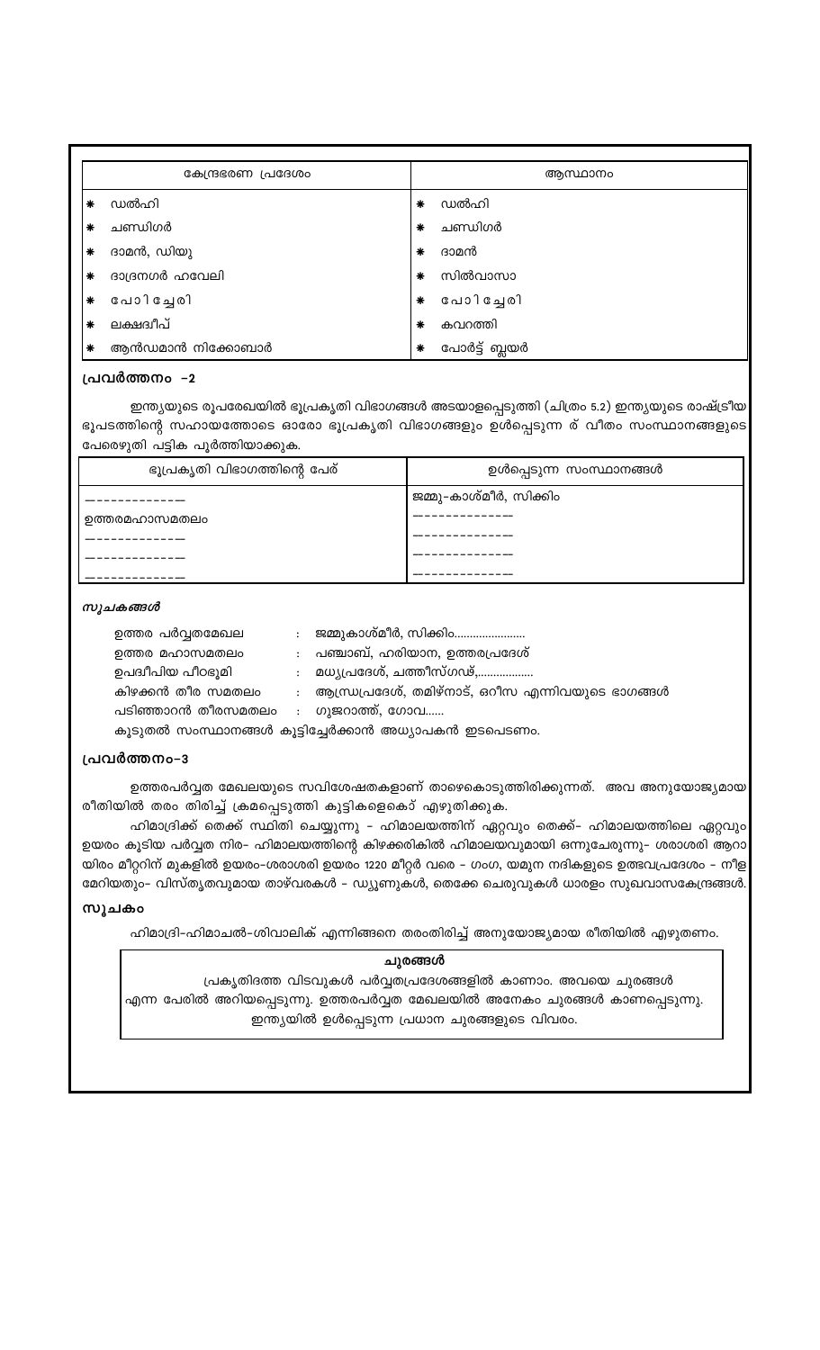| കേന്ദ്രഭരണ പ്രദേശം | ആസ്ഥാനം |
|---|---|
| * ഡൽഹി | * ഡൽഹി |
| * ചണ്ഡിഗർ | * ചണ്ഡിഗർ |
| * ദാമൻ, ഡിയു | * ദാമൻ |
| * ദാദ്രനഗർ ഹവേലി | * സിൽവാസാ |
| * പോിച്ചേരി | * പോിച്ചേരി |
| * ലക്ഷദ്വീപ് | * കവറത്തി |
| * ആൻഡമാൻ നിക്കോബാർ | * പോർട്ട് ബ്ലയർ |

## പ്രവർത്തനം –2

ഇന്ത്യയുടെ രൂപരേഖയിൽ ഭൂപ്രകൃതി വിഭാഗങ്ങൾ അടയാളപ്പെടുത്തി (ചിത്രം 5.2) ഇന്ത്യയുടെ രാഷ്ട്രീയ ഭൂപടത്തിന്റെ സഹായത്തോടെ ഓരോ ഭൂപ്രകൃതി വിഭാഗങ്ങളും ഉൾപ്പെടുന്ന ര് വീതം സംസ്ഥാനങ്ങളുടെ പേരെഴുതി പട്ടിക പൂർത്തിയാക്കുക.

| ഭൂപ്രകൃതി വിഭാഗത്തിന്റെ പേര് | ഉൾപ്പെടുന്ന സംസ്ഥാനങ്ങൾ |
|---|---|
| ------------- | ജമ്മു-കാശ്മീർ, സിക്കിം |
| ഉത്തരമഹാസമതലം | ------------- |
| ------------- | ------------- |
| ------------- | ------------- |
| ------------- | ------------- |

### *സൂചകങ്ങൾ*

ഉത്തര പർവ്വതമേഖല : ജമ്മുകാശ്മീർ, സിക്കിം......................

ഉത്തര മഹാസമതലം : പഞ്ചാബ്, ഹരിയാന, ഉത്തരപ്രദേശ്

ഉപദ്വീപിയ പീഠഭൂമി : മധ്യപ്രദേശ്, ഛത്തീസ്ഗഢ്,..................

കിഴക്കൻ തീര സമതലം : ആന്ധ്രപ്രദേശ്, തമിഴ്നാട്, ഒറീസ എന്നിവയുടെ ഭാഗങ്ങൾ

പടിഞ്ഞാറൻ തീരസമതലം : ഗുജറാത്ത്, ഗോവ......

കൂടുതൽ സംസ്ഥാനങ്ങൾ കൂട്ടിച്ചേർക്കാൻ അധ്യാപകൻ ഇടപെടണം.

## പ്രവർത്തനം–3

ഉത്തരപർവ്വത മേഖലയുടെ സവിശേഷതകളാണ് താഴെകൊടുത്തിരിക്കുന്നത്. അവ അനുയോജ്യമായ രീതിയിൽ തരം തിരിച്ച് ക്രമപ്പെടുത്തി കുട്ടികളെകൊ് എഴുതിക്കുക.

ഹിമാദ്രിക്ക് തെക്ക് സ്ഥിതി ചെയ്യുന്നു - ഹിമാലയത്തിന് ഏറ്റവും തെക്ക്- ഹിമാലയത്തിലെ ഏറ്റവും ഉയരം കൂടിയ പർവ്വത നിര- ഹിമാലയത്തിന്റെ കിഴക്കരികിൽ ഹിമാലയവുമായി ഒന്നുചേരുന്നു- ശരാശരി ആറായിരം മീറ്ററിന് മുകളിൽ ഉയരം-ശരാശരി ഉയരം 1220 മീറ്റർ വരെ - ഗംഗ, യമുന നദികളുടെ ഉത്ഭവപ്രദേശം - നീളമേറിയതും- വിസ്തൃതവുമായ താഴ്‌വരകൾ - ഡ്യൂണുകൾ, തെക്കേ ചെരുവുകൾ ധാരളം സുഖവാസകേന്ദ്രങ്ങൾ.

## സൂചകം

ഹിമാദ്രി-ഹിമാചൽ-ശിവാലിക് എന്നിങ്ങനെ തരംതിരിച്ച് അനുയോജ്യമായ രീതിയിൽ എഴുതണം.

**ചുരങ്ങൾ**

പ്രകൃതിദത്ത വിടവുകൾ പർവ്വതപ്രദേശങ്ങളിൽ കാണാം. അവയെ ചുരങ്ങൾ എന്ന പേരിൽ അറിയപ്പെടുന്നു. ഉത്തരപർവ്വത മേഖലയിൽ അനേകം ചുരങ്ങൾ കാണപ്പെടുന്നു. ഇന്ത്യയിൽ ഉൾപ്പെടുന്ന പ്രധാന ചുരങ്ങളുടെ വിവരം.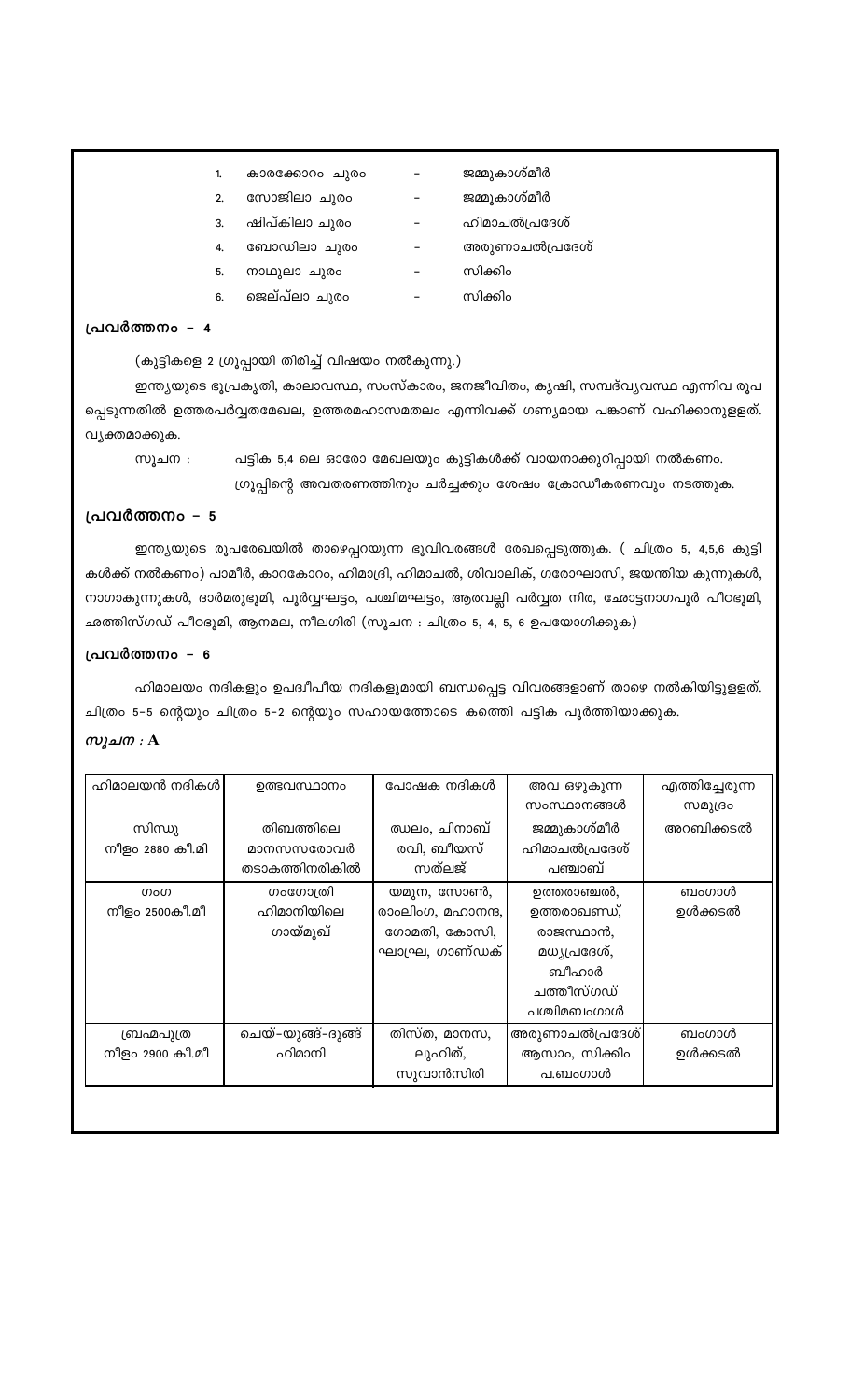1. കാരക്കോറം ചുരം - ജമ്മുകാശ്മീർ
2. സോജിലാ ചുരം - ജമ്മുകാശ്മീർ
3. ഷിപ്കിലാ ചുരം - ഹിമാചൽപ്രദേശ്
4. ബോംഡിലാ ചുരം - അരുണാചൽപ്രദേശ്
5. നാഥുലാ ചുരം - സിക്കിം
6. ജെല്പ്ലാ ചുരം - സിക്കിം

## പ്രവർത്തനം - 4

(കുട്ടികളെ 2 ഗ്രൂപ്പായി തിരിച്ച് വിഷയം നൽകുന്നു.)

ഇന്ത്യയുടെ ഭൂപ്രകൃതി, കാലാവസ്ഥ, സംസ്കാരം, ജനജീവിതം, കൃഷി, സമ്പദ്‌വ്യവസ്ഥ എന്നിവ രൂപപ്പെടുന്നതിൽ ഉത്തരപർവ്വതമേഖല, ഉത്തരമഹാസമതലം എന്നിവക്ക് ഗണ്യമായ പങ്കാണ് വഹിക്കാനുള്ളത്. വ്യക്തമാക്കുക.

സൂചന : പട്ടിക 5,4 ലെ ഓരോ മേഖലയും കുട്ടികൾക്ക് വായനാക്കുറിപ്പായി നൽകണം. ഗ്രൂപ്പിന്റെ അവതരണത്തിനും ചർച്ചക്കും ശേഷം ക്രോഡീകരണവും നടത്തുക.

## പ്രവർത്തനം - 5

ഇന്ത്യയുടെ രൂപരേഖയിൽ താഴെപ്പറയുന്ന ഭൂവിവരങ്ങൾ രേഖപ്പെടുത്തുക. ( ചിത്രം 5, 4,5,6 കുട്ടികൾക്ക് നൽകണം) പാമീർ, കാറകോറം, ഹിമാദ്രി, ഹിമാചൽ, ശിവാലിക്, ഗരോഘാസി, ജയന്തിയ കുന്നുകൾ, നാഗാകുന്നുകൾ, ദാർമരുഭൂമി, പൂർവ്വഘട്ടം, പശ്ചിമഘട്ടം, ആരവല്ലി പർവ്വത നിര, ഛോട്ടനാഗപൂർ പീഠഭൂമി, ഛത്തിസ്ഗഡ് പീഠഭൂമി, ആനമല, നീലഗിരി (സൂചന : ചിത്രം 5, 4, 5, 6 ഉപയോഗിക്കുക)

## പ്രവർത്തനം - 6

ഹിമാലയം നദികളും ഉപദ്വീപീയ നദികളുമായി ബന്ധപ്പെട്ട വിവരങ്ങളാണ് താഴെ നൽകിയിട്ടുളളത്. ചിത്രം 5-5 ന്റെയും ചിത്രം 5-2 ന്റെയും സഹായത്തോടെ കത്തെി പട്ടിക പൂർത്തിയാക്കുക.

*സൂചന : A*

| ഹിമാലയൻ നദികൾ | ഉത്ഭവസ്ഥാനം | പോഷക നദികൾ | അവ ഒഴുകുന്ന സംസ്ഥാനങ്ങൾ | എത്തിച്ചേരുന്ന സമുദ്രം |
|---|---|---|---|---|
| സിന്ധു നീളം 2880 കീ.മി | തിബത്തിലെ മാനസസരോവർ തടാകത്തിനരികിൽ | ഝലം, ചിനാബ് രവി, ബീയസ് സത്‌ലജ് | ജമ്മുകാശ്മീർ ഹിമാചൽപ്രദേശ് പഞ്ചാബ് | അറബിക്കടൽ |
| ഗംഗ നീളം 2500കീ.മീ | ഗംഗോത്രി ഹിമാനിയിലെ ഗായ്മുഖ് | യമുന, സോൺ, രാംലിംഗ, മഹാനന്ദ, ഗോമതി, കോസി, ഘാഘ്ര, ഗാണ്ഡക് | ഉത്തരാഞ്ചൽ, ഉത്തരാഖണ്ഡ്, രാജസ്ഥാൻ, മധ്യപ്രദേശ്, ബീഹാർ ഛത്തീസ്ഗഡ് പശ്ചിമബംഗാൾ | ബംഗാൾ ഉൾക്കടൽ |
| ബ്രഹ്മപുത്ര നീളം 2900 കീ.മീ | ചെയ്-യുങ്ങ്-ദുങ്ങ് ഹിമാനി | തിസ്ത, മാനസ, ലുഹിത്, സുവാൻസിരി | അരുണാചൽപ്രദേശ് ആസാം, സിക്കിം പ.ബംഗാൾ | ബംഗാൾ ഉൾക്കടൽ |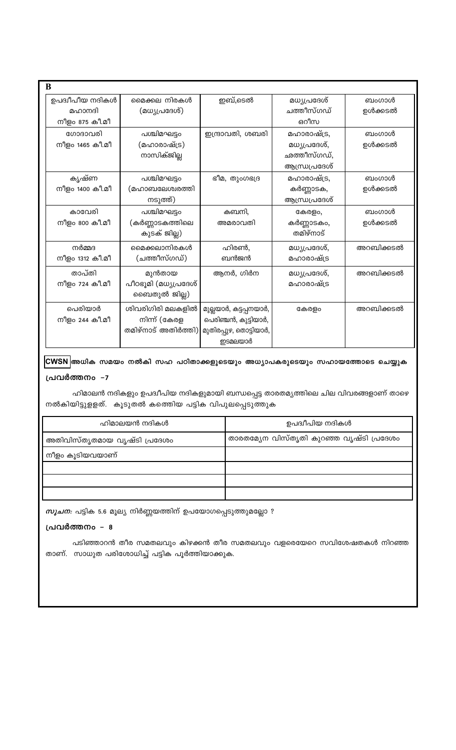**B**

| ഉപദ്വീപീയ നദികൾ | | | | |
|---|---|---|---|---|
| മഹാനദി<br>നീളം 875 കി.മീ | മൈക്കല നിരകൾ<br>(മധ്യപ്രദേശ്) | ഇബ്,ടെൽ | മധ്യപ്രദേശ്<br>ചത്തീസ്ഗഡ്<br>ഒറീസ | ബംഗാൾ<br>ഉൾക്കടൽ |
| ഗോദാവരി<br>നീളം 1465 കി.മീ | പശ്ചിമഘട്ടം<br>(മഹാരാഷ്ട്ര)<br>നാസിക്ജില്ല | ഇന്ദ്രാവതി, ശബരി | മഹാരാഷ്ട്ര,<br>മധ്യപ്രദേശ്,<br>ഛത്തീസ്ഗഡ്,<br>ആന്ധ്രപ്രദേശ് | ബംഗാൾ<br>ഉൾക്കടൽ |
| കൃഷ്ണ<br>നീളം 1400 കി.മീ | പശ്ചിമഘട്ടം<br>(മഹാബലേശ്വരത്തി<br>നടുത്ത്) | ഭീമ, തുംഗഭദ്ര | മഹാരാഷ്ട്ര,<br>കർണ്ണാടക,<br>ആന്ധ്രപ്രദേശ് | ബംഗാൾ<br>ഉൾക്കടൽ |
| കാവേരി<br>നീളം 800 കി.മീ | പശ്ചിമഘട്ടം<br>(കർണ്ണാടകത്തിലെ<br>കുടക് ജില്ല) | കബനി,<br>അമരാവതി | കേരളം,<br>കർണ്ണാടകം,<br>തമിഴ്നാട് | ബംഗാൾ<br>ഉൾക്കടൽ |
| നർമ്മദ<br>നീളം 1312 കി.മീ | മൈക്കലാനിരകൾ<br>(ചത്തീസ്ഗഡ്) | ഹിരൺ,<br>ബൻജൻ | മധ്യപ്രദേശ്,<br>മഹാരാഷ്ട്ര | അറബിക്കടൽ |
| താപ്തി<br>നീളം 724 കി.മീ | മുൻതായ<br>പീഠഭൂമി (മധ്യപ്രദേശ്<br>ബൈതുൽ ജില്ല) | ആനർ, ഗിർന | മധ്യപ്രദേശ്,<br>മഹാരാഷ്ട്ര | അറബിക്കടൽ |
| പെരിയാർ<br>നീളം 244 കി.മീ | ശിവഗിരി മലകളിൽ<br>നിന്ന് (കേരള<br>തമിഴ്നാട് അതിർത്തി) | മുല്ലയാർ, കട്ടപ്പനയാർ,<br>പെരിഞ്ചൻ, കുട്ടിയാർ,<br>മുതിരപ്പുഴ, തൊട്ടിയാർ,<br>ഇടമലയാർ | കേരളം | അറബിക്കടൽ |

**CWSN** **അധിക സമയം നൽകി സഹ പഠിതാക്കളുടെയും അധ്യാപകരുടെയും സഹായത്തോടെ ചെയ്യുക**

**പ്രവർത്തനം -7**

ഹിമാലൻ നദികളും ഉപദ്വീപീയ നദികളുമായി ബന്ധപ്പെട്ട താരതമ്യത്തിലെ ചില വിവരങ്ങളാണ് താഴെ നൽകിയിട്ടുള്ളത്. കൂടുതൽ കത്തെിയ പട്ടിക വിപുലപ്പെടുത്തുക

| ഹിമാലയൻ നദികൾ | ഉപദ്വീപീയ നദികൾ |
|---|---|
| അതിവിസ്തൃതമായ വൃഷ്ടി പ്രദേശം | താരതമ്യേന വിസ്തൃതി കുറഞ്ഞ വൃഷ്ടി പ്രദേശം |
| നീളം കൂടിയവയാണ് | |
| | |
| | |
| | |

***സൂചന:*** പട്ടിക 5.6 മൂല്യ നിർണ്ണയത്തിന് ഉപയോഗപ്പെടുത്തുമല്ലോ ?

**പ്രവർത്തനം - 8**

പടിഞ്ഞാറൻ തീര സമതലവും കിഴക്കൻ തീര സമതലവും വളരെയേറെ സവിശേഷതകൾ നിറഞ്ഞ താണ്. സാധുത പരിശോധിച്ച് പട്ടിക പൂർത്തിയാക്കുക.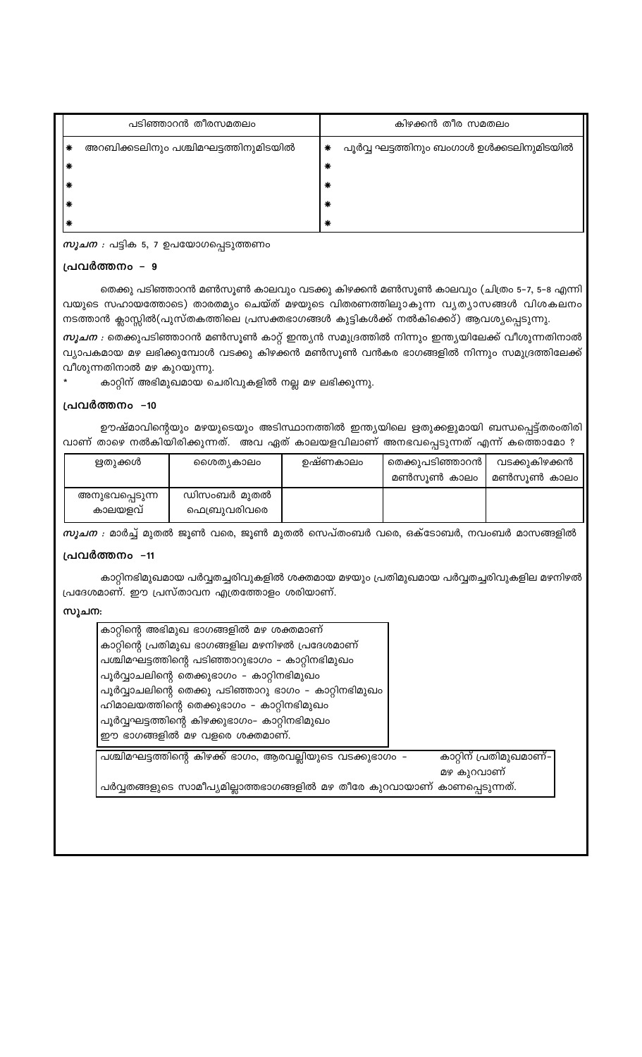| പടിഞ്ഞാറൻ തീരസമതലം | കിഴക്കൻ തീര സമതലം |
|---|---|
| * അറബിക്കടലിനും പശ്ചിമഘട്ടത്തിനുമിടയിൽ | * പൂർവ്വ ഘട്ടത്തിനും ബംഗാൾ ഉൾക്കടലിനുമിടയിൽ |
| * | * |
| * | * |
| * | * |
| * | * |

***സൂചന :*** പട്ടിക 5, 7 ഉപയോഗപ്പെടുത്തണം

### പ്രവർത്തനം – 9

തെക്കു പടിഞ്ഞാറൻ മൺസൂൺ കാലവും വടക്കു കിഴക്കൻ മൺസൂൺ കാലവും (ചിത്രം 5-7, 5-8 എന്നിവയുടെ സഹായത്തോടെ) താരതമ്യം ചെയ്ത് മഴയുടെ വിതരണത്തിലുാകുന്ന വ്യത്യാസങ്ങൾ വിശകലനം നടത്താൻ ക്ലാസ്സിൽ(പുസ്തകത്തിലെ പ്രസക്തഭാഗങ്ങൾ കുട്ടികൾക്ക് നൽകിക്കൊ്) ആവശ്യപ്പെടുന്നു.

***സൂചന :*** തെക്കുപടിഞ്ഞാറൻ മൺസൂൺ കാറ്റ് ഇന്ത്യൻ സമുദ്രത്തിൽ നിന്നും ഇന്ത്യയിലേക്ക് വീശുന്നതിനാൽ വ്യാപകമായ മഴ ലഭിക്കുമ്പോൾ വടക്കു കിഴക്കൻ മൺസൂൺ വൻകര ഭാഗങ്ങളിൽ നിന്നും സമുദ്രത്തിലേക്ക് വീശുന്നതിനാൽ മഴ കുറയുന്നു.

\* കാറ്റിന് അഭിമുഖമായ ചെരിവുകളിൽ നല്ല മഴ ലഭിക്കുന്നു.

### പ്രവർത്തനം –10

ഊഷ്മാവിന്റെയും മഴയുടെയും അടിസ്ഥാനത്തിൽ ഇന്ത്യയിലെ ഋതുക്കളുമായി ബന്ധപ്പെട്ട്തരംതിരിവാണ് താഴെ നൽകിയിരിക്കുന്നത്. അവ ഏത് കാലയളവിലാണ് അനഭവപ്പെടുന്നത് എന്ന് കത്തൊമോ ?

| ഋതുക്കൾ | ശൈത്യകാലം | ഉഷ്ണകാലം | തെക്കുപടിഞ്ഞാറൻ മൺസൂൺ കാലം | വടക്കുകിഴക്കൻ മൺസൂൺ കാലം |
|---|---|---|---|---|
| അനുഭവപ്പെടുന്ന കാലയളവ് | ഡിസംബർ മുതൽ ഫെബ്രുവരിവരെ | | | |

***സൂചന :*** മാർച്ച് മുതൽ ജൂൺ വരെ, ജൂൺ മുതൽ സെപ്തംബർ വരെ, ഒക്ടോബർ, നവംബർ മാസങ്ങളിൽ

### പ്രവർത്തനം –11

കാറ്റിനഭിമുഖമായ പർവ്വതച്ചരിവുകളിൽ ശക്തമായ മഴയും പ്രതിമുഖമായ പർവ്വതച്ചരിവുകളില മഴനിഴൽ പ്രദേശമാണ്. ഈ പ്രസ്താവന എത്രത്തോളം ശരിയാണ്.

**സൂചന:**

കാറ്റിന്റെ അഭിമുഖ ഭാഗങ്ങളിൽ മഴ ശക്തമാണ്
കാറ്റിന്റെ പ്രതിമുഖ ഭാഗങ്ങളില മഴനിഴൽ പ്രദേശമാണ്
പശ്ചിമഘട്ടത്തിന്റെ പടിഞ്ഞാറുഭാഗം – കാറ്റിനഭിമുഖം
പൂർവ്വാചലിന്റെ തെക്കുഭാഗം – കാറ്റിനഭിമുഖം
പൂർവ്വാചലിന്റെ തെക്കു പടിഞ്ഞാറു ഭാഗം – കാറ്റിനഭിമുഖം
ഹിമാലയത്തിന്റെ തെക്കുഭാഗം – കാറ്റിനഭിമുഖം
പൂർവ്വഘട്ടത്തിന്റെ കിഴക്കുഭാഗം– കാറ്റിനഭിമുഖം
ഈ ഭാഗങ്ങളിൽ മഴ വളരെ ശക്തമാണ്.

പശ്ചിമഘട്ടത്തിന്റെ കിഴക്ക് ഭാഗം, ആരവല്ലിയുടെ വടക്കുഭാഗം – കാറ്റിന് പ്രതിമുഖമാണ്– മഴ കുറവാണ്
പർവ്വതങ്ങളുടെ സാമീപ്യമില്ലാത്തഭാഗങ്ങളിൽ മഴ തീരേ കുറവായാണ് കാണപ്പെടുന്നത്.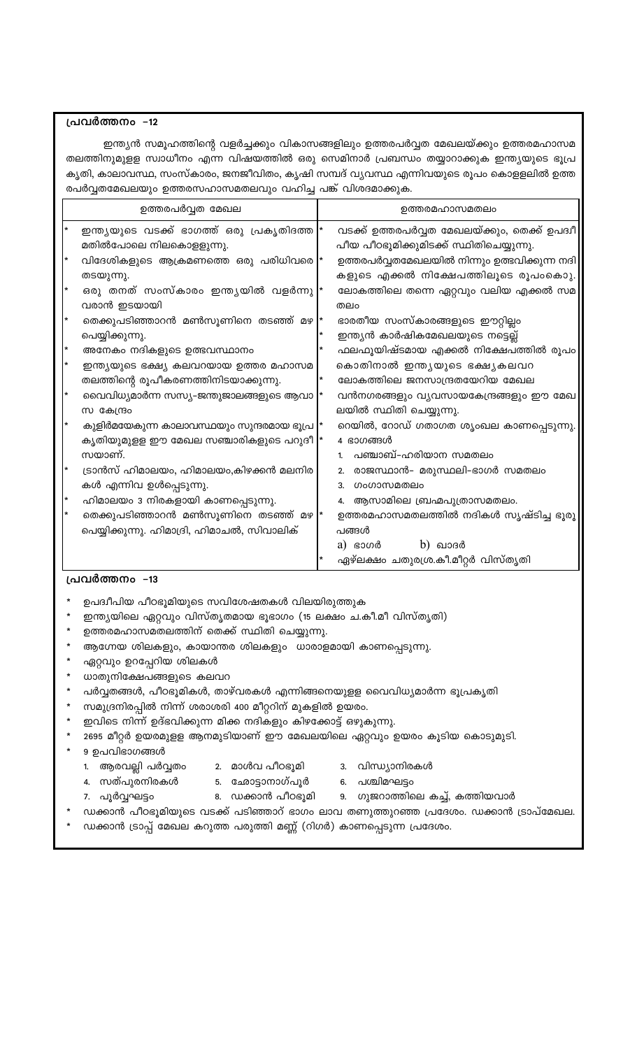## പ്രവർത്തനം –12

ഇന്ത്യൻ സമൂഹത്തിന്റെ വളർച്ചക്കും വികാസങ്ങളിലും ഉത്തരപർവ്വത മേഖലയ്ക്കും ഉത്തരമഹാസമ തലത്തിനുമുളള സ്വാധീനം എന്ന വിഷയത്തിൽ ഒരു സെമിനാർ പ്രബന്ധം തയ്യാറാക്കുക ഇന്ത്യയുടെ ഭൂപ്ര കൃതി, കാലാവസ്ഥ, സംസ്കാരം, ജനജീവിതം, കൃഷി സമ്പദ് വ്യവസ്ഥ എന്നിവയുടെ രൂപം കൊളളലിൽ ഉത്ത രപർവ്വതമേഖലയും ഉത്തരസഹാസമതലവും വഹിച്ച പങ്ക് വിശദമാക്കുക.

| ഉത്തരപർവ്വത മേഖല | ഉത്തരമഹാസമതലം |
|---|---|
| * ഇന്ത്യയുടെ വടക്ക് ഭാഗത്ത് ഒരു പ്രകൃതിദത്ത മതിൽപോലെ നിലകൊളളുന്നു.<br>* വിദേശികളുടെ ആക്രമണത്തെ ഒരു പരിധിവരെ തടയുന്നു.<br>* ഒരു തനത് സംസ്കാരം ഇന്ത്യയിൽ വളർന്നു വരാൻ ഇടയായി<br>* തെക്കുപടിഞ്ഞാറൻ മൺസൂണിനെ തടഞ്ഞ് മഴ പെയ്യിക്കുന്നു.<br>* അനേകം നദികളുടെ ഉത്ഭവസ്ഥാനം<br>* ഇന്ത്യയുടെ ഭക്ഷ്യ കലവറയായ ഉത്തര മഹാസമ തലത്തിന്റെ രൂപീകരണത്തിനിടയാക്കുന്നു.<br>* വൈവിധ്യമാർന്ന സസ്യ-ജന്തുജാലങ്ങളുടെ ആവാ സ കേന്ദ്രം<br>* കുളിർമയേകുന്ന കാലാവസ്ഥയും സുന്ദരമായ ഭൂപ്ര കൃതിയുമുളള ഈ മേഖല സഞ്ചാരികളുടെ പറുദീ സയാണ്.<br>* ട്രാൻസ് ഹിമാലയം, ഹിമാലയം,കിഴക്കൻ മലനിര കൾ എന്നിവ ഉൾപ്പെടുന്നു.<br>* ഹിമാലയം 3 നിരകളായി കാണപ്പെടുന്നു.<br>* തെക്കുപടിഞ്ഞാറൻ മൺസൂണിനെ തടഞ്ഞ് മഴ പെയ്യിക്കുന്നു. ഹിമാദ്രി, ഹിമാചൽ, സിവാലിക് | * വടക്ക് ഉത്തരപർവ്വത മേഖലയ്ക്കും, തെക്ക് ഉപദ്വീ പീയ പീഠഭൂമിക്കുമിടക്ക് സ്ഥിതിചെയ്യുന്നു.<br>* ഉത്തരപർവ്വതമേഖലയിൽ നിന്നും ഉത്ഭവിക്കുന്ന നദി കളുടെ എക്കൽ നിക്ഷേപത്തിലൂടെ രൂപംകൊ.<br>* ലോകത്തിലെ തന്നെ ഏറ്റവും വലിയ എക്കൽ സമ തലം<br>* ഭാരതീയ സംസ്കാരങ്ങളുടെ ഈറ്റില്ലം<br>* ഇന്ത്യൻ കാർഷികമേഖലയുടെ നട്ടെല്ല്<br>* ഫലഫൂയിഷ്ടമായ എക്കൽ നിക്ഷേപത്തിൽ രൂപം കൊതിനാൽ ഇന്ത്യയുടെ ഭക്ഷ്യകലവറ<br>* ലോകത്തിലെ ജനസാന്ദ്രതയേറിയ മേഖല<br>* വൻനഗരങ്ങളും വ്യവസായകേന്ദ്രങ്ങളും ഈ മേഖ ലയിൽ സ്ഥിതി ചെയ്യുന്നു.<br>* റെയിൽ, റോഡ് ഗതാഗത ശൃംഖല കാണപ്പെടുന്നു.<br>* 4 ഭാഗങ്ങൾ<br>1. പഞ്ചാബ്-ഹരിയാന സമതലം<br>2. രാജസ്ഥാൻ- മരുസ്ഥലി-ഭാഗർ സമതലം<br>3. ഗംഗാസമതലം<br>4. ആസാമിലെ ബ്രഹ്മപുത്രാസമതലം.<br>* ഉത്തരമഹാസമതലത്തിൽ നദികൾ സൃഷ്ടിച്ച ഭൂരൂ പങ്ങൾ<br>a) ഭാഗർ b) ഖാദർ<br>* ഏഴ്ലക്ഷം ചതുരശ്ര.കീ.മീറ്റർ വിസ്തൃതി |

## പ്രവർത്തനം –13

* ഉപദ്വീപിയ പീഠഭൂമിയുടെ സവിശേഷതകൾ വിലയിരുത്തുക
* ഇന്ത്യയിലെ ഏറ്റവും വിസ്തൃതമായ ഭൂഭാഗം (15 ലക്ഷം ച.കി.മീ വിസ്തൃതി)
* ഉത്തരമഹാസമതലത്തിന് തെക്ക് സ്ഥിതി ചെയ്യുന്നു.
* ആഗ്നേയ ശിലകളും, കായാന്തര ശിലകളും ധാരാളമായി കാണപ്പെടുന്നു.
* ഏറ്റവും ഉറപ്പേറിയ ശിലകൾ
* ധാതുനിക്ഷേപങ്ങളുടെ കലവറ
* പർവ്വതങ്ങൾ, പീഠഭൂമികൾ, താഴ്വരകൾ എന്നിങ്ങനെയുളള വൈവിധ്യമാർന്ന ഭൂപ്രകൃതി
* സമുദ്രനിരപ്പിൽ നിന്ന് ശരാശരി 400 മീറ്ററിന് മുകളിൽ ഉയരം.
* ഇവിടെ നിന്ന് ഉദ്ഭവിക്കുന്ന മിക്ക നദികളും കിഴക്കോട്ട് ഒഴുകുന്നു.
* 2695 മീറ്റർ ഉയരമുളള ആനമുടിയാണ് ഈ മേഖലയിലെ ഏറ്റവും ഉയരം കൂടിയ കൊടുമുടി.
* 9 ഉപവിഭാഗങ്ങൾ
  1. ആരവല്ലി പർവ്വതം
  2. മാൾവ പീഠഭൂമി
  3. വിന്ധ്യാനിരകൾ
  4. സത്പുരനിരകൾ
  5. ഛോട്ടാനാഗ്പൂർ
  6. പശ്ചിമഘട്ടം
  7. പൂർവ്വഘട്ടം
  8. ഡക്കാൻ പീഠഭൂമി
  9. ഗുജറാത്തിലെ കച്ച്, കത്തിയവാർ
* ഡക്കാൻ പീഠഭൂമിയുടെ വടക്ക് പടിഞ്ഞാറ് ഭാഗം ലാവ തണുത്തുറഞ്ഞ പ്രദേശം. ഡക്കാൻ ട്രാപ്മേഖല.
* ഡക്കാൻ ട്രാപ്പ് മേഖല കറുത്ത പരുത്തി മണ്ണ് (റിഗർ) കാണപ്പെടുന്ന പ്രദേശം.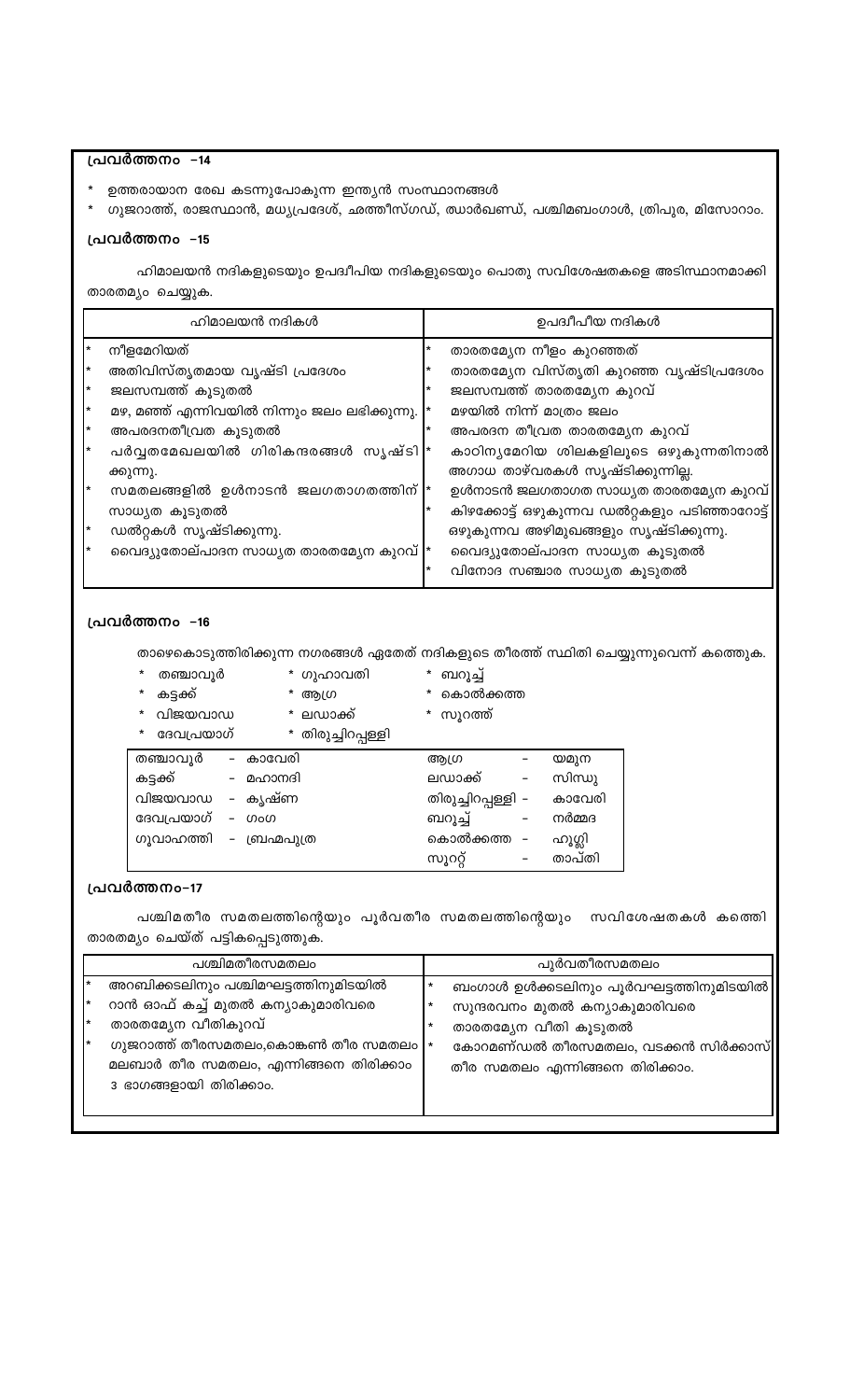## പ്രവർത്തനം -14

* ഉത്തരായാന രേഖ കടന്നുപോകുന്ന ഇന്ത്യൻ സംസ്ഥാനങ്ങൾ
* ഗുജറാത്ത്, രാജസ്ഥാൻ, മധ്യപ്രദേശ്, ഛത്തീസ്ഗഡ്, ഝാർഖണ്ഡ്, പശ്ചിമബംഗാൾ, ത്രിപുര, മിസോറാം.

## പ്രവർത്തനം -15

ഹിമാലയൻ നദികളുടെയും ഉപദ്വീപീയ നദികളുടെയും പൊതു സവിശേഷതകളെ അടിസ്ഥാനമാക്കി താരതമ്യം ചെയ്യുക.

| ഹിമാലയൻ നദികൾ | ഉപദ്വീപീയ നദികൾ |
|---|---|
| * നീളമേറിയത്<br>* അതിവിസ്തൃതമായ വൃഷ്ടി പ്രദേശം<br>* ജലസമ്പത്ത് കൂടുതൽ<br>* മഴ, മഞ്ഞ് എന്നിവയിൽ നിന്നും ജലം ലഭിക്കുന്നു.<br>* അപരദനതീവ്രത കൂടുതൽ<br>* പർവ്വതമേഖലയിൽ ഗിരികന്ദരങ്ങൾ സൃഷ്ടിക്കുന്നു.<br>* സമതലങ്ങളിൽ ഉൾനാടൻ ജലഗതാഗതത്തിന് സാധ്യത കൂടുതൽ<br>* ഡൽറ്റകൾ സൃഷ്ടിക്കുന്നു.<br>* വൈദ്യുതോല്പാദന സാധ്യത താരതമ്യേന കുറവ് | * താരതമ്യേന നീളം കുറഞ്ഞത്<br>* താരതമ്യേന വിസ്തൃതി കുറഞ്ഞ വൃഷ്ടിപ്രദേശം<br>* ജലസമ്പത്ത് താരതമ്യേന കുറവ്<br>* മഴയിൽ നിന്ന് മാത്രം ജലം<br>* അപരദന തീവ്രത താരതമ്യേന കുറവ്<br>* കാഠിന്യമേറിയ ശിലകളിലൂടെ ഒഴുകുന്നതിനാൽ അഗാധ താഴ്‌വരകൾ സൃഷ്ടിക്കുന്നില്ല.<br>* ഉൾനാടൻ ജലഗതാഗത സാധ്യത താരതമ്യേന കുറവ്<br>* കിഴക്കോട്ട് ഒഴുകുന്നവ ഡൽറ്റകളും പടിഞ്ഞാറോട്ട് ഒഴുകുന്നവ അഴിമുഖങ്ങളും സൃഷ്ടിക്കുന്നു.<br>* വൈദ്യുതോല്പാദന സാധ്യത കൂടുതൽ<br>* വിനോദ സഞ്ചാര സാധ്യത കൂടുതൽ |

## പ്രവർത്തനം -16

താഴെകൊടുത്തിരിക്കുന്ന നഗരങ്ങൾ ഏതേത് നദികളുടെ തീരത്ത് സ്ഥിതി ചെയ്യുന്നുവെന്ന് കണ്ടെത്തുക.

* തഞ്ചാവൂർ * ഗുഹാവതി * ബറൂച്ച്
* കട്ടക്ക് * ആഗ്ര * കൊൽക്കത്ത
* വിജയവാഡ * ലഡാക്ക് * സൂറത്ത്
* ദേവപ്രയാഗ് * തിരുച്ചിറപ്പള്ളി

| | | | | | |
|---|---|---|---|---|---|
| തഞ്ചാവൂർ | - | കാവേരി | ആഗ്ര | - | യമുന |
| കട്ടക്ക് | - | മഹാനദി | ലഡാക്ക് | - | സിന്ധു |
| വിജയവാഡ | - | കൃഷ്ണ | തിരുച്ചിറപ്പള്ളി | - | കാവേരി |
| ദേവപ്രയാഗ് | - | ഗംഗ | ബറൂച്ച് | - | നർമ്മദ |
| ഗുവാഹത്തി | - | ബ്രഹ്മപുത്ര | കൊൽക്കത്ത | - | ഹൂഗ്ലി |
| | | | സൂറ്റ് | - | താപ്തി |

## പ്രവർത്തനം-17

പശ്ചിമതീര സമതലത്തിന്റെയും പൂർവതീര സമതലത്തിന്റെയും സവിശേഷതകൾ കണ്ടെത്തി താരതമ്യം ചെയ്ത് പട്ടികപ്പെടുത്തുക.

| പശ്ചിമതീരസമതലം | പൂർവതീരസമതലം |
|---|---|
| * അറബിക്കടലിനും പശ്ചിമഘട്ടത്തിനുമിടയിൽ<br>* റാൻ ഓഫ് കച്ച് മുതൽ കന്യാകുമാരിവരെ<br>* താരതമ്യേന വീതികുറവ്<br>* ഗുജറാത്ത് തീരസമതലം,കൊങ്കൺ തീര സമതലം മലബാർ തീര സമതലം, എന്നിങ്ങനെ തിരിക്കാം 3 ഭാഗങ്ങളായി തിരിക്കാം. | * ബംഗാൾ ഉൾക്കടലിനും പൂർവഘട്ടത്തിനുമിടയിൽ<br>* സുന്ദരവനം മുതൽ കന്യാകുമാരിവരെ<br>* താരതമ്യേന വീതി കൂടുതൽ<br>* കോറമണ്ഡൽ തീരസമതലം, വടക്കൻ സിർക്കാസ് തീര സമതലം എന്നിങ്ങനെ തിരിക്കാം. |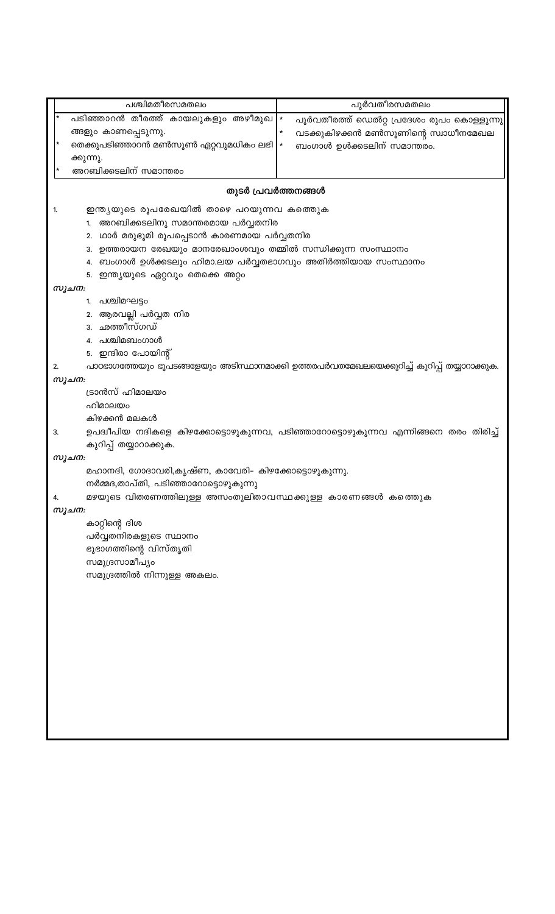| പശ്ചിമതീരസമതലം | പൂർവതീരസമതലം |
|---|---|
| * പടിഞ്ഞാറൻ തീരത്ത് കായലുകളും അഴീമുഖങ്ങളും കാണപ്പെടുന്നു.<br>* തെക്കുപടിഞ്ഞാറൻ മൺസൂൺ ഏറ്റവുമധികം ലഭിക്കുന്നു.<br>* അറബിക്കടലിന് സമാന്തരം | * പൂർവതീരത്ത് ഡെൽറ്റ പ്രദേശം രൂപം കൊള്ളുന്നു<br>* വടക്കുകിഴക്കൻ മൺസൂണിന്റെ സ്വാധീനമേഖല<br>* ബംഗാൾ ഉൾക്കടലിന് സമാന്തരം. |

## തുടർ പ്രവർത്തനങ്ങൾ

1. ഇന്ത്യയുടെ രൂപരേഖയിൽ താഴെ പറയുന്നവ കണ്ടെത്തുക
   1. അറബിക്കടലിനു സമാന്തരമായ പർവ്വതനിര
   2. ഥാർ മരുഭൂമി രൂപപ്പെടാൻ കാരണമായ പർവ്വതനിര
   3. ഉത്തരായന രേഖയും മാനരേഖാംശവും തമ്മിൽ സന്ധിക്കുന്ന സംസ്ഥാനം
   4. ബംഗാൾ ഉൾക്കടലും ഹിമാലയ പർവ്വതഭാഗവും അതിർത്തിയായ സംസ്ഥാനം
   5. ഇന്ത്യയുടെ ഏറ്റവും തെക്കെ അറ്റം

*സൂചന:*

1. പശ്ചിമഘട്ടം
2. ആരവല്ലി പർവ്വത നിര
3. ഛത്തീസ്ഗഡ്
4. പശ്ചിമബംഗാൾ
5. ഇന്ദിരാ പോയിന്റ്

2. പാഠഭാഗത്തേയും ഭൂപടങ്ങളേയും അടിസ്ഥാനമാക്കി ഉത്തരപർവതമേഖലയെക്കുറിച്ച് കുറിപ്പ് തയ്യാറാക്കുക.

*സൂചന:*

ട്രാൻസ് ഹിമാലയം
ഹിമാലയം
കിഴക്കൻ മലകൾ

3. ഉപദ്വീപിയ നദികളെ കിഴക്കോട്ടൊഴുകുന്നവ, പടിഞ്ഞാറോട്ടൊഴുകുന്നവ എന്നിങ്ങനെ തരം തിരിച്ച് കുറിപ്പ് തയ്യാറാക്കുക.

*സൂചന:*

മഹാനദി, ഗോദാവരി,കൃഷ്ണ, കാവേരി- കിഴക്കോട്ടൊഴുകുന്നു.
നർമ്മദ,താപ്തി, പടിഞ്ഞാറോട്ടൊഴുകുന്നു

4. മഴയുടെ വിതരണത്തിലുള്ള അസംതുലിതാവസ്ഥക്കുള്ള കാരണങ്ങൾ കണ്ടെത്തുക

*സൂചന:*

കാറ്റിന്റെ ദിശ
പർവ്വതനിരകളുടെ സ്ഥാനം
ഭൂഭാഗത്തിന്റെ വിസ്തൃതി
സമുദ്രസാമീപ്യം
സമുദ്രത്തിൽ നിന്നുള്ള അകലം.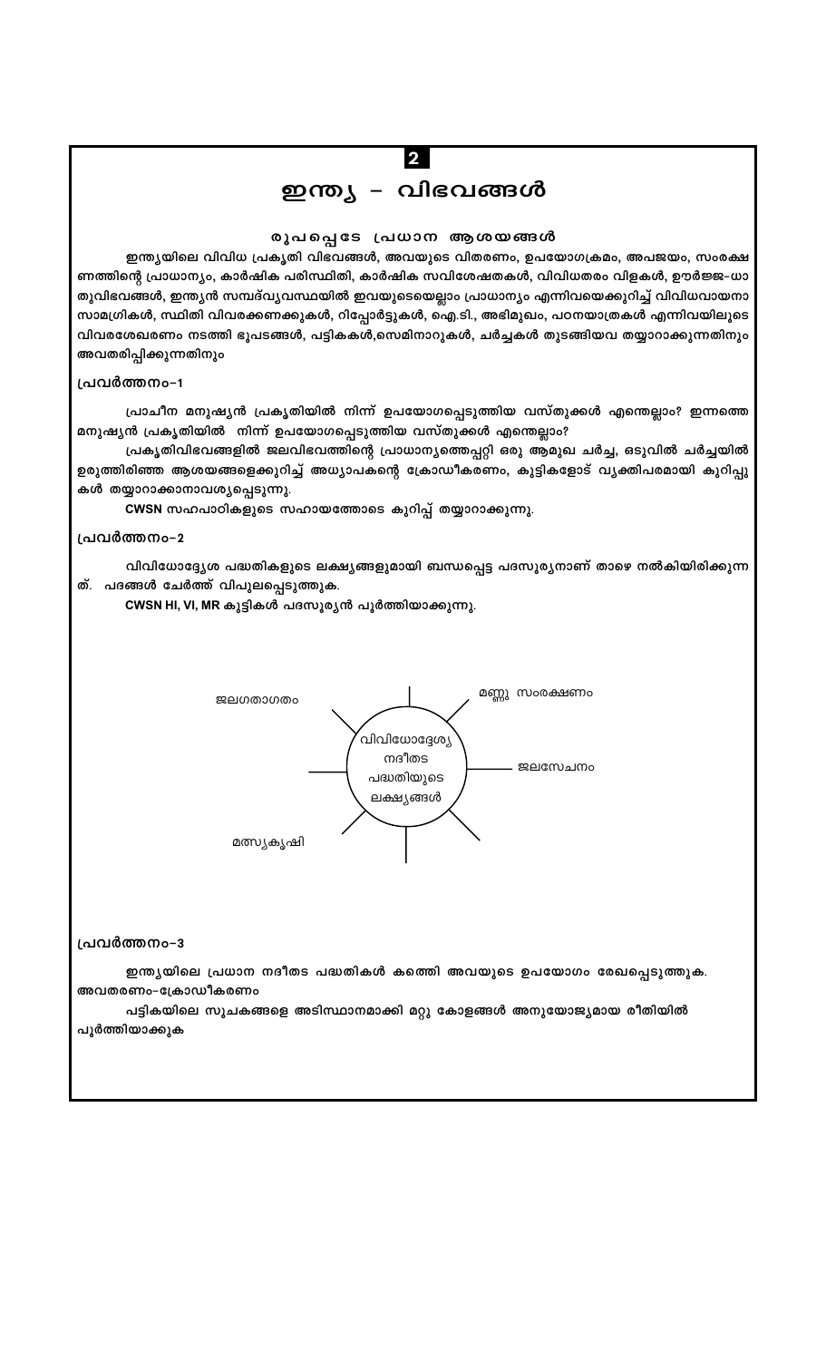**2**

# ഇന്ത്യ – വിഭവങ്ങൾ

### രൂപപ്പെടേ പ്രധാന ആശയങ്ങൾ

ഇന്ത്യയിലെ വിവിധ പ്രകൃതി വിഭവങ്ങൾ, അവയുടെ വിതരണം, ഉപയോഗക്രമം, അപജയം, സംരക്ഷണത്തിന്റെ പ്രാധാന്യം, കാർഷിക പരിസ്ഥിതി, കാർഷിക സവിശേഷതകൾ, വിവിധതരം വിളകൾ, ഊർജ്ജ-ധാതുവിഭവങ്ങൾ, ഇന്ത്യൻ സമ്പദ്‌വ്യവസ്ഥയിൽ ഇവയുടെയെല്ലാം പ്രാധാന്യം എന്നിവയെക്കുറിച്ച് വിവിധവായനാ സാമഗ്രികൾ, സ്ഥിതി വിവരക്കണക്കുകൾ, റിപ്പോർട്ടുകൾ, ഐ.ടി., അഭിമുഖം, പഠനയാത്രകൾ എന്നിവയിലൂടെ വിവരശേഖരണം നടത്തി ഭൂപടങ്ങൾ, പട്ടികകൾ,സെമിനാറുകൾ, ചർച്ചകൾ തുടങ്ങിയവ തയ്യാറാക്കുന്നതിനും അവതരിപ്പിക്കുന്നതിനും

**പ്രവർത്തനം-1**

പ്രാചീന മനുഷ്യൻ പ്രകൃതിയിൽ നിന്ന് ഉപയോഗപ്പെടുത്തിയ വസ്തുക്കൾ എന്തെല്ലാം? ഇന്നത്തെ മനുഷ്യൻ പ്രകൃതിയിൽ നിന്ന് ഉപയോഗപ്പെടുത്തിയ വസ്തുക്കൾ എന്തെല്ലാം?

പ്രകൃതിവിഭവങ്ങളിൽ ജലവിഭവത്തിന്റെ പ്രാധാന്യത്തെപ്പറ്റി ഒരു ആമുഖ ചർച്ച, ഒടുവിൽ ചർച്ചയിൽ ഉരുത്തിരിഞ്ഞ ആശയങ്ങളെക്കുറിച്ച് അധ്യാപകന്റെ ക്രോഡീകരണം, കുട്ടികളോട് വ്യക്തിപരമായി കുറിപ്പുകൾ തയ്യാറാക്കാനാവശ്യപ്പെടുന്നു.

CWSN സഹപാഠികളുടെ സഹായത്തോടെ കുറിപ്പ് തയ്യാറാക്കുന്നു.

**പ്രവർത്തനം-2**

വിവിധോദ്ദേശ്യ പദ്ധതികളുടെ ലക്ഷ്യങ്ങളുമായി ബന്ധപ്പെട്ട പദസൂര്യനാണ് താഴെ നൽകിയിരിക്കുന്നത്. പദങ്ങൾ ചേർത്ത് വിപുലപ്പെടുത്തുക.

CWSN HI, VI, MR കുട്ടികൾ പദസൂര്യൻ പൂർത്തിയാക്കുന്നു.

വിവിധോദ്ദേശ്യ നദീതട പദ്ധതിയുടെ ലക്ഷ്യങ്ങൾ:
- ജലഗതാഗതം
- മണ്ണു സംരക്ഷണം
- ജലസേചനം
- മത്സ്യകൃഷി

**പ്രവർത്തനം-3**

ഇന്ത്യയിലെ പ്രധാന നദീതട പദ്ധതികൾ കണ്ടെത്തി അവയുടെ ഉപയോഗം രേഖപ്പെടുത്തുക.

അവതരണം-ക്രോഡീകരണം

പട്ടികയിലെ സൂചകങ്ങളെ അടിസ്ഥാനമാക്കി മറ്റു കോളങ്ങൾ അനുയോജ്യമായ രീതിയിൽ പൂർത്തിയാക്കുക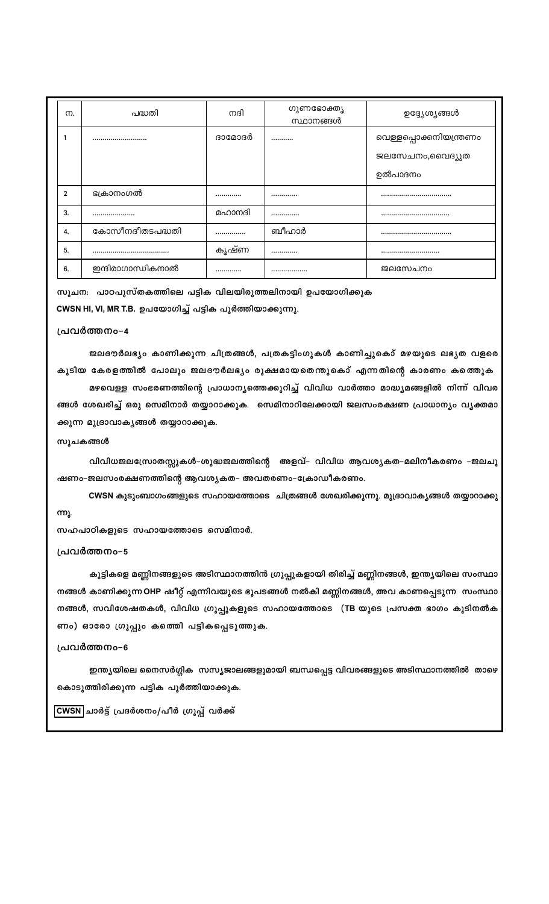| ന. | പദ്ധതി | നദി | ഗുണഭോക്തൃ സ്ഥാനങ്ങൾ | ഉദ്ദേശ്യങ്ങൾ |
|---|---|---|---|---|
| 1 | ......................... | ദാമോദർ | .......... | വെള്ളപ്പൊക്കനിയന്ത്രണം ജലസേചനം,വൈദ്യുത ഉൽപാദനം |
| 2 | ഭക്രാനംഗൽ | ............ | ............ | .................................. |
| 3. | .................... | മഹാനദി | ............. | ................................. |
| 4. | കോസീനദീതടപദ്ധതി | ............... | ബീഹാർ | .................................. |
| 5. | ..................................... | കൃഷ്ണ | ............ | ............................ |
| 6. | ഇന്ദിരാഗാന്ധികനാൽ | ............ | ................. | ജലസേചനം |

**സൂചന: പാഠപുസ്തകത്തിലെ പട്ടിക വിലയിരുത്തലിനായി ഉപയോഗിക്കുക**

**CWSN HI, VI, MR T.B. ഉപയോഗിച്ച് പട്ടിക പൂർത്തിയാക്കുന്നു.**

### പ്രവർത്തനം-4

**ജലദൗർലഭ്യം കാണിക്കുന്ന ചിത്രങ്ങൾ, പത്രകട്ടിംഗുകൾ കാണിച്ചുകൊ് മഴയുടെ ലഭ്യത വളരെ കൂടിയ കേരളത്തിൽ പോലും ജലദൗർലഭ്യം രൂക്ഷമായതെന്തുകൊ് എന്നതിന്റെ കാരണം കത്തുക**

**മഴവെള്ള സംഭരണത്തിന്റെ പ്രാധാന്യത്തെക്കുറിച്ച് വിവിധ വാർത്താ മാധ്യമങ്ങളിൽ നിന്ന് വിവരങ്ങൾ ശേഖരിച്ച് ഒരു സെമിനാർ തയ്യാറാക്കുക. സെമിനാറിലേക്കായി ജലസംരക്ഷണ പ്രാധാന്യം വ്യക്തമാക്കുന്ന മുദ്രാവാക്യങ്ങൾ തയ്യാറാക്കുക.**

**സൂചകങ്ങൾ**

**വിവിധജലസ്രോതസ്സുകൾ-ശുദ്ധജലത്തിന്റെ അളവ്- വിവിധ ആവശ്യകത-മലിനീകരണം -ജലചൂഷണം-ജലസംരക്ഷണത്തിന്റെ ആവശ്യകത- അവതരണം-ക്രോഡീകരണം.**

**CWSN കുടുംബാംഗങ്ങളുടെ സഹായത്തോടെ ചിത്രങ്ങൾ ശേഖരിക്കുന്നു. മുദ്രാവാക്യങ്ങൾ തയ്യാറാക്കുന്നു.**

**സഹപാഠികളുടെ സഹായത്തോടെ സെമിനാർ.**

### പ്രവർത്തനം-5

**കുട്ടികളെ മണ്ണിനങ്ങളുടെ അടിസ്ഥാനത്തിൻ ഗ്രൂപ്പുകളായി തിരിച്ച് മണ്ണിനങ്ങൾ, ഇന്ത്യയിലെ സംസ്ഥാനങ്ങൾ കാണിക്കുന്ന OHP ഷീറ്റ് എന്നിവയുടെ ഭൂപടങ്ങൾ നൽകി മണ്ണിനങ്ങൾ, അവ കാണപ്പെടുന്ന സംസ്ഥാനങ്ങൾ, സവിശേഷതകൾ, വിവിധ ഗ്രൂപ്പുകളുടെ സഹായത്തോടെ (TB യുടെ പ്രസക്ത ഭാഗം കൂടിനൽകണം) ഓരോ ഗ്രൂപ്പും കത്തി പട്ടികപ്പെടുത്തുക.**

### പ്രവർത്തനം-6

**ഇന്ത്യയിലെ നൈസർഗ്ഗിക സസ്യജാലങ്ങളുമായി ബന്ധപ്പെട്ട വിവരങ്ങളുടെ അടിസ്ഥാനത്തിൽ താഴെ കൊടുത്തിരിക്കുന്ന പട്ടിക പൂർത്തിയാക്കുക.**

**CWSN ചാർട്ട് പ്രദർശനം/പീർ ഗ്രൂപ്പ് വർക്ക്**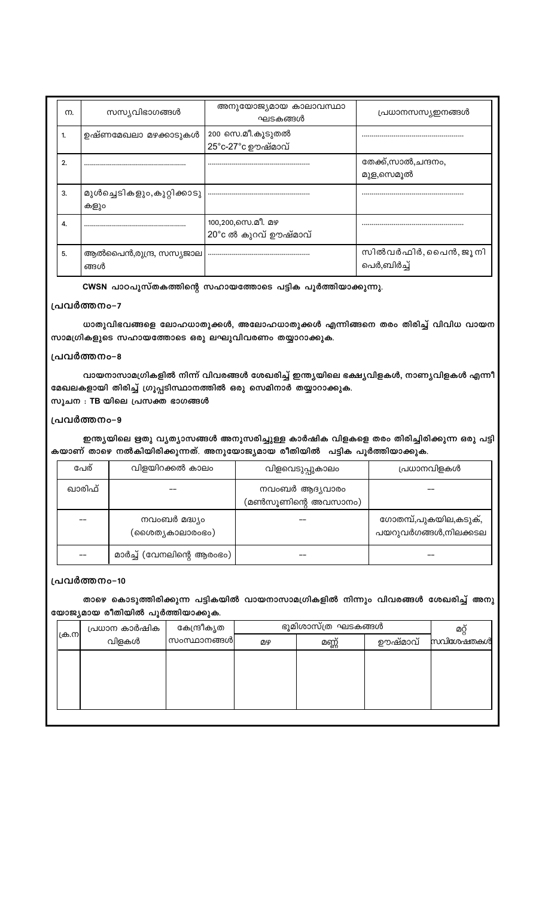| ന. | സസ്യവിഭാഗങ്ങൾ | അനുയോജ്യമായ കാലാവസ്ഥാ ഘടകങ്ങൾ | പ്രധാനസസ്യഇനങ്ങൾ |
|---|---|---|---|
| 1. | ഉഷ്ണമേഖലാ മഴക്കാടുകൾ | 200 സെ.മീ.കൂടുതൽ 25°c-27°c ഊഷ്മാവ് | ................................................ |
| 2. | ................................................ | ................................................ | തേക്ക്,സാൽ,ചന്ദനം, മുള,സെമൂൽ |
| 3. | മുൾച്ചെടികളും,കുറ്റിക്കാടുകളും | ................................................ | ................................................ |
| 4. | ................................................ | 100,200,സെ.മീ. മഴ 20°c ൽ കുറവ് ഊഷ്മാവ് | ................................................ |
| 5. | ആൽപൈൻ,തുന്ദ്ര, സസ്യജാലങ്ങൾ | ................................................ | സിൽവർഫിർ, പൈൻ, ജൂനിപെർ,ബിർച്ച് |

**CWSN പാഠപുസ്തകത്തിന്റെ സഹായത്തോടെ പട്ടിക പൂർത്തിയാക്കുന്നു.**

### പ്രവർത്തനം-7

**ധാതുവിഭവങ്ങളെ ലോഹധാതുക്കൾ, അലോഹധാതുക്കൾ എന്നിങ്ങനെ തരം തിരിച്ച് വിവിധ വായന സാമഗ്രികളുടെ സഹായത്തോടെ ഒരു ലഘുവിവരണം തയ്യാറാക്കുക.**

### പ്രവർത്തനം-8

**വായനാസാമഗ്രികളിൽ നിന്ന് വിവരങ്ങൾ ശേഖരിച്ച് ഇന്ത്യയിലെ ഭക്ഷ്യവിളകൾ, നാണ്യവിളകൾ എന്നീ മേഖലകളായി തിരിച്ച് ഗ്രൂപ്പടിസ്ഥാനത്തിൽ ഒരു സെമിനാർ തയ്യാറാക്കുക.**

**സൂചന : TB യിലെ പ്രസക്ത ഭാഗങ്ങൾ**

### പ്രവർത്തനം-9

**ഇന്ത്യയിലെ ഋതു വ്യത്യാസങ്ങൾ അനുസരിച്ചുള്ള കാർഷിക വിളകളെ തരം തിരിച്ചിരിക്കുന്ന ഒരു പട്ടികയാണ് താഴെ നൽകിയിരിക്കുന്നത്. അനുയോജ്യമായ രീതിയിൽ പട്ടിക പൂർത്തിയാക്കുക.**

| പേര് | വിളയിറക്കൽ കാലം | വിളവെടുപ്പുകാലം | പ്രധാനവിളകൾ |
|---|---|---|---|
| ഖാരിഫ് | -- | നവംബർ ആദ്യവാരം (മൺസൂണിന്റെ അവസാനം) | -- |
| -- | നവംബർ മദ്ധ്യം (ശൈത്യകാലാരംഭം) | -- | ഗോതമ്പ്,പുകയില,കടുക്, പയറുവർഗങ്ങൾ,നിലക്കടല |
| -- | മാർച്ച് (വേനലിന്റെ ആരംഭം) | -- | -- |

### പ്രവർത്തനം-10

**താഴെ കൊടുത്തിരിക്കുന്ന പട്ടികയിൽ വായനാസാമഗ്രികളിൽ നിന്നും വിവരങ്ങൾ ശേഖരിച്ച് അനുയോജ്യമായ രീതിയിൽ പൂർത്തിയാക്കുക.**

| ക്ര.ന | പ്രധാന കാർഷിക വിളകൾ | കേന്ദ്രീകൃത സംസ്ഥാനങ്ങൾ | ഭൂമിശാസ്ത്ര ഘടകങ്ങൾ | | | മറ്റ് സവിശേഷതകൾ |
|---|---|---|---|---|---|---|
| | | | മഴ | മണ്ണ് | ഊഷ്മാവ് | |
| | | | | | | |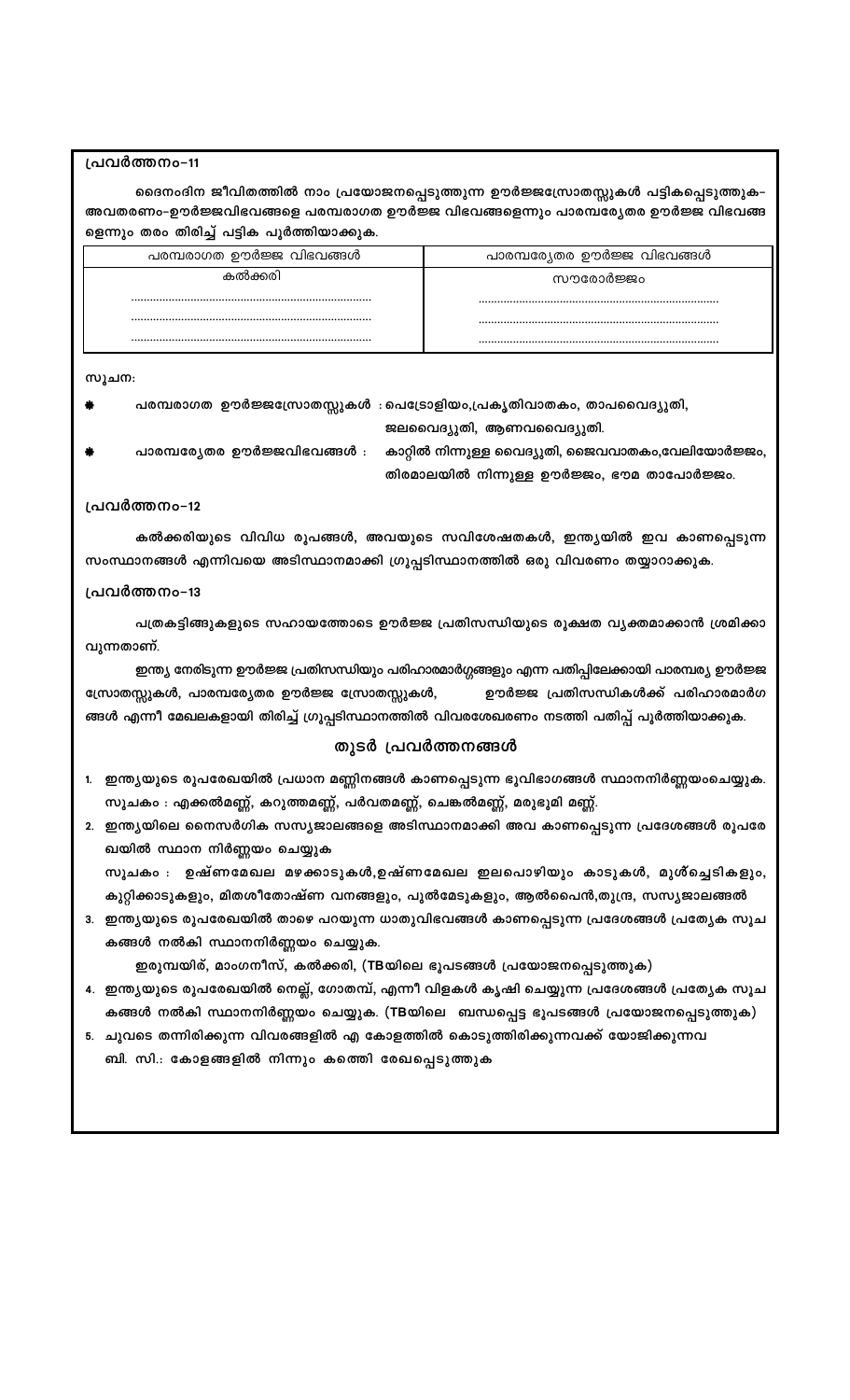### പ്രവർത്തനം-11

ദൈനംദിന ജീവിതത്തിൽ നാം പ്രയോജനപ്പെടുത്തുന്ന ഊർജ്ജസ്രോതസ്സുകൾ പട്ടികപ്പെടുത്തുക- അവതരണം-ഊർജ്ജവിഭവങ്ങളെ പരമ്പരാഗത ഊർജ്ജ വിഭവങ്ങളെന്നും പാരമ്പര്യേതര ഊർജ്ജ വിഭവങ്ങ ളെന്നും തരം തിരിച്ച് പട്ടിക പൂർത്തിയാക്കുക.

| പരമ്പരാഗത ഊർജ്ജ വിഭവങ്ങൾ | പാരമ്പര്യേതര ഊർജ്ജ വിഭവങ്ങൾ |
|---|---|
| കൽക്കരി | സൗരോർജ്ജം |
| ........................................ | ........................................ |
| ........................................ | ........................................ |
| ........................................ | ........................................ |

സൂചന:

- പരമ്പരാഗത ഊർജ്ജസ്രോതസ്സുകൾ : പെട്രോളിയം,പ്രകൃതിവാതകം, താപവൈദ്യുതി, ജലവൈദ്യുതി, ആണവവൈദ്യുതി.
- പാരമ്പര്യേതര ഊർജ്ജവിഭവങ്ങൾ : കാറ്റിൽ നിന്നുള്ള വൈദ്യുതി, ജൈവവാതകം,വേലിയോർജ്ജം, തിരമാലയിൽ നിന്നുള്ള ഊർജ്ജം, ഭൗമ താപോർജ്ജം.

### പ്രവർത്തനം-12

കൽക്കരിയുടെ വിവിധ രൂപങ്ങൾ, അവയുടെ സവിശേഷതകൾ, ഇന്ത്യയിൽ ഇവ കാണപ്പെടുന്ന സംസ്ഥാനങ്ങൾ എന്നിവയെ അടിസ്ഥാനമാക്കി ഗ്രൂപ്പടിസ്ഥാനത്തിൽ ഒരു വിവരണം തയ്യാറാക്കുക.

### പ്രവർത്തനം-13

പത്രകട്ടിങ്ങുകളുടെ സഹായത്തോടെ ഊർജ്ജ പ്രതിസന്ധിയുടെ രൂക്ഷത വ്യക്തമാക്കാൻ ശ്രമിക്കാ വുന്നതാണ്.

ഇന്ത്യ നേരിടുന്ന ഊർജ്ജ പ്രതിസന്ധിയും പരിഹാരമാർഗ്ഗങ്ങളും എന്ന പതിപ്പിലേക്കായി പാരമ്പര്യ ഊർജ്ജ സ്രോതസ്സുകൾ, പാരമ്പര്യേതര ഊർജ്ജ സ്രോതസ്സുകൾ, ഊർജ്ജ പ്രതിസന്ധികൾക്ക് പരിഹാരമാർഗ ങ്ങൾ എന്നീ മേഖലകളായി തിരിച്ച് ഗ്രൂപ്പടിസ്ഥാനത്തിൽ വിവരശേഖരണം നടത്തി പതിപ്പ് പൂർത്തിയാക്കുക.

## തുടർ പ്രവർത്തനങ്ങൾ

1. ഇന്ത്യയുടെ രൂപരേഖയിൽ പ്രധാന മണ്ണിനങ്ങൾ കാണപ്പെടുന്ന ഭൂവിഭാഗങ്ങൾ സ്ഥാനനിർണ്ണയംചെയ്യുക. സൂചകം : എക്കൽമണ്ണ്, കറുത്തമണ്ണ്, പർവതമണ്ണ്, ചെങ്കൽമണ്ണ്, മരുഭൂമി മണ്ണ്.
2. ഇന്ത്യയിലെ നൈസർഗിക സസ്യജാലങ്ങളെ അടിസ്ഥാനമാക്കി അവ കാണപ്പെടുന്ന പ്രദേശങ്ങൾ രൂപരേ ഖയിൽ സ്ഥാന നിർണ്ണയം ചെയ്യുക
   സൂചകം : ഉഷ്ണമേഖല മഴക്കാടുകൾ,ഉഷ്ണമേഖല ഇലപൊഴിയും കാടുകൾ, മുൾച്ചെടികളും, കുറ്റിക്കാടുകളും, മിതശീതോഷ്ണ വനങ്ങളും, പുൽമേടുകളും, ആൽപൈൻ,തുന്ദ്ര, സസ്യജാലങ്ങൽ
3. ഇന്ത്യയുടെ രൂപരേഖയിൽ താഴെ പറയുന്ന ധാതുവിഭവങ്ങൾ കാണപ്പെടുന്ന പ്രദേശങ്ങൾ പ്രത്യേക സൂച കങ്ങൾ നൽകി സ്ഥാനനിർണ്ണയം ചെയ്യുക.
   ഇരുമ്പയിര്, മാംഗനീസ്, കൽക്കരി, (TBയിലെ ഭൂപടങ്ങൾ പ്രയോജനപ്പെടുത്തുക)
4. ഇന്ത്യയുടെ രൂപരേഖയിൽ നെല്ല്, ഗോതമ്പ്, എന്നീ വിളകൾ കൃഷി ചെയ്യുന്ന പ്രദേശങ്ങൾ പ്രത്യേക സൂച കങ്ങൾ നൽകി സ്ഥാനനിർണ്ണയം ചെയ്യുക. (TBയിലെ ബന്ധപ്പെട്ട ഭൂപടങ്ങൾ പ്രയോജനപ്പെടുത്തുക)
5. ചുവടെ തന്നിരിക്കുന്ന വിവരങ്ങളിൽ എ കോളത്തിൽ കൊടുത്തിരിക്കുന്നവക്ക് യോജിക്കുന്നവ ബി. സി.: കോളങ്ങളിൽ നിന്നും കത്തെി രേഖപ്പെടുത്തുക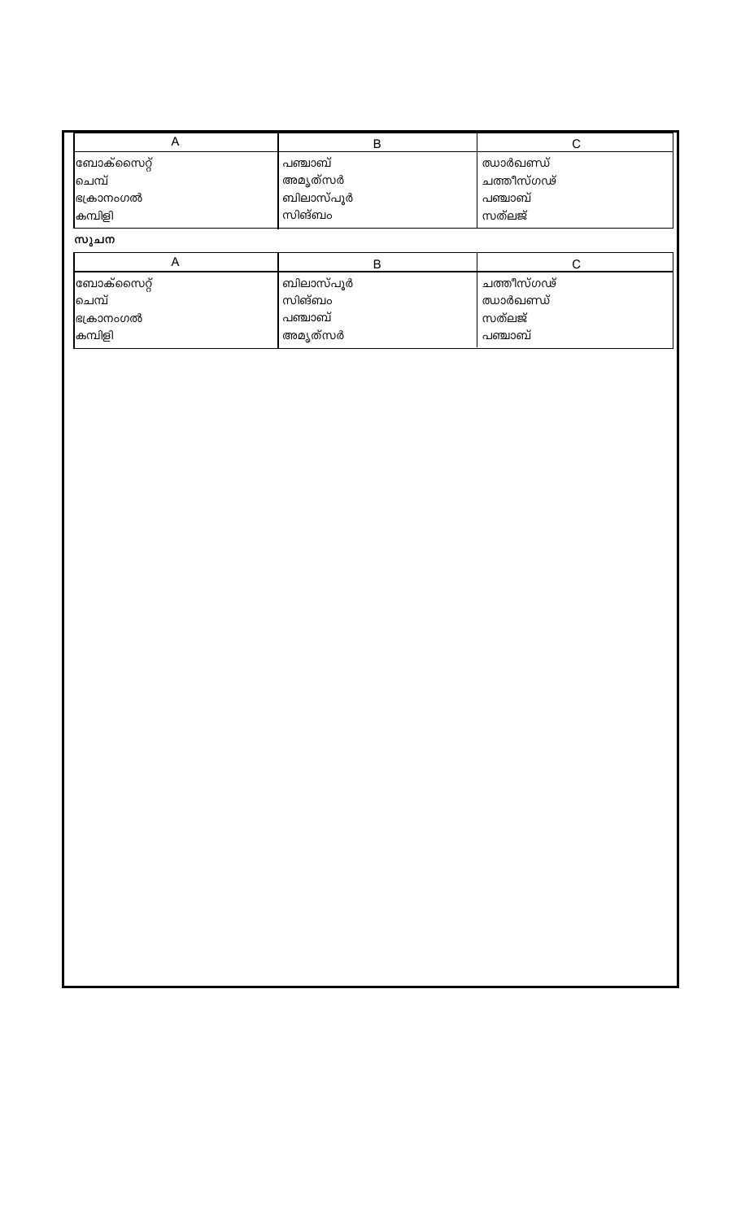| A | B | C |
|---|---|---|
| ബോക്സൈറ്റ് | പഞ്ചാബ് | ഝാർഖണ്ഡ് |
| ചെമ്പ് | അമൃത്സർ | ചത്തീസ്ഗഢ് |
| ഭക്രാനംഗൽ | ബിലാസ്പൂർ | പഞ്ചാബ് |
| കമ്പിളി | സിങ്ബം | സത്‌ലജ് |

**സൂചന**

| A | B | C |
|---|---|---|
| ബോക്സൈറ്റ് | ബിലാസ്പൂർ | ചത്തീസ്ഗഢ് |
| ചെമ്പ് | സിങ്ബം | ഝാർഖണ്ഡ് |
| ഭക്രാനംഗൽ | പഞ്ചാബ് | സത്‌ലജ് |
| കമ്പിളി | അമൃത്സർ | പഞ്ചാബ് |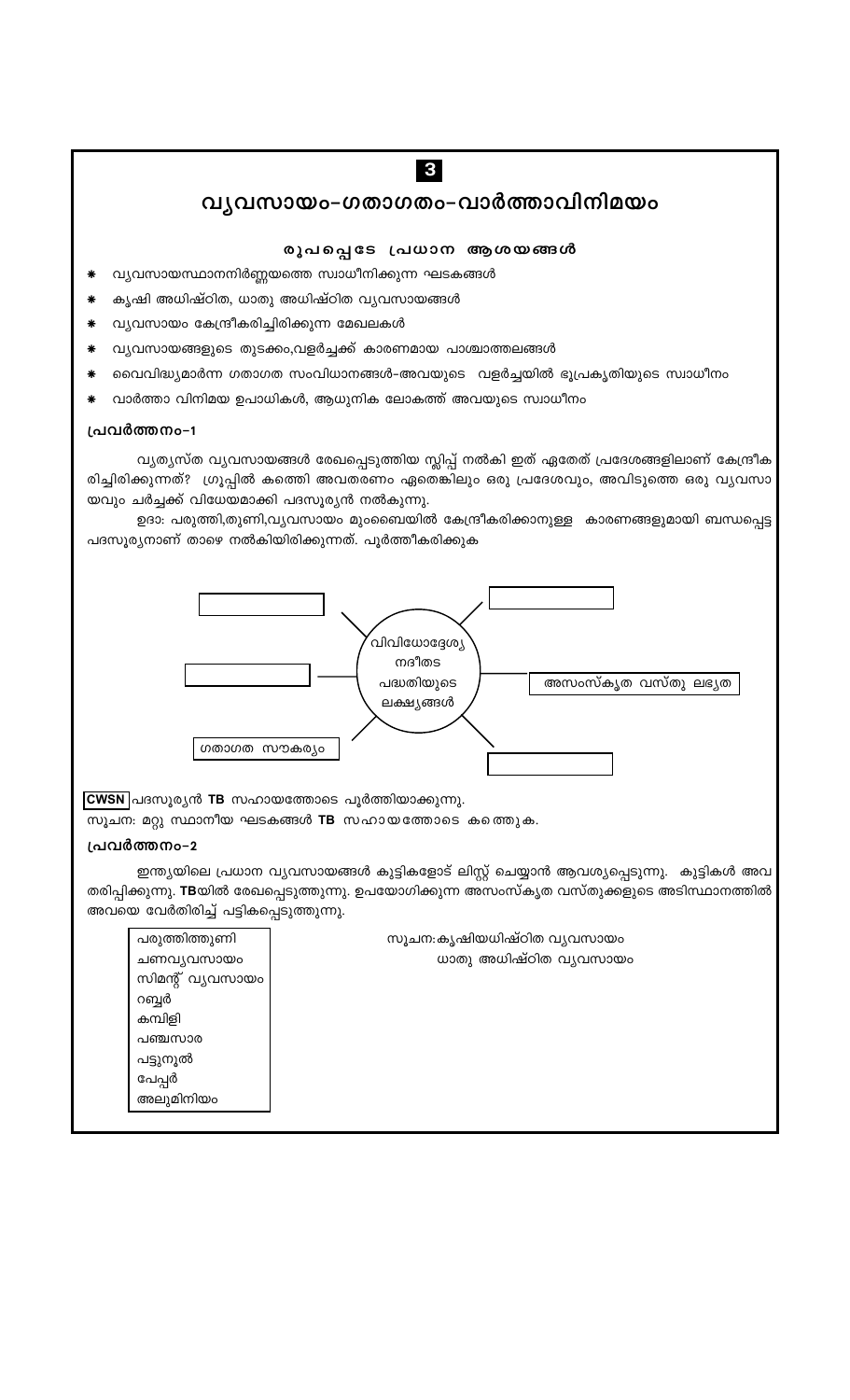**3**

# വ്യവസായം–ഗതാഗതം–വാർത്താവിനിമയം

### രൂപപ്പെടേ പ്രധാന ആശയങ്ങൾ

* വ്യവസായസ്ഥാനനിർണ്ണയത്തെ സ്വാധീനിക്കുന്ന ഘടകങ്ങൾ
* കൃഷി അധിഷ്ഠിത, ധാതു അധിഷ്ഠിത വ്യവസായങ്ങൾ
* വ്യവസായം കേന്ദ്രീകരിച്ചിരിക്കുന്ന മേഖലകൾ
* വ്യവസായങ്ങളുടെ തുടക്കം,വളർച്ചക്ക് കാരണമായ പാശ്ചാത്തലങ്ങൾ
* വൈവിദ്ധ്യമാർന്ന ഗതാഗത സംവിധാനങ്ങൾ–അവയുടെ വളർച്ചയിൽ ഭൂപ്രകൃതിയുടെ സ്വാധീനം
* വാർത്താ വിനിമയ ഉപാധികൾ, ആധുനിക ലോകത്ത് അവയുടെ സ്വാധീനം

### പ്രവർത്തനം–1

വ്യത്യസ്ത വ്യവസായങ്ങൾ രേഖപ്പെടുത്തിയ സ്ലിപ്പ് നൽകി ഇത് ഏതേത് പ്രദേശങ്ങളിലാണ് കേന്ദ്രീക രിച്ചിരിക്കുന്നത്? ഗ്രൂപ്പിൽ കത്തെി അവതരണം ഏതെങ്കിലും ഒരു പ്രദേശവും, അവിടുത്തെ ഒരു വ്യവസാ യവും ചർച്ചക്ക് വിധേയമാക്കി പദസൂര്യൻ നൽകുന്നു.

ഉദാ: പരുത്തി,തുണി,വ്യവസായം മുംബൈയിൽ കേന്ദ്രീകരിക്കാനുള്ള കാരണങ്ങളുമായി ബന്ധപ്പെട്ട പദസൂര്യനാണ് താഴെ നൽകിയിരിക്കുന്നത്. പൂർത്തീകരിക്കുക

വിവിധോദ്ദേശ്യ നദീതട പദ്ധതിയുടെ ലക്ഷ്യങ്ങൾ

- ..................
- ..................
- ..................
- അസംസ്കൃത വസ്തു ലഭ്യത
- ..................
- ഗതാഗത സൗകര്യം

**CWSN** പദസൂര്യൻ **TB** സഹായത്തോടെ പൂർത്തിയാക്കുന്നു.
സൂചന: മറ്റു സ്ഥാനീയ ഘടകങ്ങൾ **TB** സഹായത്തോടെ കത്തെുക.

### പ്രവർത്തനം–2

ഇന്ത്യയിലെ പ്രധാന വ്യവസായങ്ങൾ കുട്ടികളോട് ലിസ്റ്റ് ചെയ്യാൻ ആവശ്യപ്പെടുന്നു. കുട്ടികൾ അവ തരിപ്പിക്കുന്നു. **TB**യിൽ രേഖപ്പെടുത്തുന്നു. ഉപയോഗിക്കുന്ന അസംസ്കൃത വസ്തുക്കളുടെ അടിസ്ഥാനത്തിൽ അവയെ വേർതിരിച്ച് പട്ടികപ്പെടുത്തുന്നു.

- പരുത്തിത്തുണി
- ചണവ്യവസായം
- സിമന്റ് വ്യവസായം
- റബ്ബർ
- കമ്പിളി
- പഞ്ചസാര
- പട്ടുനൂൽ
- പേപ്പർ
- അലുമിനിയം

സൂചന: കൃഷിയധിഷ്ഠിത വ്യവസായം
ധാതു അധിഷ്ഠിത വ്യവസായം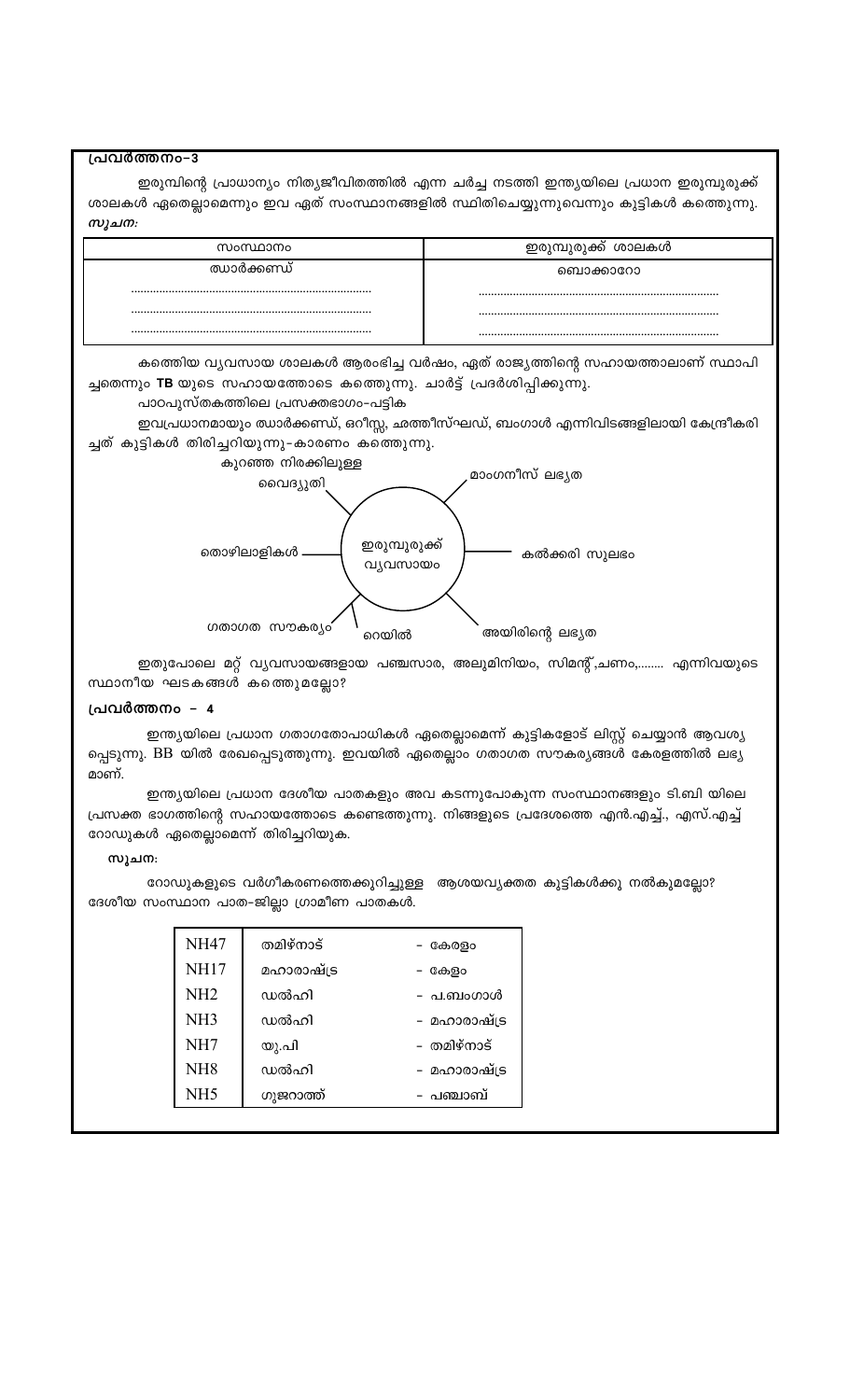**പ്രവർത്തനം-3**

ഇരുമ്പിന്റെ പ്രാധാന്യം നിത്യജീവിതത്തിൽ എന്ന ചർച്ച നടത്തി ഇന്ത്യയിലെ പ്രധാന ഇരുമ്പുരുക്ക് ശാലകൾ ഏതെല്ലാമെന്നും ഇവ ഏത് സംസ്ഥാനങ്ങളിൽ സ്ഥിതിചെയ്യുന്നുവെന്നും കുട്ടികൾ കണ്ടെത്തുന്നു.

***സൂചന:***

| സംസ്ഥാനം | ഇരുമ്പുരുക്ക് ശാലകൾ |
|---|---|
| ഝാർക്കണ്ഡ് | ബൊക്കാറോ |
| ............................................ | ............................................ |
| ............................................ | ............................................ |
| ............................................ | ............................................ |

കണ്ടെത്തിയ വ്യവസായ ശാലകൾ ആരംഭിച്ച വർഷം, ഏത് രാജ്യത്തിന്റെ സഹായത്താലാണ് സ്ഥാപിച്ചതെന്നും **TB** യുടെ സഹായത്തോടെ കണ്ടെത്തുന്നു. ചാർട്ട് പ്രദർശിപ്പിക്കുന്നു.

പാഠപുസ്തകത്തിലെ പ്രസക്തഭാഗം-പട്ടിക

ഇവപ്രധാനമായും ഝാർക്കണ്ഡ്, ഒറീസ്സ, ഛത്തീസ്ഘഡ്, ബംഗാൾ എന്നിവിടങ്ങളിലായി കേന്ദ്രീകരിച്ചത് കുട്ടികൾ തിരിച്ചറിയുന്നു-കാരണം കണ്ടെത്തുന്നു.

ഇരുമ്പുരുക്ക് വ്യവസായം:
- കുറഞ്ഞ നിരക്കിലുള്ള വൈദ്യുതി
- മാംഗനീസ് ലഭ്യത
- കൽക്കരി സുലഭം
- അയിരിന്റെ ലഭ്യത
- റെയിൽ
- ഗതാഗത സൗകര്യം
- തൊഴിലാളികൾ

ഇതുപോലെ മറ്റ് വ്യവസായങ്ങളായ പഞ്ചസാര, അലുമിനിയം, സിമന്റ്,ചണം,........ എന്നിവയുടെ സ്ഥാനീയ ഘടകങ്ങൾ കണ്ടെത്തുമല്ലോ?

**പ്രവർത്തനം - 4**

ഇന്ത്യയിലെ പ്രധാന ഗതാഗതോപാധികൾ ഏതെല്ലാമെന്ന് കുട്ടികളോട് ലിസ്റ്റ് ചെയ്യാൻ ആവശ്യപ്പെടുന്നു. BB യിൽ രേഖപ്പെടുത്തുന്നു. ഇവയിൽ ഏതെല്ലാം ഗതാഗത സൗകര്യങ്ങൾ കേരളത്തിൽ ലഭ്യമാണ്.

ഇന്ത്യയിലെ പ്രധാന ദേശീയ പാതകളും അവ കടന്നുപോകുന്ന സംസ്ഥാനങ്ങളും ടി.ബി യിലെ പ്രസക്ത ഭാഗത്തിന്റെ സഹായത്തോടെ കണ്ടെത്തുന്നു. നിങ്ങളുടെ പ്രദേശത്തെ എൻ.എച്ച്., എസ്.എച്ച് റോഡുകൾ ഏതെല്ലാമെന്ന് തിരിച്ചറിയുക.

**സൂചന:**

റോഡുകളുടെ വർഗീകരണത്തെക്കുറിച്ചുള്ള ആശയവ്യക്തത കുട്ടികൾക്കു നൽകുമല്ലോ? ദേശീയ സംസ്ഥാന പാത-ജില്ലാ ഗ്രാമീണ പാതകൾ.

| | | |
|---|---|---|
| NH47 | തമിഴ്നാട് | - കേരളം |
| NH17 | മഹാരാഷ്ട്ര | - കേരളം |
| NH2 | ഡൽഹി | - പ.ബംഗാൾ |
| NH3 | ഡൽഹി | - മഹാരാഷ്ട്ര |
| NH7 | യു.പി | - തമിഴ്നാട് |
| NH8 | ഡൽഹി | - മഹാരാഷ്ട്ര |
| NH5 | ഗുജറാത്ത് | - പഞ്ചാബ് |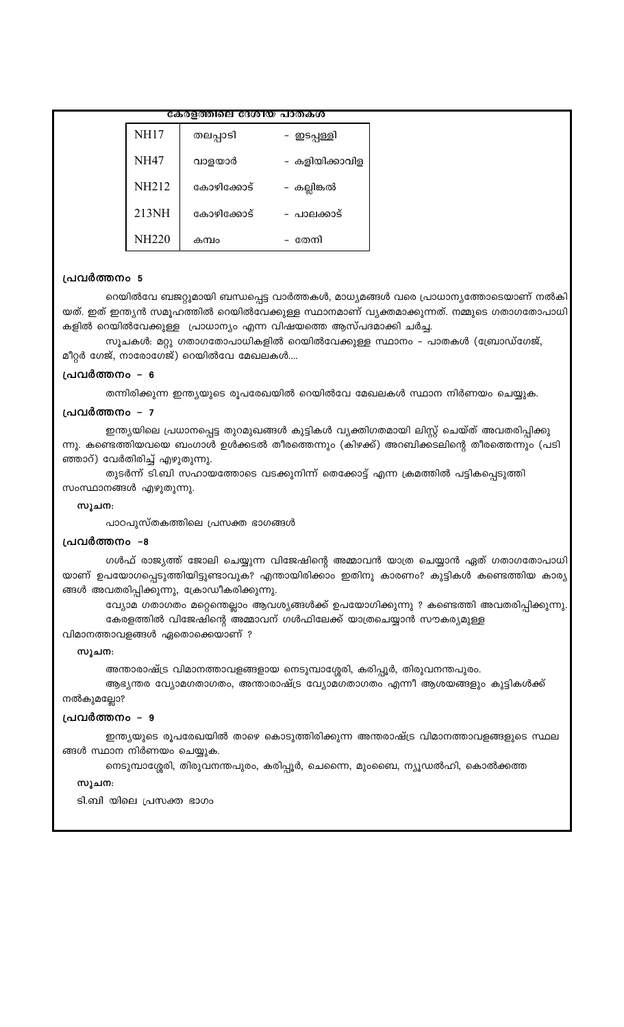**കേരളത്തിലെ ദേശീയ പാതകൾ**

| | | |
|---|---|---|
| NH17 | തലപ്പാടി | - ഇടപ്പള്ളി |
| NH47 | വാളയാർ | - കളിയിക്കാവിള |
| NH212 | കോഴിക്കോട് | - കല്ലിങ്കൽ |
| 213NH | കോഴിക്കോട് | - പാലക്കാട് |
| NH220 | കമ്പം | - തേനി |

### പ്രവർത്തനം 5

റെയിൽവേ ബജറ്റുമായി ബന്ധപ്പെട്ട വാർത്തകൾ, മാധ്യമങ്ങൾ വരെ പ്രാധാന്യത്തോടെയാണ് നൽകിയത്. ഇത് ഇന്ത്യൻ സമൂഹത്തിൽ റെയിൽവേക്കുള്ള സ്ഥാനമാണ് വ്യക്തമാക്കുന്നത്. നമ്മുടെ ഗതാഗതോപാധികളിൽ റെയിൽവേക്കുള്ള പ്രാധാന്യം എന്ന വിഷയത്തെ ആസ്പദമാക്കി ചർച്ച.

സൂചകൾ: മറ്റു ഗതാഗതോപാധികളിൽ റെയിൽവേക്കുള്ള സ്ഥാനം - പാതകൾ (ബ്രോഡ്ഗേജ്, മീറ്റർ ഗേജ്, നാരോഗേജ്) റെയിൽവേ മേഖലകൾ....

### പ്രവർത്തനം – 6

തന്നിരിക്കുന്ന ഇന്ത്യയുടെ രൂപരേഖയിൽ റെയിൽവേ മേഖലകൾ സ്ഥാന നിർണയം ചെയ്യുക.

### പ്രവർത്തനം – 7

ഇന്ത്യയിലെ പ്രധാനപ്പെട്ട തുറമുഖങ്ങൾ കുട്ടികൾ വ്യക്തിഗതമായി ലിസ്റ്റ് ചെയ്ത് അവതരിപ്പിക്കുന്നു. കണ്ടെത്തിയവയെ ബംഗാൾ ഉൾക്കടൽ തീരത്തെന്നും (കിഴക്ക്) അറബിക്കടലിന്റെ തീരത്തെന്നും (പടിഞ്ഞാറ്) വേർതിരിച്ച് എഴുതുന്നു.

തുടർന്ന് ടി.ബി സഹായത്തോടെ വടക്കുനിന്ന് തെക്കോട്ട് എന്ന ക്രമത്തിൽ പട്ടികപ്പെടുത്തി സംസ്ഥാനങ്ങൾ എഴുതുന്നു.

**സൂചന:**

പാഠപുസ്തകത്തിലെ പ്രസക്ത ഭാഗങ്ങൾ

### പ്രവർത്തനം –8

ഗൾഫ് രാജ്യത്ത് ജോലി ചെയ്യുന്ന വിജേഷിന്റെ അമ്മാവൻ യാത്ര ചെയ്യാൻ ഏത് ഗതാഗതോപാധിയാണ് ഉപയോഗപ്പെടുത്തിയിട്ടുണ്ടാവുക? എന്തായിരിക്കാം ഇതിനു കാരണം? കുട്ടികൾ കണ്ടെത്തിയ കാര്യങ്ങൾ അവതരിപ്പിക്കുന്നു, ക്രോഡീകരിക്കുന്നു.

വ്യോമ ഗതാഗതം മറ്റെന്തെല്ലാം ആവശ്യങ്ങൾക്ക് ഉപയോഗിക്കുന്നു ? കണ്ടെത്തി അവതരിപ്പിക്കുന്നു. കേരളത്തിൽ വിജേഷിന്റെ അമ്മാവന് ഗൾഫിലേക്ക് യാത്രചെയ്യാൻ സൗകര്യമുള്ള വിമാനത്താവളങ്ങൾ ഏതൊക്കെയാണ് ?

**സൂചന:**

അന്താരാഷ്ട്ര വിമാനത്താവളങ്ങളായ നെടുമ്പാശ്ശേരി, കരിപ്പൂർ, തിരുവനന്തപുരം.

ആഭ്യന്തര വ്യോമഗതാഗതം, അന്താരാഷ്ട്ര വ്യോമഗതാഗതം എന്നീ ആശയങ്ങളും കുട്ടികൾക്ക് നൽകുമല്ലോ?

### പ്രവർത്തനം – 9

ഇന്ത്യയുടെ രൂപരേഖയിൽ താഴെ കൊടുത്തിരിക്കുന്ന അന്തരാഷ്ട്ര വിമാനത്താവളങ്ങളുടെ സ്ഥലങ്ങൾ സ്ഥാന നിർണയം ചെയ്യുക.

നെടുമ്പാശ്ശേരി, തിരുവനന്തപുരം, കരിപ്പൂർ, ചെന്നൈ, മുംബൈ, ന്യൂഡൽഹി, കൊൽക്കത്ത

**സൂചന:**

ടി.ബി യിലെ പ്രസക്ത ഭാഗം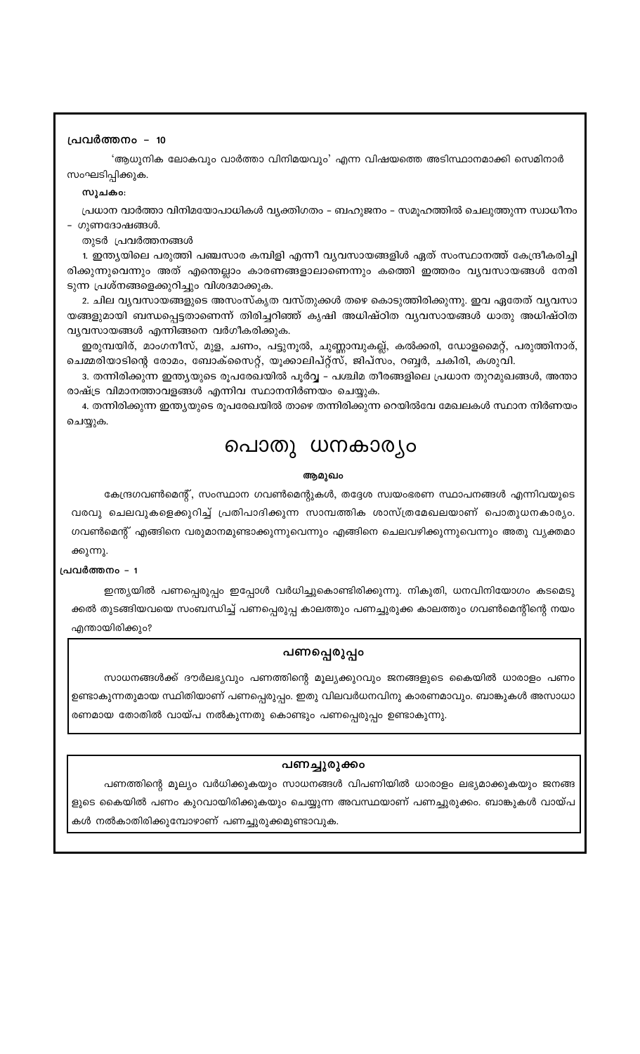#### പ്രവർത്തനം – 10

'ആധുനിക ലോകവും വാർത്താ വിനിമയവും' എന്ന വിഷയത്തെ അടിസ്ഥാനമാക്കി സെമിനാർ സംഘടിപ്പിക്കുക.

**സൂചകം:**

പ്രധാന വാർത്താ വിനിമയോപാധികൾ വ്യക്തിഗതം – ബഹുജനം – സമൂഹത്തിൽ ചെലുത്തുന്ന സ്വാധീനം – ഗുണദോഷങ്ങൾ.

തുടർ പ്രവർത്തനങ്ങൾ

1. ഇന്ത്യയിലെ പരുത്തി പഞ്ചസാര കമ്പിളി എന്നീ വ്യവസായങ്ങളിൽ ഏത് സംസ്ഥാനത്ത് കേന്ദ്രീകരിച്ചിരിക്കുന്നുവെന്നും അത് എന്തെല്ലാം കാരണങ്ങളാലാണെന്നും കത്തെി ഇത്തരം വ്യവസായങ്ങൾ നേരിടുന്ന പ്രശ്നങ്ങളെക്കുറിച്ചും വിശദമാക്കുക.

2. ചില വ്യവസായങ്ങളുടെ അസംസ്കൃത വസ്തുക്കൾ തഴെ കൊടുത്തിരിക്കുന്നു. ഇവ ഏതേത് വ്യവസായങ്ങളുമായി ബന്ധപ്പെട്ടതാണെന്ന് തിരിച്ചറിഞ്ഞ് കൃഷി അധിഷ്ഠിത വ്യവസായങ്ങൾ ധാതു അധിഷ്ഠിത വ്യവസായങ്ങൾ എന്നിങ്ങനെ വർഗീകരിക്കുക.

ഇരുമ്പയിര്, മാംഗനീസ്, മുള, ചണം, പട്ടുനൂൽ, ചുണ്ണാമ്പുകല്ല്, കൽക്കരി, ഡോളമൈറ്റ്, പരുത്തിനാര്, ചെമ്മരിയാടിന്റെ രോമം, ബോക്സൈറ്റ്, യൂക്കാലിപ്റ്റ്സ്, ജിപ്സം, റബ്ബർ, ചകിരി, കശുവി.

3. തന്നിരിക്കുന്ന ഇന്ത്യയുടെ രൂപരേഖയിൽ പൂർവ്വ – പശ്ചിമ തീരങ്ങളിലെ പ്രധാന തുറമുഖങ്ങൾ, അന്താരാഷ്ട്ര വിമാനത്താവളങ്ങൾ എന്നിവ സ്ഥാനനിർണയം ചെയ്യുക.

4. തന്നിരിക്കുന്ന ഇന്ത്യയുടെ രൂപരേഖയിൽ താഴെ തന്നിരിക്കുന്ന റെയിൽവേ മേഖലകൾ സ്ഥാന നിർണയം ചെയ്യുക.

# പൊതു ധനകാര്യം

#### ആമുഖം

കേന്ദ്രഗവൺമെന്റ്, സംസ്ഥാന ഗവൺമെന്റുകൾ, തദ്ദേശ സ്വയംഭരണ സ്ഥാപനങ്ങൾ എന്നിവയുടെ വരവു ചെലവുകളെക്കുറിച്ച് പ്രതിപാദിക്കുന്ന സാമ്പത്തിക ശാസ്ത്രമേഖലയാണ് പൊതുധനകാര്യം. ഗവൺമെന്റ് എങ്ങിനെ വരുമാനമുണ്ടാക്കുന്നുവെന്നും എങ്ങിനെ ചെലവഴിക്കുന്നുവെന്നും അതു വ്യക്തമാക്കുന്നു.

#### പ്രവർത്തനം – 1

ഇന്ത്യയിൽ പണപ്പെരുപ്പം ഇപ്പോൾ വർധിച്ചുകൊണ്ടിരിക്കുന്നു. നികുതി, ധനവിനിയോഗം കടമെടുക്കൽ തുടങ്ങിയവയെ സംബന്ധിച്ച് പണപ്പെരുപ്പ കാലത്തും പണച്ചുരുക്ക കാലത്തും ഗവൺമെന്റിന്റെ നയം എന്തായിരിക്കും?

#### പണപ്പെരുപ്പം

സാധനങ്ങൾക്ക് ദൗർലഭ്യവും പണത്തിന്റെ മൂല്യക്കുറവും ജനങ്ങളുടെ കൈയിൽ ധാരാളം പണം ഉണ്ടാകുന്നതുമായ സ്ഥിതിയാണ് പണപ്പെരുപ്പം. ഇതു വിലവർധനവിനു കാരണമാവും. ബാങ്കുകൾ അസാധാരണമായ തോതിൽ വായ്പ നൽകുന്നതു കൊണ്ടും പണപ്പെരുപ്പം ഉണ്ടാകുന്നു.

#### പണച്ചുരുക്കം

പണത്തിന്റെ മൂല്യം വർധിക്കുകയും സാധനങ്ങൾ വിപണിയിൽ ധാരാളം ലഭ്യമാക്കുകയും ജനങ്ങളുടെ കൈയിൽ പണം കുറവായിരിക്കുകയും ചെയ്യുന്ന അവസ്ഥയാണ് പണച്ചുരുക്കം. ബാങ്കുകൾ വായ്പകൾ നൽകാതിരിക്കുമ്പോഴാണ് പണച്ചുരുക്കമുണ്ടാവുക.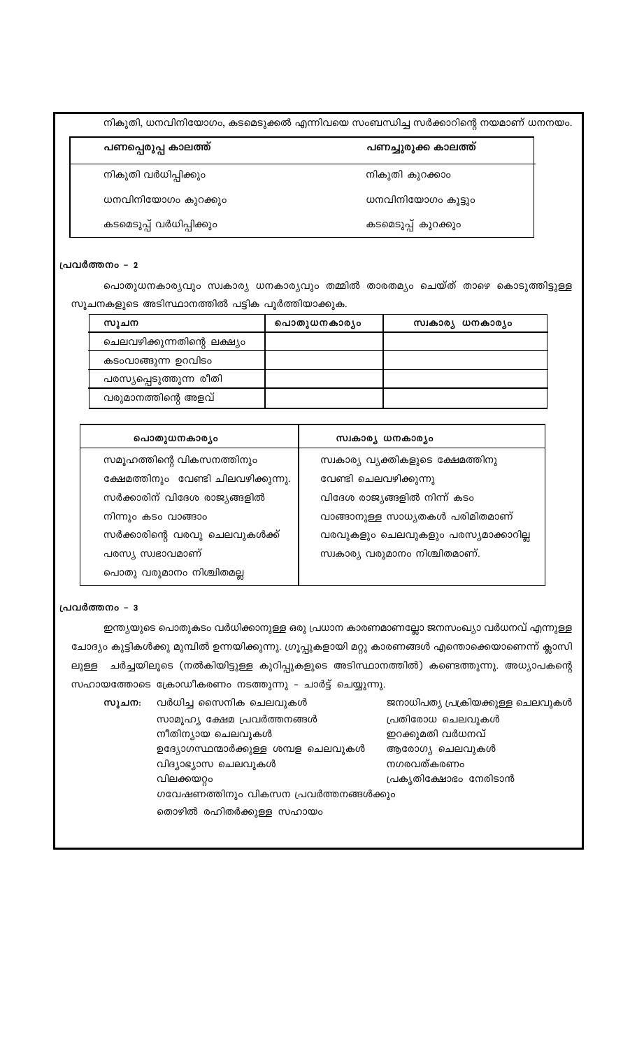നികുതി, ധനവിനിയോഗം, കടമെടുക്കൽ എന്നിവയെ സംബന്ധിച്ച സർക്കാറിന്റെ നയമാണ് ധനനയം.

| പണപ്പെരുപ്പ കാലത്ത് | പണച്ചുരുക്ക കാലത്ത് |
|---|---|
| നികുതി വർധിപ്പിക്കും | നികുതി കുറക്കാം |
| ധനവിനിയോഗം കുറക്കും | ധനവിനിയോഗം കൂട്ടും |
| കടമെടുപ്പ് വർധിപ്പിക്കും | കടമെടുപ്പ് കുറക്കും |

**പ്രവർത്തനം – 2**

പൊതുധനകാര്യവും സ്വകാര്യ ധനകാര്യവും തമ്മിൽ താരതമ്യം ചെയ്ത് താഴെ കൊടുത്തിട്ടുള്ള സൂചനകളുടെ അടിസ്ഥാനത്തിൽ പട്ടിക പൂർത്തിയാക്കുക.

| സൂചന | പൊതുധനകാര്യം | സ്വകാര്യ ധനകാര്യം |
|---|---|---|
| ചെലവഴിക്കുന്നതിന്റെ ലക്ഷ്യം | | |
| കടംവാങ്ങുന്ന ഉറവിടം | | |
| പരസ്യപ്പെടുത്തുന്ന രീതി | | |
| വരുമാനത്തിന്റെ അളവ് | | |

| പൊതുധനകാര്യം | സ്വകാര്യ ധനകാര്യം |
|---|---|
| സമൂഹത്തിന്റെ വികസനത്തിനും ക്ഷേമത്തിനും വേണ്ടി ചിലവഴിക്കുന്നു. | സ്വകാര്യ വ്യക്തികളുടെ ക്ഷേമത്തിനു വേണ്ടി ചെലവഴിക്കുന്നു |
| സർക്കാരിന് വിദേശ രാജ്യങ്ങളിൽ നിന്നും കടം വാങ്ങാം | വിദേശ രാജ്യങ്ങളിൽ നിന്ന് കടം വാങ്ങാനുള്ള സാധ്യതകൾ പരിമിതമാണ് |
| സർക്കാരിന്റെ വരവു ചെലവുകൾക്ക് പരസ്യ സ്വഭാവമാണ് | വരവുകളും ചെലവുകളും പരസ്യമാക്കാറില്ല |
| പൊതു വരുമാനം നിശ്ചിതമല്ല | സ്വകാര്യ വരുമാനം നിശ്ചിതമാണ്. |

**പ്രവർത്തനം – 3**

ഇന്ത്യയുടെ പൊതുകടം വർധിക്കാനുള്ള ഒരു പ്രധാന കാരണമാണല്ലോ ജനസംഖ്യാ വർധനവ് എന്നുള്ള ചോദ്യം കുട്ടികൾക്കു മുമ്പിൽ ഉന്നയിക്കുന്നു. ഗ്രൂപ്പുകളായി മറ്റു കാരണങ്ങൾ എന്തൊക്കെയാണെന്ന് ക്ലാസിലുള്ള ചർച്ചയിലൂടെ (നൽകിയിട്ടുള്ള കുറിപ്പുകളുടെ അടിസ്ഥാനത്തിൽ) കണ്ടെത്തുന്നു. അധ്യാപകന്റെ സഹായത്തോടെ ക്രോഡീകരണം നടത്തുന്നു – ചാർട്ട് ചെയ്യുന്നു.

**സൂചന:**
- വർധിച്ച സൈനിക ചെലവുകൾ
- ജനാധിപത്യ പ്രക്രിയക്കുള്ള ചെലവുകൾ
- സാമൂഹ്യ ക്ഷേമ പ്രവർത്തനങ്ങൾ
- പ്രതിരോധ ചെലവുകൾ
- നീതിന്യായ ചെലവുകൾ
- ഇറക്കുമതി വർധനവ്
- ഉദ്യോഗസ്ഥന്മാർക്കുള്ള ശമ്പള ചെലവുകൾ
- ആരോഗ്യ ചെലവുകൾ
- വിദ്യാഭ്യാസ ചെലവുകൾ
- നഗരവത്കരണം
- വിലക്കയറ്റം
- പ്രകൃതിക്ഷോഭം നേരിടാൻ
- ഗവേഷണത്തിനും വികസന പ്രവർത്തനങ്ങൾക്കും
- തൊഴിൽ രഹിതർക്കുള്ള സഹായം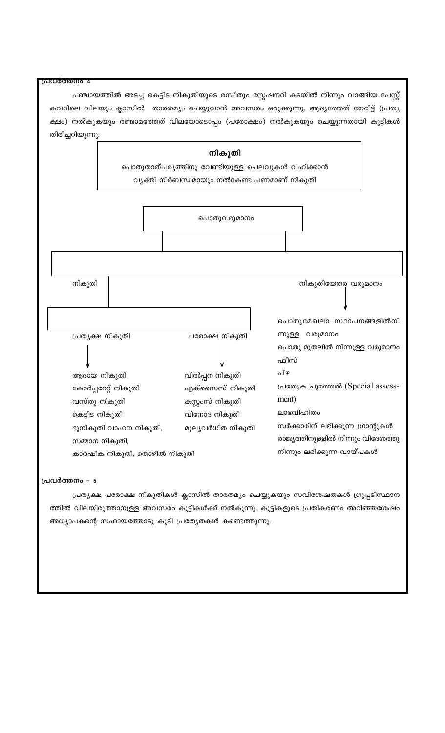**പ്രവർത്തനം 4**

പഞ്ചായത്തിൽ അടച്ച കെട്ടിട നികുതിയുടെ രസീതും സ്റ്റേഷനറി കടയിൽ നിന്നും വാങ്ങിയ പേസ്റ്റ് കവറിലെ വിലയും ക്ലാസിൽ താരതമ്യം ചെയ്യുവാൻ അവസരം ഒരുക്കുന്നു. ആദ്യത്തേത് നേരിട്ട് (പ്രത്യക്ഷം) നൽകുകയും രണ്ടാമത്തേത് വിലയോടൊപ്പം (പരോക്ഷം) നൽകുകയും ചെയ്യുന്നതായി കുട്ടികൾ തിരിച്ചറിയുന്നു.

**നികുതി**

പൊതുതാത്പര്യത്തിനു വേണ്ടിയുള്ള ചെലവുകൾ വഹിക്കാൻ വ്യക്തി നിർബന്ധമായും നൽകേണ്ട പണമാണ് നികുതി

പൊതുവരുമാനം

- നികുതി
  - പ്രത്യക്ഷ നികുതി
    - ആദായ നികുതി
    - കോർപ്പറേറ്റ് നികുതി
    - വസ്തു നികുതി
    - കെട്ടിട നികുതി
    - ഭൂനികുതി വാഹന നികുതി,
    - സമ്മാന നികുതി,
    - കാർഷിക നികുതി, തൊഴിൽ നികുതി
  - പരോക്ഷ നികുതി
    - വിൽപ്പന നികുതി
    - എക്സൈസ് നികുതി
    - കസ്റ്റംസ് നികുതി
    - വിനോദ നികുതി
    - മൂല്യവർധിത നികുതി
- നികുതിയേതര വരുമാനം
  - പൊതുമേഖലാ സ്ഥാപനങ്ങളിൽനിന്നുള്ള വരുമാനം
  - പൊതു മുതലിൽ നിന്നുള്ള വരുമാനം
  - ഫീസ്
  - പിഴ
  - പ്രത്യേക ചുമത്തൽ (Special assessment)
  - ലാഭവിഹിതം
  - സർക്കാരിന് ലഭിക്കുന്ന ഗ്രാന്റുകൾ
  - രാജ്യത്തിനുള്ളിൽ നിന്നും വിദേശത്തു നിന്നും ലഭിക്കുന്ന വായ്പകൾ

**പ്രവർത്തനം – 5**

പ്രത്യക്ഷ പരോക്ഷ നികുതികൾ ക്ലാസിൽ താരതമ്യം ചെയ്യുകയും സവിശേഷതകൾ ഗ്രൂപ്പടിസ്ഥാനത്തിൽ വിലയിരുത്താനുള്ള അവസരം കുട്ടികൾക്ക് നൽകുന്നു. കുട്ടികളുടെ പ്രതികരണം അറിഞ്ഞശേഷം അധ്യാപകന്റെ സഹായത്തോടു കൂടി പ്രത്യേതകൾ കണ്ടെത്തുന്നു.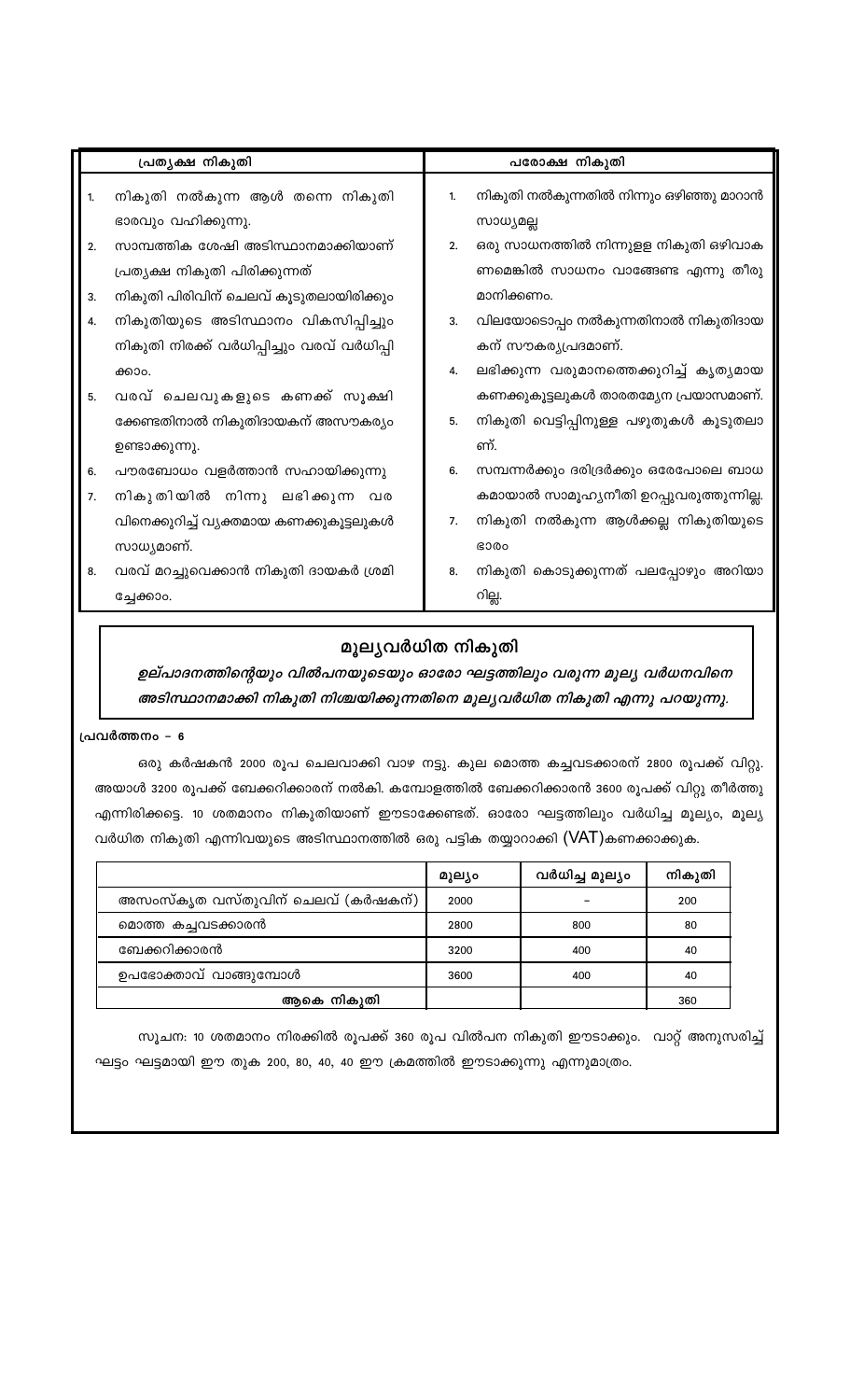| പ്രത്യക്ഷ നികുതി | പരോക്ഷ നികുതി |
|---|---|
| 1. നികുതി നൽകുന്ന ആൾ തന്നെ നികുതി ഭാരവും വഹിക്കുന്നു. | 1. നികുതി നൽകുന്നതിൽ നിന്നും ഒഴിഞ്ഞു മാറാൻ സാധ്യമല്ല |
| 2. സാമ്പത്തിക ശേഷി അടിസ്ഥാനമാക്കിയാണ് പ്രത്യക്ഷ നികുതി പിരിക്കുന്നത് | 2. ഒരു സാധനത്തിൽ നിന്നുള്ള നികുതി ഒഴിവാകണമെങ്കിൽ സാധനം വാങ്ങേണ്ട എന്നു തീരുമാനിക്കണം. |
| 3. നികുതി പിരിവിന് ചെലവ് കൂടുതലായിരിക്കും | 3. വിലയോടൊപ്പം നൽകുന്നതിനാൽ നികുതിദായകന് സൗകര്യപ്രദമാണ്. |
| 4. നികുതിയുടെ അടിസ്ഥാനം വികസിപ്പിച്ചും നികുതി നിരക്ക് വർധിപ്പിച്ചും വരവ് വർധിപ്പിക്കാം. | 4. ലഭിക്കുന്ന വരുമാനത്തെക്കുറിച്ച് കൃത്യമായ കണക്കുകൂട്ടലുകൾ താരതമ്യേന പ്രയാസമാണ്. |
| 5. വരവ് ചെലവുകളുടെ കണക്ക് സൂക്ഷിക്കേണ്ടതിനാൽ നികുതിദായകന് അസൗകര്യം ഉണ്ടാക്കുന്നു. | 5. നികുതി വെട്ടിപ്പിനുള്ള പഴുതുകൾ കൂടുതലാണ്. |
| 6. പൗരബോധം വളർത്താൻ സഹായിക്കുന്നു | 6. സമ്പന്നർക്കും ദരിദ്രർക്കും ഒരേപോലെ ബാധകമായാൽ സാമൂഹ്യനീതി ഉറപ്പുവരുത്തുന്നില്ല. |
| 7. നികുതിയിൽ നിന്നു ലഭിക്കുന്ന വരവിനെക്കുറിച്ച് വ്യക്തമായ കണക്കുകൂട്ടലുകൾ സാധ്യമാണ്. | 7. നികുതി നൽകുന്ന ആൾക്കല്ല നികുതിയുടെ ഭാരം |
| 8. വരവ് മറച്ചുവെക്കാൻ നികുതി ദായകർ ശ്രമിച്ചേക്കാം. | 8. നികുതി കൊടുക്കുന്നത് പലപ്പോഴും അറിയാറില്ല. |

## മൂല്യവർധിത നികുതി

***ഉല്പാദനത്തിന്റെയും വിൽപനയുടെയും ഓരോ ഘട്ടത്തിലും വരുന്ന മൂല്യ വർധനവിനെ അടിസ്ഥാനമാക്കി നികുതി നിശ്ചയിക്കുന്നതിനെ മൂല്യവർധിത നികുതി എന്നു പറയുന്നു.***

**പ്രവർത്തനം – 6**

ഒരു കർഷകൻ 2000 രൂപ ചെലവാക്കി വാഴ നട്ടു. കുല മൊത്ത കച്ചവടക്കാരന് 2800 രൂപക്ക് വിറ്റു. അയാൾ 3200 രൂപക്ക് ബേക്കറിക്കാരന് നൽകി. കമ്പോളത്തിൽ ബേക്കറിക്കാരൻ 3600 രൂപക്ക് വിറ്റു തീർത്തു എന്നിരിക്കട്ടെ. 10 ശതമാനം നികുതിയാണ് ഈടാക്കേണ്ടത്. ഓരോ ഘട്ടത്തിലും വർധിച്ച മൂല്യം, മൂല്യ വർധിത നികുതി എന്നിവയുടെ അടിസ്ഥാനത്തിൽ ഒരു പട്ടിക തയ്യാറാക്കി (VAT)കണക്കാക്കുക.

| | മൂല്യം | വർധിച്ച മൂല്യം | നികുതി |
|---|---|---|---|
| അസംസ്കൃത വസ്തുവിന് ചെലവ് (കർഷകന്) | 2000 | – | 200 |
| മൊത്ത കച്ചവടക്കാരൻ | 2800 | 800 | 80 |
| ബേക്കറിക്കാരൻ | 3200 | 400 | 40 |
| ഉപഭോക്താവ് വാങ്ങുമ്പോൾ | 3600 | 400 | 40 |
| **ആകെ നികുതി** | | | 360 |

സൂചന: 10 ശതമാനം നിരക്കിൽ രൂപക്ക് 360 രൂപ വിൽപന നികുതി ഈടാക്കും. വാറ്റ് അനുസരിച്ച് ഘട്ടം ഘട്ടമായി ഈ തുക 200, 80, 40, 40 ഈ ക്രമത്തിൽ ഈടാക്കുന്നു എന്നുമാത്രം.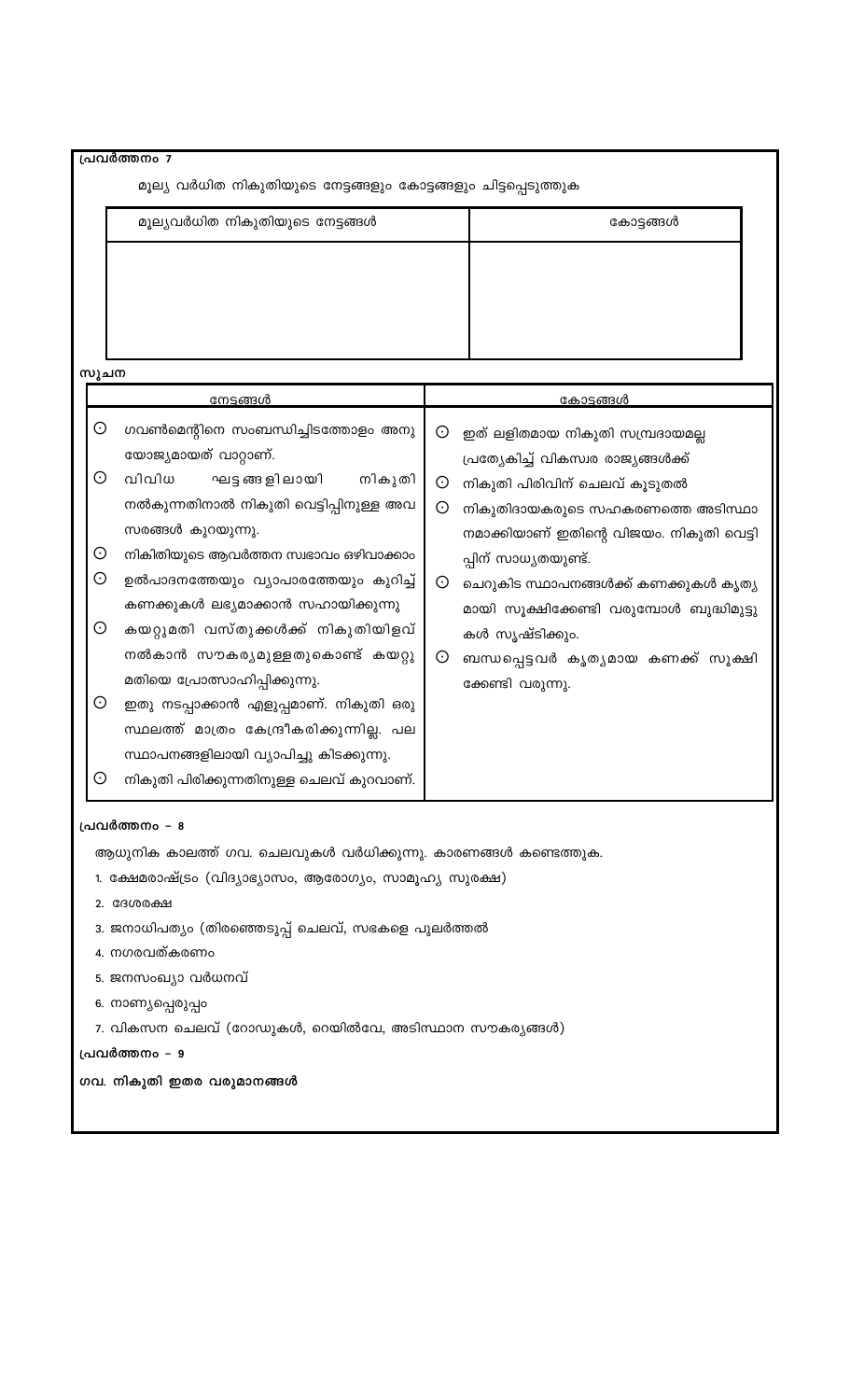**പ്രവർത്തനം 7**

മൂല്യ വർധിത നികുതിയുടെ നേട്ടങ്ങളും കോട്ടങ്ങളും ചിട്ടപ്പെടുത്തുക

| മൂല്യവർധിത നികുതിയുടെ നേട്ടങ്ങൾ | കോട്ടങ്ങൾ |
|---|---|
| | |

**സൂചന**

| നേട്ടങ്ങൾ | കോട്ടങ്ങൾ |
|---|---|
| ⊙ ഗവൺമെന്റിനെ സംബന്ധിച്ചിടത്തോളം അനുയോജ്യമായത് വാറ്റാണ്.<br>⊙ വിവിധ ഘട്ടങ്ങളിലായി നികുതി നൽകുന്നതിനാൽ നികുതി വെട്ടിപ്പിനുള്ള അവസരങ്ങൾ കുറയുന്നു.<br>⊙ നികിതിയുടെ ആവർത്തന സ്വഭാവം ഒഴിവാക്കാം<br>⊙ ഉൽപാദനത്തേയും വ്യാപാരത്തേയും കുറിച്ച് കണക്കുകൾ ലഭ്യമാക്കാൻ സഹായിക്കുന്നു<br>⊙ കയറ്റുമതി വസ്തുക്കൾക്ക് നികുതിയിളവ് നൽകാൻ സൗകര്യമുള്ളതുകൊണ്ട് കയറ്റുമതിയെ പ്രോത്സാഹിപ്പിക്കുന്നു.<br>⊙ ഇതു നടപ്പാക്കാൻ എളുപ്പമാണ്. നികുതി ഒരു സ്ഥലത്ത് മാത്രം കേന്ദ്രീകരിക്കുന്നില്ല. പല സ്ഥാപനങ്ങളിലായി വ്യാപിച്ചു കിടക്കുന്നു.<br>⊙ നികുതി പിരിക്കുന്നതിനുള്ള ചെലവ് കുറവാണ്. | ⊙ ഇത് ലളിതമായ നികുതി സമ്പ്രദായമല്ല പ്രത്യേകിച്ച് വികസ്വര രാജ്യങ്ങൾക്ക്<br>⊙ നികുതി പിരിവിന് ചെലവ് കൂടുതൽ<br>⊙ നികുതിദായകരുടെ സഹകരണത്തെ അടിസ്ഥാനമാക്കിയാണ് ഇതിന്റെ വിജയം. നികുതി വെട്ടിപ്പിന് സാധ്യതയുണ്ട്.<br>⊙ ചെറുകിട സ്ഥാപനങ്ങൾക്ക് കണക്കുകൾ കൃത്യമായി സൂക്ഷിക്കേണ്ടി വരുമ്പോൾ ബുദ്ധിമുട്ടുകൾ സൃഷ്ടിക്കും.<br>⊙ ബന്ധപ്പെട്ടവർ കൃത്യമായ കണക്ക് സൂക്ഷിക്കേണ്ടി വരുന്നു. |

**പ്രവർത്തനം - 8**

ആധുനിക കാലത്ത് ഗവ. ചെലവുകൾ വർധിക്കുന്നു. കാരണങ്ങൾ കണ്ടെത്തുക.

1. ക്ഷേമരാഷ്ട്രം (വിദ്യാഭ്യാസം, ആരോഗ്യം, സാമൂഹ്യ സുരക്ഷ)
2. ദേശരക്ഷ
3. ജനാധിപത്യം (തിരഞ്ഞെടുപ്പ് ചെലവ്, സഭകളെ പുലർത്തൽ
4. നഗരവത്കരണം
5. ജനസംഖ്യാ വർധനവ്
6. നാണ്യപ്പെരുപ്പം
7. വികസന ചെലവ് (റോഡുകൾ, റെയിൽവേ, അടിസ്ഥാന സൗകര്യങ്ങൾ)

**പ്രവർത്തനം - 9**

**ഗവ. നികുതി ഇതര വരുമാനങ്ങൾ**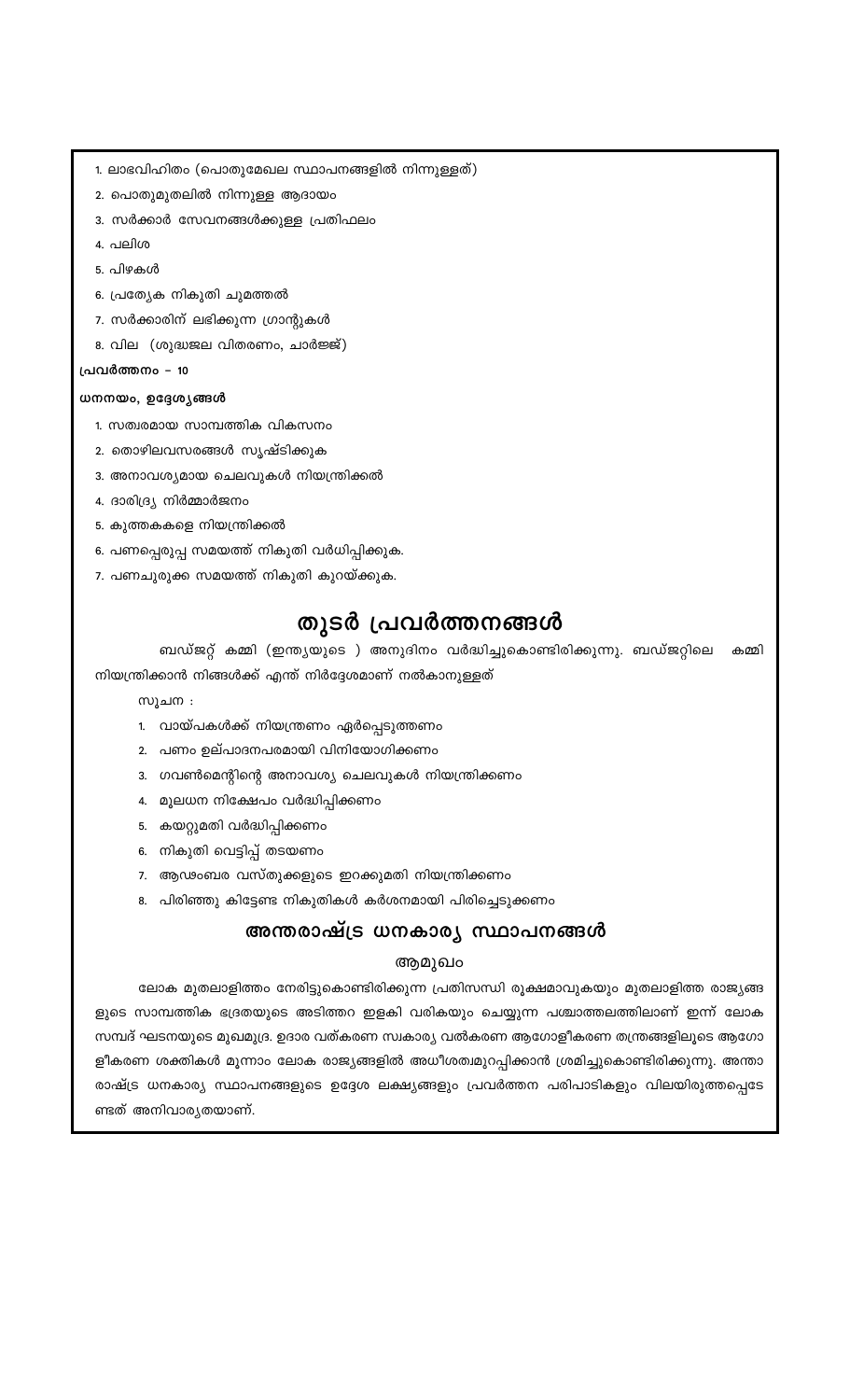1. ലാഭവിഹിതം (പൊതുമേഖല സ്ഥാപനങ്ങളിൽ നിന്നുള്ളത്)
2. പൊതുമുതലിൽ നിന്നുള്ള ആദായം
3. സർക്കാർ സേവനങ്ങൾക്കുള്ള പ്രതിഫലം
4. പലിശ
5. പിഴകൾ
6. പ്രത്യേക നികുതി ചുമത്തൽ
7. സർക്കാരിന് ലഭിക്കുന്ന ഗ്രാന്റുകൾ
8. വില (ശുദ്ധജല വിതരണം, ചാർജ്ജ്)

**പ്രവർത്തനം – 10**

**ധനനയം, ഉദ്ദേശ്യങ്ങൾ**

1. സത്വരമായ സാമ്പത്തിക വികസനം
2. തൊഴിലവസരങ്ങൾ സൃഷ്ടിക്കുക
3. അനാവശ്യമായ ചെലവുകൾ നിയന്ത്രിക്കൽ
4. ദാരിദ്ര്യ നിർമ്മാർജനം
5. കുത്തകകളെ നിയന്ത്രിക്കൽ
6. പണപ്പെരുപ്പ സമയത്ത് നികുതി വർധിപ്പിക്കുക.
7. പണചുരുക്ക സമയത്ത് നികുതി കുറയ്ക്കുക.

# തുടർ പ്രവർത്തനങ്ങൾ

ബഡ്ജറ്റ് കമ്മി (ഇന്ത്യയുടെ ) അനുദിനം വർദ്ധിച്ചുകൊണ്ടിരിക്കുന്നു. ബഡ്ജറ്റിലെ കമ്മി നിയന്ത്രിക്കാൻ നിങ്ങൾക്ക് എന്ത് നിർദ്ദേശമാണ് നൽകാനുള്ളത്

സൂചന :

1. വായ്പകൾക്ക് നിയന്ത്രണം ഏർപ്പെടുത്തണം
2. പണം ഉല്പാദനപരമായി വിനിയോഗിക്കണം
3. ഗവൺമെന്റിന്റെ അനാവശ്യ ചെലവുകൾ നിയന്ത്രിക്കണം
4. മൂലധന നിക്ഷേപം വർദ്ധിപ്പിക്കണം
5. കയറ്റുമതി വർദ്ധിപ്പിക്കണം
6. നികുതി വെട്ടിപ്പ് തടയണം
7. ആഡംബര വസ്തുക്കളുടെ ഇറക്കുമതി നിയന്ത്രിക്കണം
8. പിരിഞ്ഞു കിട്ടേണ്ട നികുതികൾ കർശനമായി പിരിച്ചെടുക്കണം

## അന്തരാഷ്ട്ര ധനകാര്യ സ്ഥാപനങ്ങൾ

### ആമുഖം

ലോക മുതലാളിത്തം നേരിട്ടുകൊണ്ടിരിക്കുന്ന പ്രതിസന്ധി രൂക്ഷമാവുകയും മുതലാളിത്ത രാജ്യങ്ങളുടെ സാമ്പത്തിക ഭദ്രതയുടെ അടിത്തറ ഇളകി വരികയും ചെയ്യുന്ന പശ്ചാത്തലത്തിലാണ് ഇന്ന് ലോക സമ്പദ് ഘടനയുടെ മുഖമുദ്ര. ഉദാര വത്കരണ സ്വകാര്യ വൽകരണ ആഗോളീകരണ തന്ത്രങ്ങളിലൂടെ ആഗോളീകരണ ശക്തികൾ മൂന്നാം ലോക രാജ്യങ്ങളിൽ അധീശത്വമുറപ്പിക്കാൻ ശ്രമിച്ചുകൊണ്ടിരിക്കുന്നു. അന്താരാഷ്ട്ര ധനകാര്യ സ്ഥാപനങ്ങളുടെ ഉദ്ദേശ ലക്ഷ്യങ്ങളും പ്രവർത്തന പരിപാടികളും വിലയിരുത്തപ്പെടേണ്ടത് അനിവാര്യതയാണ്.